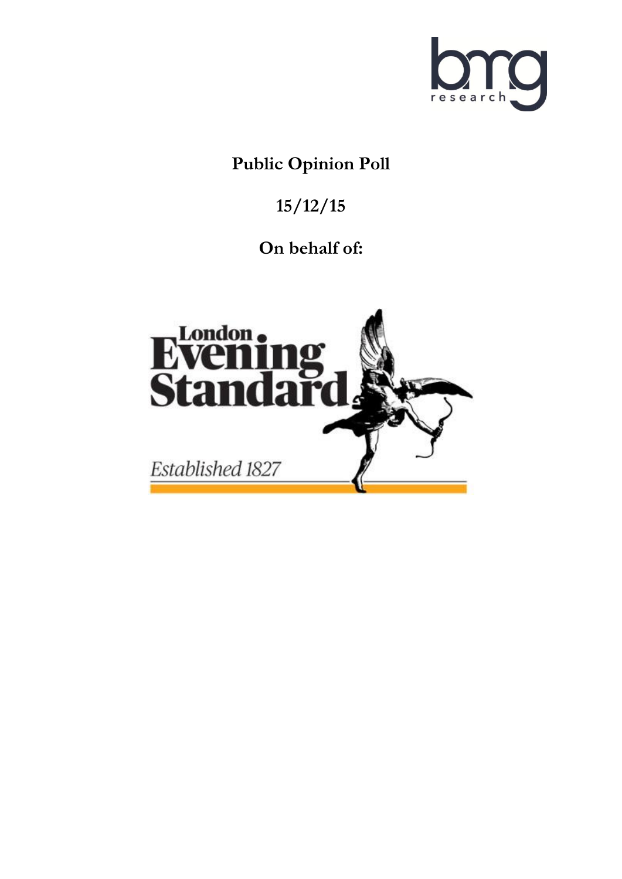# Public Opinion Poll

# 15/12/15

# On behalf of: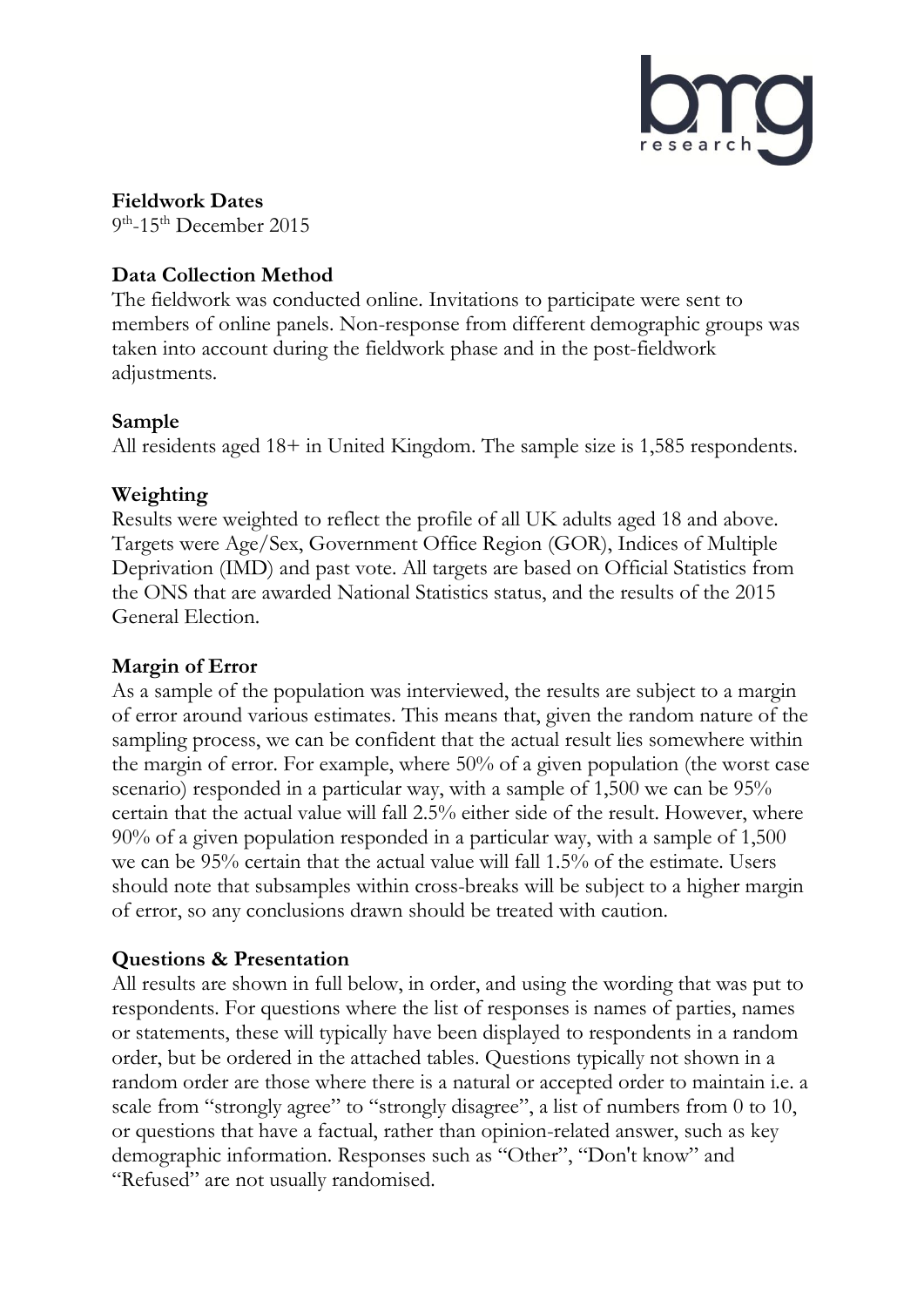**Fieldwork Dates**
9th-15th December 2015

**Data Collection Method**
The fieldwork was conducted online. Invitations to participate were sent to members of online panels. Non-response from different demographic groups was taken into account during the fieldwork phase and in the post-fieldwork adjustments.

**Sample**
All residents aged 18+ in United Kingdom. The sample size is 1,585 respondents.

**Weighting**
Results were weighted to reflect the profile of all UK adults aged 18 and above. Targets were Age/Sex, Government Office Region (GOR), Indices of Multiple Deprivation (IMD) and past vote. All targets are based on Official Statistics from the ONS that are awarded National Statistics status, and the results of the 2015 General Election.

**Margin of Error**
As a sample of the population was interviewed, the results are subject to a margin of error around various estimates. This means that, given the random nature of the sampling process, we can be confident that the actual result lies somewhere within the margin of error. For example, where 50% of a given population (the worst case scenario) responded in a particular way, with a sample of 1,500 we can be 95% certain that the actual value will fall 2.5% either side of the result. However, where 90% of a given population responded in a particular way, with a sample of 1,500 we can be 95% certain that the actual value will fall 1.5% of the estimate. Users should note that subsamples within cross-breaks will be subject to a higher margin of error, so any conclusions drawn should be treated with caution.

**Questions & Presentation**
All results are shown in full below, in order, and using the wording that was put to respondents. For questions where the list of responses is names of parties, names or statements, these will typically have been displayed to respondents in a random order, but be ordered in the attached tables. Questions typically not shown in a random order are those where there is a natural or accepted order to maintain i.e. a scale from "strongly agree" to "strongly disagree", a list of numbers from 0 to 10, or questions that have a factual, rather than opinion-related answer, such as key demographic information. Responses such as "Other", "Don't know" and "Refused" are not usually randomised.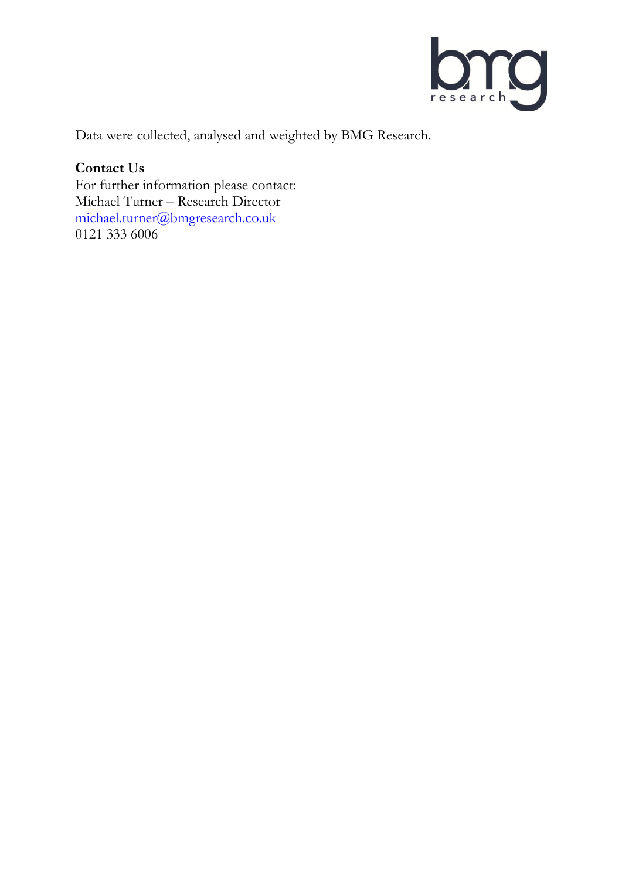Data were collected, analysed and weighted by BMG Research.

**Contact Us**
For further information please contact:
Michael Turner – Research Director
michael.turner@bmgresearch.co.uk
0121 333 6006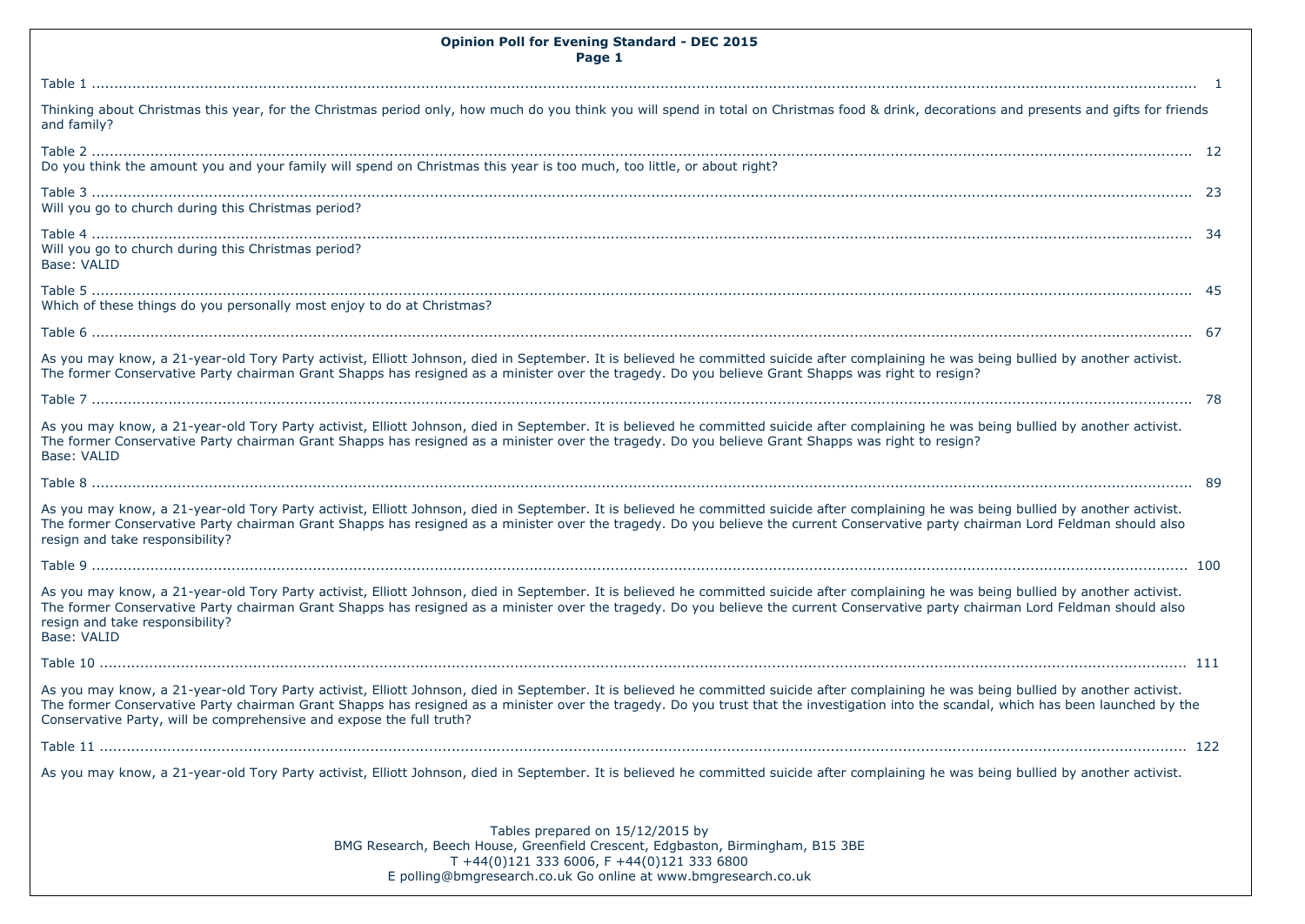**Opinion Poll for Evening Standard - DEC 2015**
**Page 1**

Table 1 ............................................................................................................................................. 1

Thinking about Christmas this year, for the Christmas period only, how much do you think you will spend in total on Christmas food & drink, decorations and presents and gifts for friends and family?

Table 2 ............................................................................................................................................. 12
Do you think the amount you and your family will spend on Christmas this year is too much, too little, or about right?

Table 3 ............................................................................................................................................. 23
Will you go to church during this Christmas period?

Table 4 ............................................................................................................................................. 34
Will you go to church during this Christmas period?
Base: VALID

Table 5 ............................................................................................................................................. 45
Which of these things do you personally most enjoy to do at Christmas?

Table 6 ............................................................................................................................................. 67

As you may know, a 21-year-old Tory Party activist, Elliott Johnson, died in September. It is believed he committed suicide after complaining he was being bullied by another activist. The former Conservative Party chairman Grant Shapps has resigned as a minister over the tragedy. Do you believe Grant Shapps was right to resign?

Table 7 ............................................................................................................................................. 78

As you may know, a 21-year-old Tory Party activist, Elliott Johnson, died in September. It is believed he committed suicide after complaining he was being bullied by another activist. The former Conservative Party chairman Grant Shapps has resigned as a minister over the tragedy. Do you believe Grant Shapps was right to resign?
Base: VALID

Table 8 ............................................................................................................................................. 89

As you may know, a 21-year-old Tory Party activist, Elliott Johnson, died in September. It is believed he committed suicide after complaining he was being bullied by another activist. The former Conservative Party chairman Grant Shapps has resigned as a minister over the tragedy. Do you believe the current Conservative party chairman Lord Feldman should also resign and take responsibility?

Table 9 ............................................................................................................................................. 100

As you may know, a 21-year-old Tory Party activist, Elliott Johnson, died in September. It is believed he committed suicide after complaining he was being bullied by another activist. The former Conservative Party chairman Grant Shapps has resigned as a minister over the tragedy. Do you believe the current Conservative party chairman Lord Feldman should also resign and take responsibility?
Base: VALID

Table 10 ............................................................................................................................................. 111

As you may know, a 21-year-old Tory Party activist, Elliott Johnson, died in September. It is believed he committed suicide after complaining he was being bullied by another activist. The former Conservative Party chairman Grant Shapps has resigned as a minister over the tragedy. Do you trust that the investigation into the scandal, which has been launched by the Conservative Party, will be comprehensive and expose the full truth?

Table 11 ............................................................................................................................................. 122

As you may know, a 21-year-old Tory Party activist, Elliott Johnson, died in September. It is believed he committed suicide after complaining he was being bullied by another activist.

Tables prepared on 15/12/2015 by
BMG Research, Beech House, Greenfield Crescent, Edgbaston, Birmingham, B15 3BE
T +44(0)121 333 6006, F +44(0)121 333 6800
E polling@bmgresearch.co.uk Go online at www.bmgresearch.co.uk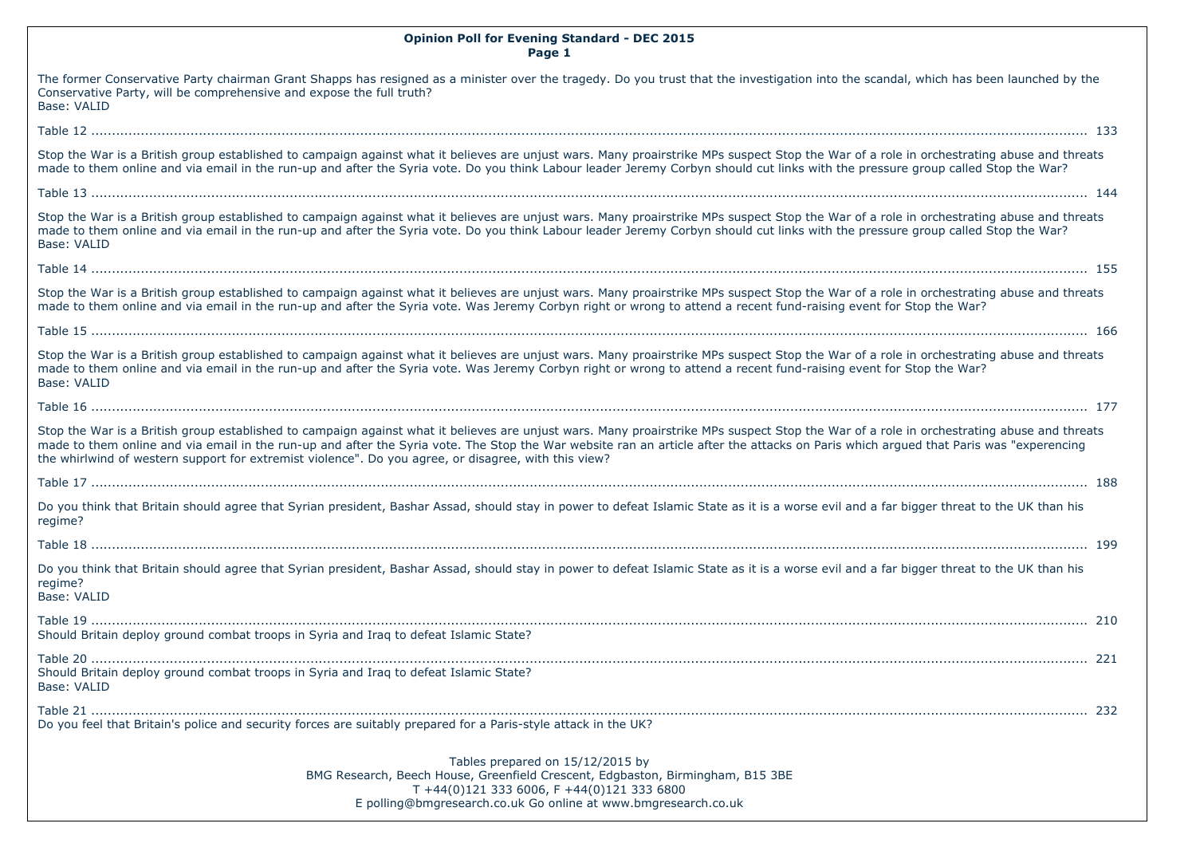**Opinion Poll for Evening Standard - DEC 2015**
**Page 1**

The former Conservative Party chairman Grant Shapps has resigned as a minister over the tragedy. Do you trust that the investigation into the scandal, which has been launched by the Conservative Party, will be comprehensive and expose the full truth?
Base: VALID

Table 12 .......................................................................................................... 133

Stop the War is a British group established to campaign against what it believes are unjust wars. Many proairstrike MPs suspect Stop the War of a role in orchestrating abuse and threats made to them online and via email in the run-up and after the Syria vote. Do you think Labour leader Jeremy Corbyn should cut links with the pressure group called Stop the War?

Table 13 .......................................................................................................... 144

Stop the War is a British group established to campaign against what it believes are unjust wars. Many proairstrike MPs suspect Stop the War of a role in orchestrating abuse and threats made to them online and via email in the run-up and after the Syria vote. Do you think Labour leader Jeremy Corbyn should cut links with the pressure group called Stop the War?
Base: VALID

Table 14 .......................................................................................................... 155

Stop the War is a British group established to campaign against what it believes are unjust wars. Many proairstrike MPs suspect Stop the War of a role in orchestrating abuse and threats made to them online and via email in the run-up and after the Syria vote. Was Jeremy Corbyn right or wrong to attend a recent fund-raising event for Stop the War?

Table 15 .......................................................................................................... 166

Stop the War is a British group established to campaign against what it believes are unjust wars. Many proairstrike MPs suspect Stop the War of a role in orchestrating abuse and threats made to them online and via email in the run-up and after the Syria vote. Was Jeremy Corbyn right or wrong to attend a recent fund-raising event for Stop the War?
Base: VALID

Table 16 .......................................................................................................... 177

Stop the War is a British group established to campaign against what it believes are unjust wars. Many proairstrike MPs suspect Stop the War of a role in orchestrating abuse and threats made to them online and via email in the run-up and after the Syria vote. The Stop the War website ran an article after the attacks on Paris which argued that Paris was "experencing the whirlwind of western support for extremist violence". Do you agree, or disagree, with this view?

Table 17 .......................................................................................................... 188

Do you think that Britain should agree that Syrian president, Bashar Assad, should stay in power to defeat Islamic State as it is a worse evil and a far bigger threat to the UK than his regime?

Table 18 .......................................................................................................... 199

Do you think that Britain should agree that Syrian president, Bashar Assad, should stay in power to defeat Islamic State as it is a worse evil and a far bigger threat to the UK than his regime?
Base: VALID

Table 19 .......................................................................................................... 210
Should Britain deploy ground combat troops in Syria and Iraq to defeat Islamic State?

Table 20 .......................................................................................................... 221
Should Britain deploy ground combat troops in Syria and Iraq to defeat Islamic State?
Base: VALID

Table 21 .......................................................................................................... 232
Do you feel that Britain's police and security forces are suitably prepared for a Paris-style attack in the UK?

Tables prepared on 15/12/2015 by
BMG Research, Beech House, Greenfield Crescent, Edgbaston, Birmingham, B15 3BE
T +44(0)121 333 6006, F +44(0)121 333 6800
E polling@bmgresearch.co.uk Go online at www.bmgresearch.co.uk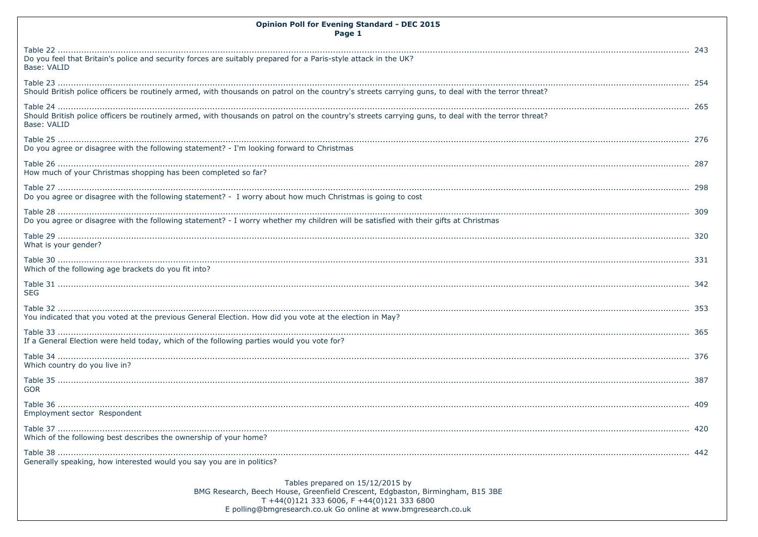**Opinion Poll for Evening Standard - DEC 2015**
**Page 1**

Table 22 ........................................................................................................ 243
Do you feel that Britain's police and security forces are suitably prepared for a Paris-style attack in the UK?
Base: VALID

Table 23 ........................................................................................................ 254
Should British police officers be routinely armed, with thousands on patrol on the country's streets carrying guns, to deal with the terror threat?

Table 24 ........................................................................................................ 265
Should British police officers be routinely armed, with thousands on patrol on the country's streets carrying guns, to deal with the terror threat?
Base: VALID

Table 25 ........................................................................................................ 276
Do you agree or disagree with the following statement? - I'm looking forward to Christmas

Table 26 ........................................................................................................ 287
How much of your Christmas shopping has been completed so far?

Table 27 ........................................................................................................ 298
Do you agree or disagree with the following statement? - I worry about how much Christmas is going to cost

Table 28 ........................................................................................................ 309
Do you agree or disagree with the following statement? - I worry whether my children will be satisfied with their gifts at Christmas

Table 29 ........................................................................................................ 320
What is your gender?

Table 30 ........................................................................................................ 331
Which of the following age brackets do you fit into?

Table 31 ........................................................................................................ 342
SEG

Table 32 ........................................................................................................ 353
You indicated that you voted at the previous General Election. How did you vote at the election in May?

Table 33 ........................................................................................................ 365
If a General Election were held today, which of the following parties would you vote for?

Table 34 ........................................................................................................ 376
Which country do you live in?

Table 35 ........................................................................................................ 387
GOR

Table 36 ........................................................................................................ 409
Employment sector Respondent

Table 37 ........................................................................................................ 420
Which of the following best describes the ownership of your home?

Table 38 ........................................................................................................ 442
Generally speaking, how interested would you say you are in politics?

Tables prepared on 15/12/2015 by
BMG Research, Beech House, Greenfield Crescent, Edgbaston, Birmingham, B15 3BE
T +44(0)121 333 6006, F +44(0)121 333 6800
E polling@bmgresearch.co.uk Go online at www.bmgresearch.co.uk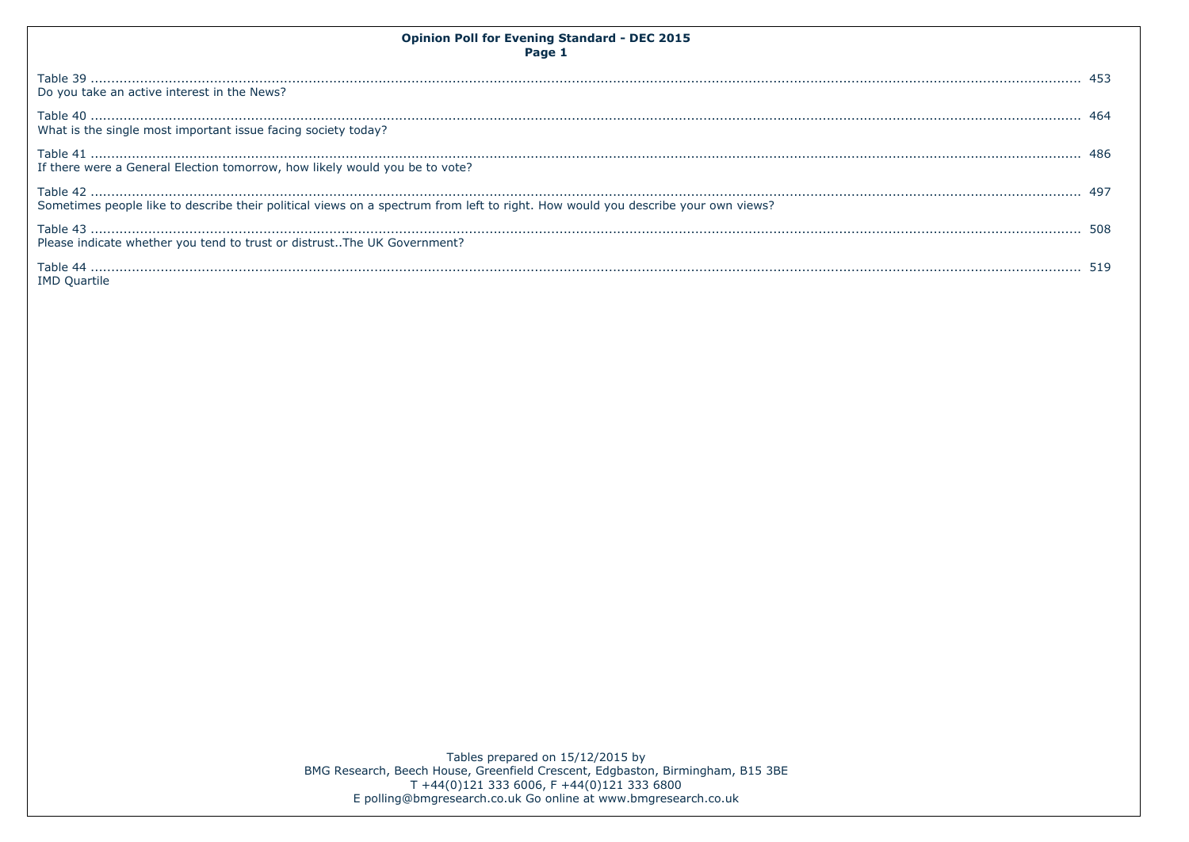**Opinion Poll for Evening Standard - DEC 2015**
**Page 1**

Table 39 .......................................................................................................................... 453
Do you take an active interest in the News?

Table 40 .......................................................................................................................... 464
What is the single most important issue facing society today?

Table 41 .......................................................................................................................... 486
If there were a General Election tomorrow, how likely would you be to vote?

Table 42 .......................................................................................................................... 497
Sometimes people like to describe their political views on a spectrum from left to right. How would you describe your own views?

Table 43 .......................................................................................................................... 508
Please indicate whether you tend to trust or distrust..The UK Government?

Table 44 .......................................................................................................................... 519
IMD Quartile

Tables prepared on 15/12/2015 by
BMG Research, Beech House, Greenfield Crescent, Edgbaston, Birmingham, B15 3BE
T +44(0)121 333 6006, F +44(0)121 333 6800
E polling@bmgresearch.co.uk Go online at www.bmgresearch.co.uk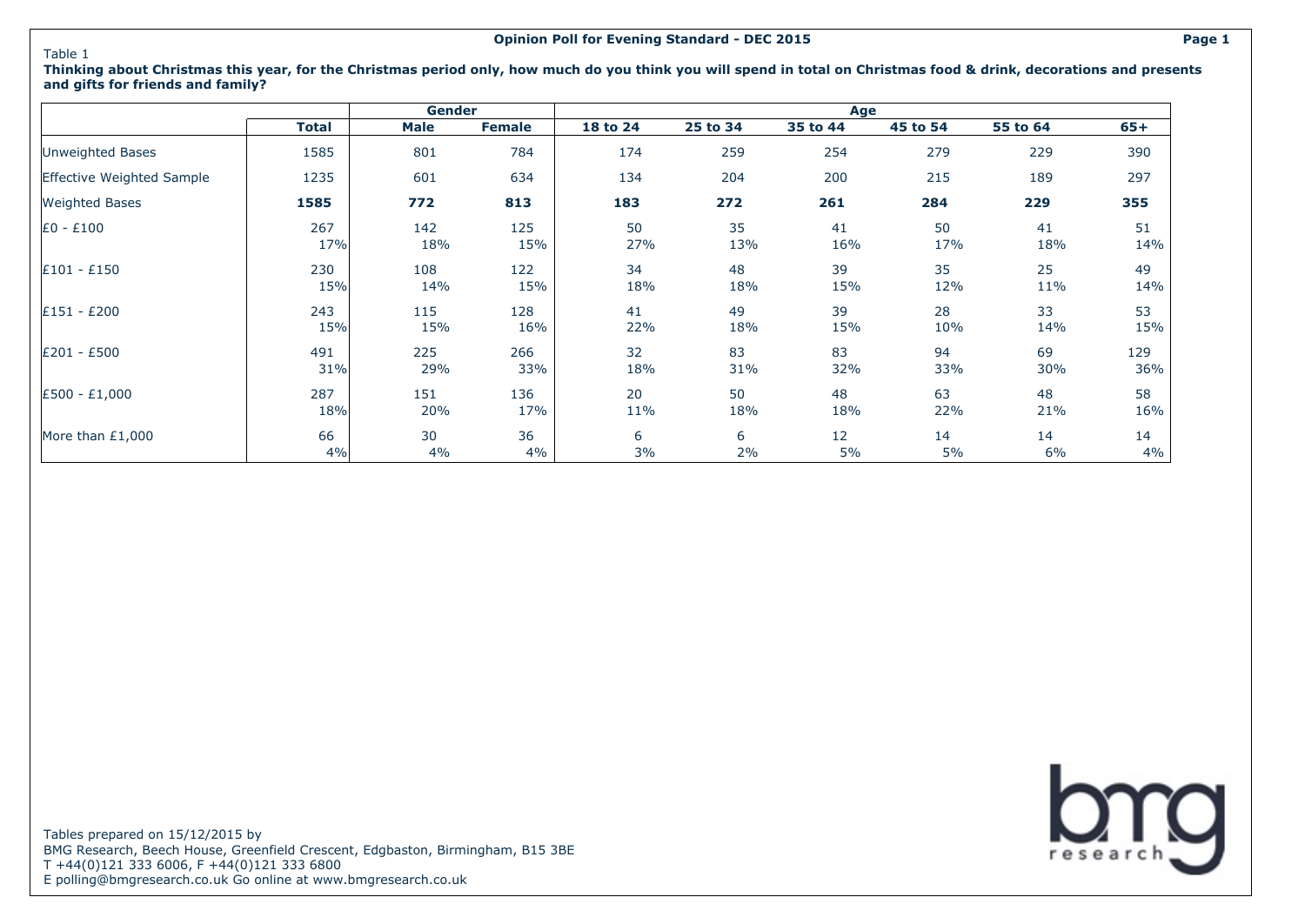Opinion Poll for Evening Standard - DEC 2015

Table 1

**Thinking about Christmas this year, for the Christmas period only, how much do you think you will spend in total on Christmas food & drink, decorations and presents and gifts for friends and family?**

| | | Gender | | Age | | | | | |
|---|---|---|---|---|---|---|---|---|---|
| | **Total** | **Male** | **Female** | **18 to 24** | **25 to 34** | **35 to 44** | **45 to 54** | **55 to 64** | **65+** |
| Unweighted Bases | 1585 | 801 | 784 | 174 | 259 | 254 | 279 | 229 | 390 |
| Effective Weighted Sample | 1235 | 601 | 634 | 134 | 204 | 200 | 215 | 189 | 297 |
| Weighted Bases | **1585** | **772** | **813** | **183** | **272** | **261** | **284** | **229** | **355** |
| £0 - £100 | 267 | 142 | 125 | 50 | 35 | 41 | 50 | 41 | 51 |
| | 17% | 18% | 15% | 27% | 13% | 16% | 17% | 18% | 14% |
| £101 - £150 | 230 | 108 | 122 | 34 | 48 | 39 | 35 | 25 | 49 |
| | 15% | 14% | 15% | 18% | 18% | 15% | 12% | 11% | 14% |
| £151 - £200 | 243 | 115 | 128 | 41 | 49 | 39 | 28 | 33 | 53 |
| | 15% | 15% | 16% | 22% | 18% | 15% | 10% | 14% | 15% |
| £201 - £500 | 491 | 225 | 266 | 32 | 83 | 83 | 94 | 69 | 129 |
| | 31% | 29% | 33% | 18% | 31% | 32% | 33% | 30% | 36% |
| £500 - £1,000 | 287 | 151 | 136 | 20 | 50 | 48 | 63 | 48 | 58 |
| | 18% | 20% | 17% | 11% | 18% | 18% | 22% | 21% | 16% |
| More than £1,000 | 66 | 30 | 36 | 6 | 6 | 12 | 14 | 14 | 14 |
| | 4% | 4% | 4% | 3% | 2% | 5% | 5% | 6% | 4% |

Tables prepared on 15/12/2015 by
BMG Research, Beech House, Greenfield Crescent, Edgbaston, Birmingham, B15 3BE
T +44(0)121 333 6006, F +44(0)121 333 6800
E polling@bmgresearch.co.uk Go online at www.bmgresearch.co.uk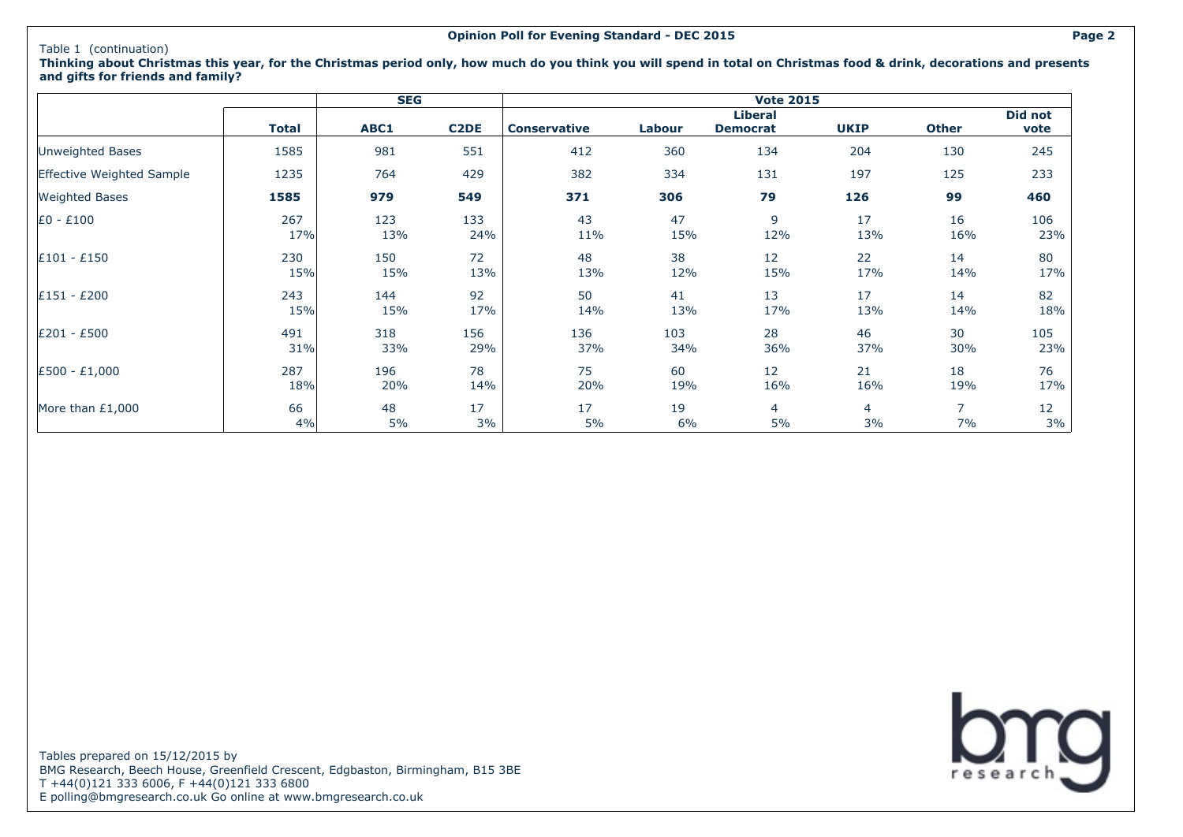Table 1 (continuation)

**Thinking about Christmas this year, for the Christmas period only, how much do you think you will spend in total on Christmas food & drink, decorations and presents and gifts for friends and family?**

| | | SEG | | Vote 2015 | | | | | |
|---|---|---|---|---|---|---|---|---|---|
| | **Total** | **ABC1** | **C2DE** | **Conservative** | **Labour** | **Liberal Democrat** | **UKIP** | **Other** | **Did not vote** |
| Unweighted Bases | 1585 | 981 | 551 | 412 | 360 | 134 | 204 | 130 | 245 |
| Effective Weighted Sample | 1235 | 764 | 429 | 382 | 334 | 131 | 197 | 125 | 233 |
| Weighted Bases | **1585** | **979** | **549** | **371** | **306** | **79** | **126** | **99** | **460** |
| £0 - £100 | 267 | 123 | 133 | 43 | 47 | 9 | 17 | 16 | 106 |
| | 17% | 13% | 24% | 11% | 15% | 12% | 13% | 16% | 23% |
| £101 - £150 | 230 | 150 | 72 | 48 | 38 | 12 | 22 | 14 | 80 |
| | 15% | 15% | 13% | 13% | 12% | 15% | 17% | 14% | 17% |
| £151 - £200 | 243 | 144 | 92 | 50 | 41 | 13 | 17 | 14 | 82 |
| | 15% | 15% | 17% | 14% | 13% | 17% | 13% | 14% | 18% |
| £201 - £500 | 491 | 318 | 156 | 136 | 103 | 28 | 46 | 30 | 105 |
| | 31% | 33% | 29% | 37% | 34% | 36% | 37% | 30% | 23% |
| £500 - £1,000 | 287 | 196 | 78 | 75 | 60 | 12 | 21 | 18 | 76 |
| | 18% | 20% | 14% | 20% | 19% | 16% | 16% | 19% | 17% |
| More than £1,000 | 66 | 48 | 17 | 17 | 19 | 4 | 4 | 7 | 12 |
| | 4% | 5% | 3% | 5% | 6% | 5% | 3% | 7% | 3% |

Tables prepared on 15/12/2015 by
BMG Research, Beech House, Greenfield Crescent, Edgbaston, Birmingham, B15 3BE
T +44(0)121 333 6006, F +44(0)121 333 6800
E polling@bmgresearch.co.uk Go online at www.bmgresearch.co.uk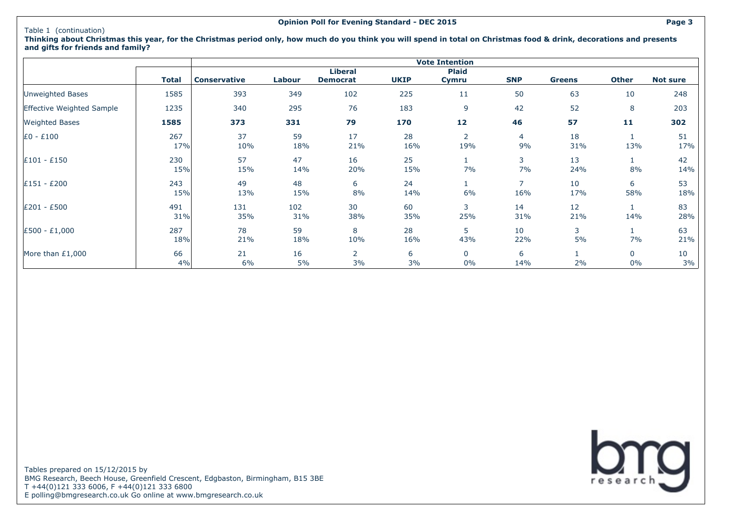Table 1 (continuation)

**Thinking about Christmas this year, for the Christmas period only, how much do you think you will spend in total on Christmas food & drink, decorations and presents and gifts for friends and family?**

| | | Vote Intention | | | | | | | | |
|---|---|---|---|---|---|---|---|---|---|---|
| | **Total** | **Conservative** | **Labour** | **Liberal Democrat** | **UKIP** | **Plaid Cymru** | **SNP** | **Greens** | **Other** | **Not sure** |
| Unweighted Bases | 1585 | 393 | 349 | 102 | 225 | 11 | 50 | 63 | 10 | 248 |
| Effective Weighted Sample | 1235 | 340 | 295 | 76 | 183 | 9 | 42 | 52 | 8 | 203 |
| Weighted Bases | **1585** | **373** | **331** | **79** | **170** | **12** | **46** | **57** | **11** | **302** |
| £0 - £100 | 267 | 37 | 59 | 17 | 28 | 2 | 4 | 18 | 1 | 51 |
| | 17% | 10% | 18% | 21% | 16% | 19% | 9% | 31% | 13% | 17% |
| £101 - £150 | 230 | 57 | 47 | 16 | 25 | 1 | 3 | 13 | 1 | 42 |
| | 15% | 15% | 14% | 20% | 15% | 7% | 7% | 24% | 8% | 14% |
| £151 - £200 | 243 | 49 | 48 | 6 | 24 | 1 | 7 | 10 | 6 | 53 |
| | 15% | 13% | 15% | 8% | 14% | 6% | 16% | 17% | 58% | 18% |
| £201 - £500 | 491 | 131 | 102 | 30 | 60 | 3 | 14 | 12 | 1 | 83 |
| | 31% | 35% | 31% | 38% | 35% | 25% | 31% | 21% | 14% | 28% |
| £500 - £1,000 | 287 | 78 | 59 | 8 | 28 | 5 | 10 | 3 | 1 | 63 |
| | 18% | 21% | 18% | 10% | 16% | 43% | 22% | 5% | 7% | 21% |
| More than £1,000 | 66 | 21 | 16 | 2 | 6 | 0 | 6 | 1 | 0 | 10 |
| | 4% | 6% | 5% | 3% | 3% | 0% | 14% | 2% | 0% | 3% |

Tables prepared on 15/12/2015 by
BMG Research, Beech House, Greenfield Crescent, Edgbaston, Birmingham, B15 3BE
T +44(0)121 333 6006, F +44(0)121 333 6800
E polling@bmgresearch.co.uk Go online at www.bmgresearch.co.uk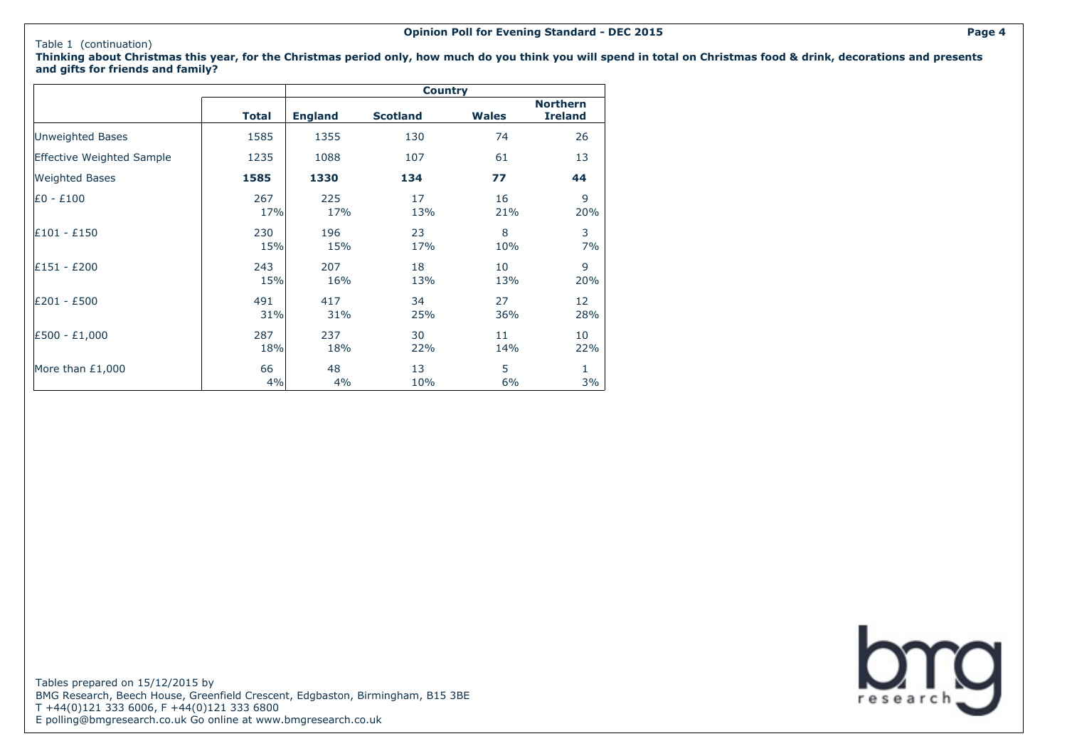Table 1 (continuation)

**Thinking about Christmas this year, for the Christmas period only, how much do you think you will spend in total on Christmas food & drink, decorations and presents and gifts for friends and family?**

| | | Country | | | |
|---|---|---|---|---|---|
| | **Total** | **England** | **Scotland** | **Wales** | **Northern Ireland** |
| Unweighted Bases | 1585 | 1355 | 130 | 74 | 26 |
| Effective Weighted Sample | 1235 | 1088 | 107 | 61 | 13 |
| Weighted Bases | **1585** | **1330** | **134** | **77** | **44** |
| £0 - £100 | 267 | 225 | 17 | 16 | 9 |
| | 17% | 17% | 13% | 21% | 20% |
| £101 - £150 | 230 | 196 | 23 | 8 | 3 |
| | 15% | 15% | 17% | 10% | 7% |
| £151 - £200 | 243 | 207 | 18 | 10 | 9 |
| | 15% | 16% | 13% | 13% | 20% |
| £201 - £500 | 491 | 417 | 34 | 27 | 12 |
| | 31% | 31% | 25% | 36% | 28% |
| £500 - £1,000 | 287 | 237 | 30 | 11 | 10 |
| | 18% | 18% | 22% | 14% | 22% |
| More than £1,000 | 66 | 48 | 13 | 5 | 1 |
| | 4% | 4% | 10% | 6% | 3% |

Tables prepared on 15/12/2015 by
BMG Research, Beech House, Greenfield Crescent, Edgbaston, Birmingham, B15 3BE
T +44(0)121 333 6006, F +44(0)121 333 6800
E polling@bmgresearch.co.uk Go online at www.bmgresearch.co.uk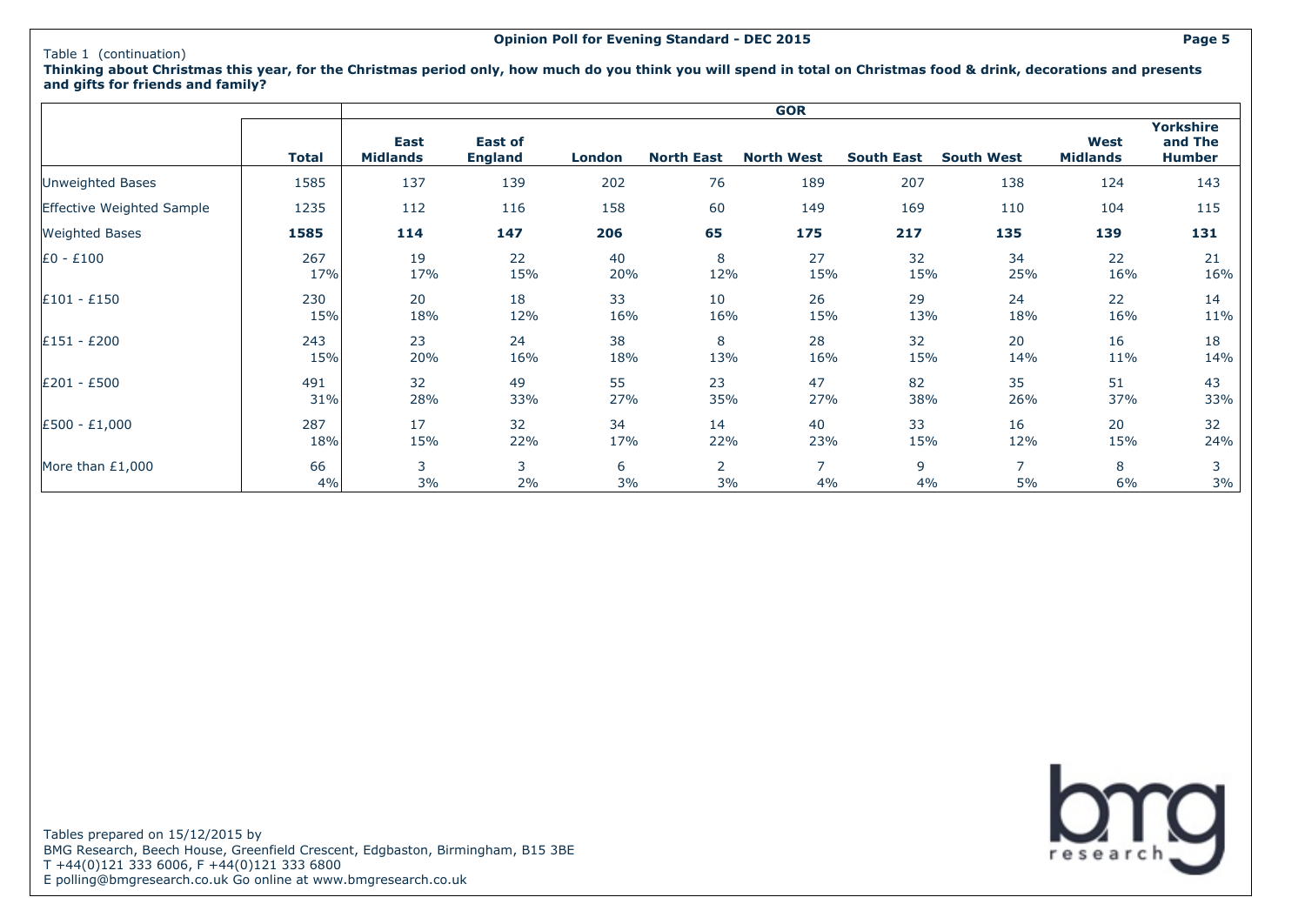Table 1 (continuation)

**Thinking about Christmas this year, for the Christmas period only, how much do you think you will spend in total on Christmas food & drink, decorations and presents and gifts for friends and family?**

| | | GOR | | | | | | | | |
|---|---|---|---|---|---|---|---|---|---|---|
| | **Total** | **East Midlands** | **East of England** | **London** | **North East** | **North West** | **South East** | **South West** | **West Midlands** | **Yorkshire and The Humber** |
| Unweighted Bases | 1585 | 137 | 139 | 202 | 76 | 189 | 207 | 138 | 124 | 143 |
| Effective Weighted Sample | 1235 | 112 | 116 | 158 | 60 | 149 | 169 | 110 | 104 | 115 |
| Weighted Bases | **1585** | **114** | **147** | **206** | **65** | **175** | **217** | **135** | **139** | **131** |
| £0 - £100 | 267 | 19 | 22 | 40 | 8 | 27 | 32 | 34 | 22 | 21 |
| | 17% | 17% | 15% | 20% | 12% | 15% | 15% | 25% | 16% | 16% |
| £101 - £150 | 230 | 20 | 18 | 33 | 10 | 26 | 29 | 24 | 22 | 14 |
| | 15% | 18% | 12% | 16% | 16% | 15% | 13% | 18% | 16% | 11% |
| £151 - £200 | 243 | 23 | 24 | 38 | 8 | 28 | 32 | 20 | 16 | 18 |
| | 15% | 20% | 16% | 18% | 13% | 16% | 15% | 14% | 11% | 14% |
| £201 - £500 | 491 | 32 | 49 | 55 | 23 | 47 | 82 | 35 | 51 | 43 |
| | 31% | 28% | 33% | 27% | 35% | 27% | 38% | 26% | 37% | 33% |
| £500 - £1,000 | 287 | 17 | 32 | 34 | 14 | 40 | 33 | 16 | 20 | 32 |
| | 18% | 15% | 22% | 17% | 22% | 23% | 15% | 12% | 15% | 24% |
| More than £1,000 | 66 | 3 | 3 | 6 | 2 | 7 | 9 | 7 | 8 | 3 |
| | 4% | 3% | 2% | 3% | 3% | 4% | 4% | 5% | 6% | 3% |

Tables prepared on 15/12/2015 by
BMG Research, Beech House, Greenfield Crescent, Edgbaston, Birmingham, B15 3BE
T +44(0)121 333 6006, F +44(0)121 333 6800
E polling@bmgresearch.co.uk Go online at www.bmgresearch.co.uk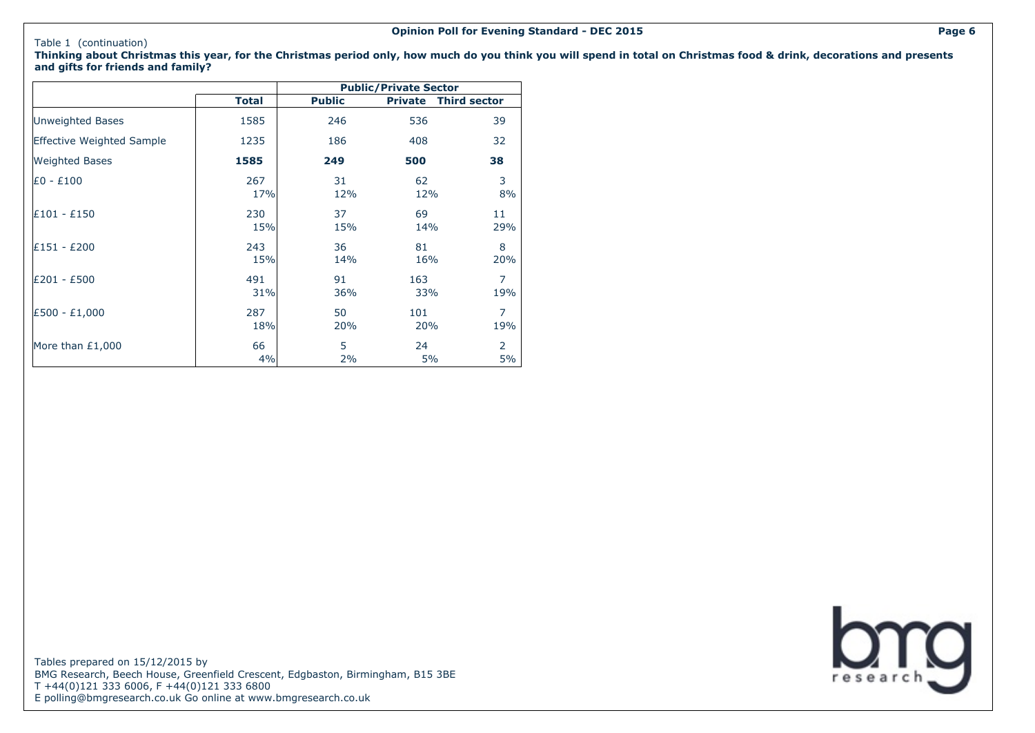Table 1 (continuation)

**Thinking about Christmas this year, for the Christmas period only, how much do you think you will spend in total on Christmas food & drink, decorations and presents and gifts for friends and family?**

| | | Public/Private Sector | | |
|---|---|---|---|---|
| | **Total** | **Public** | **Private** | **Third sector** |
| Unweighted Bases | 1585 | 246 | 536 | 39 |
| Effective Weighted Sample | 1235 | 186 | 408 | 32 |
| Weighted Bases | **1585** | **249** | **500** | **38** |
| £0 - £100 | 267<br>17% | 31<br>12% | 62<br>12% | 3<br>8% |
| £101 - £150 | 230<br>15% | 37<br>15% | 69<br>14% | 11<br>29% |
| £151 - £200 | 243<br>15% | 36<br>14% | 81<br>16% | 8<br>20% |
| £201 - £500 | 491<br>31% | 91<br>36% | 163<br>33% | 7<br>19% |
| £500 - £1,000 | 287<br>18% | 50<br>20% | 101<br>20% | 7<br>19% |
| More than £1,000 | 66<br>4% | 5<br>2% | 24<br>5% | 2<br>5% |

Tables prepared on 15/12/2015 by
BMG Research, Beech House, Greenfield Crescent, Edgbaston, Birmingham, B15 3BE
T +44(0)121 333 6006, F +44(0)121 333 6800
E polling@bmgresearch.co.uk Go online at www.bmgresearch.co.uk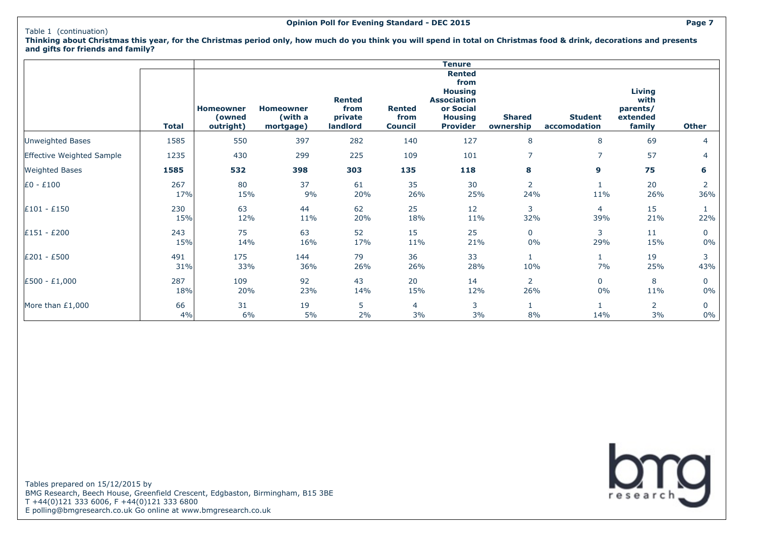Table 1 (continuation)

**Thinking about Christmas this year, for the Christmas period only, how much do you think you will spend in total on Christmas food & drink, decorations and presents and gifts for friends and family?**

| | | Tenure | | | | | | | | |
|---|---|---|---|---|---|---|---|---|---|---|
| | **Total** | **Homeowner (owned outright)** | **Homeowner (with a mortgage)** | **Rented from private landlord** | **Rented from Council** | **Rented from Housing Association or Social Housing Provider** | **Shared ownership** | **Student accomodation** | **Living with parents/ extended family** | **Other** |
| Unweighted Bases | 1585 | 550 | 397 | 282 | 140 | 127 | 8 | 8 | 69 | 4 |
| Effective Weighted Sample | 1235 | 430 | 299 | 225 | 109 | 101 | 7 | 7 | 57 | 4 |
| Weighted Bases | **1585** | **532** | **398** | **303** | **135** | **118** | **8** | **9** | **75** | **6** |
| £0 - £100 | 267 | 80 | 37 | 61 | 35 | 30 | 2 | 1 | 20 | 2 |
| | 17% | 15% | 9% | 20% | 26% | 25% | 24% | 11% | 26% | 36% |
| £101 - £150 | 230 | 63 | 44 | 62 | 25 | 12 | 3 | 4 | 15 | 1 |
| | 15% | 12% | 11% | 20% | 18% | 11% | 32% | 39% | 21% | 22% |
| £151 - £200 | 243 | 75 | 63 | 52 | 15 | 25 | 0 | 3 | 11 | 0 |
| | 15% | 14% | 16% | 17% | 11% | 21% | 0% | 29% | 15% | 0% |
| £201 - £500 | 491 | 175 | 144 | 79 | 36 | 33 | 1 | 1 | 19 | 3 |
| | 31% | 33% | 36% | 26% | 26% | 28% | 10% | 7% | 25% | 43% |
| £500 - £1,000 | 287 | 109 | 92 | 43 | 20 | 14 | 2 | 0 | 8 | 0 |
| | 18% | 20% | 23% | 14% | 15% | 12% | 26% | 0% | 11% | 0% |
| More than £1,000 | 66 | 31 | 19 | 5 | 4 | 3 | 1 | 1 | 2 | 0 |
| | 4% | 6% | 5% | 2% | 3% | 3% | 8% | 14% | 3% | 0% |

Tables prepared on 15/12/2015 by
BMG Research, Beech House, Greenfield Crescent, Edgbaston, Birmingham, B15 3BE
T +44(0)121 333 6006, F +44(0)121 333 6800
E polling@bmgresearch.co.uk Go online at www.bmgresearch.co.uk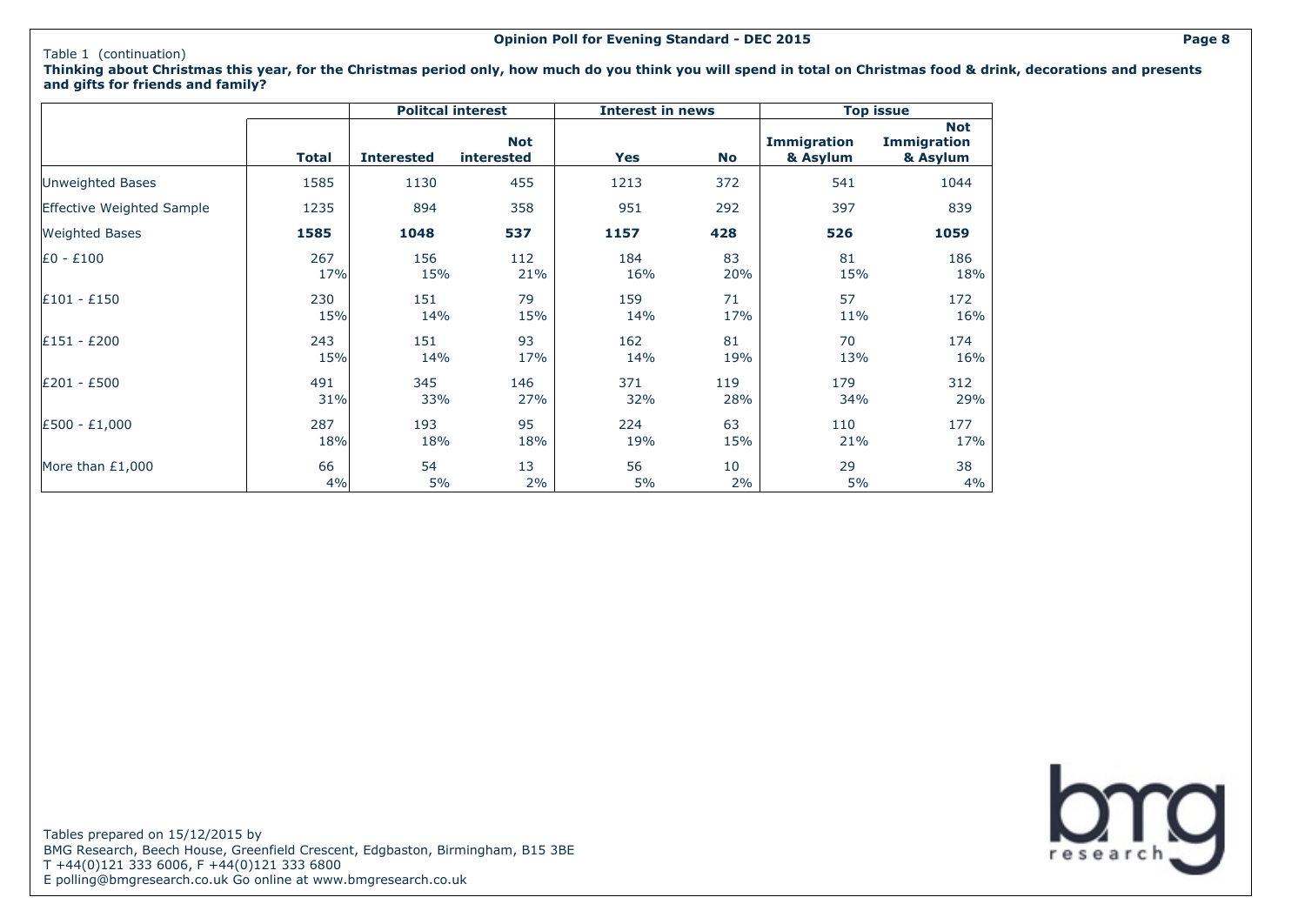Table 1 (continuation)

**Thinking about Christmas this year, for the Christmas period only, how much do you think you will spend in total on Christmas food & drink, decorations and presents and gifts for friends and family?**

| | | Politcal interest | | Interest in news | | Top issue | |
|---|---|---|---|---|---|---|---|
| | **Total** | **Interested** | **Not interested** | **Yes** | **No** | **Immigration & Asylum** | **Not Immigration & Asylum** |
| Unweighted Bases | 1585 | 1130 | 455 | 1213 | 372 | 541 | 1044 |
| Effective Weighted Sample | 1235 | 894 | 358 | 951 | 292 | 397 | 839 |
| Weighted Bases | **1585** | **1048** | **537** | **1157** | **428** | **526** | **1059** |
| £0 - £100 | 267 | 156 | 112 | 184 | 83 | 81 | 186 |
| | 17% | 15% | 21% | 16% | 20% | 15% | 18% |
| £101 - £150 | 230 | 151 | 79 | 159 | 71 | 57 | 172 |
| | 15% | 14% | 15% | 14% | 17% | 11% | 16% |
| £151 - £200 | 243 | 151 | 93 | 162 | 81 | 70 | 174 |
| | 15% | 14% | 17% | 14% | 19% | 13% | 16% |
| £201 - £500 | 491 | 345 | 146 | 371 | 119 | 179 | 312 |
| | 31% | 33% | 27% | 32% | 28% | 34% | 29% |
| £500 - £1,000 | 287 | 193 | 95 | 224 | 63 | 110 | 177 |
| | 18% | 18% | 18% | 19% | 15% | 21% | 17% |
| More than £1,000 | 66 | 54 | 13 | 56 | 10 | 29 | 38 |
| | 4% | 5% | 2% | 5% | 2% | 5% | 4% |

Tables prepared on 15/12/2015 by
BMG Research, Beech House, Greenfield Crescent, Edgbaston, Birmingham, B15 3BE
T +44(0)121 333 6006, F +44(0)121 333 6800
E polling@bmgresearch.co.uk Go online at www.bmgresearch.co.uk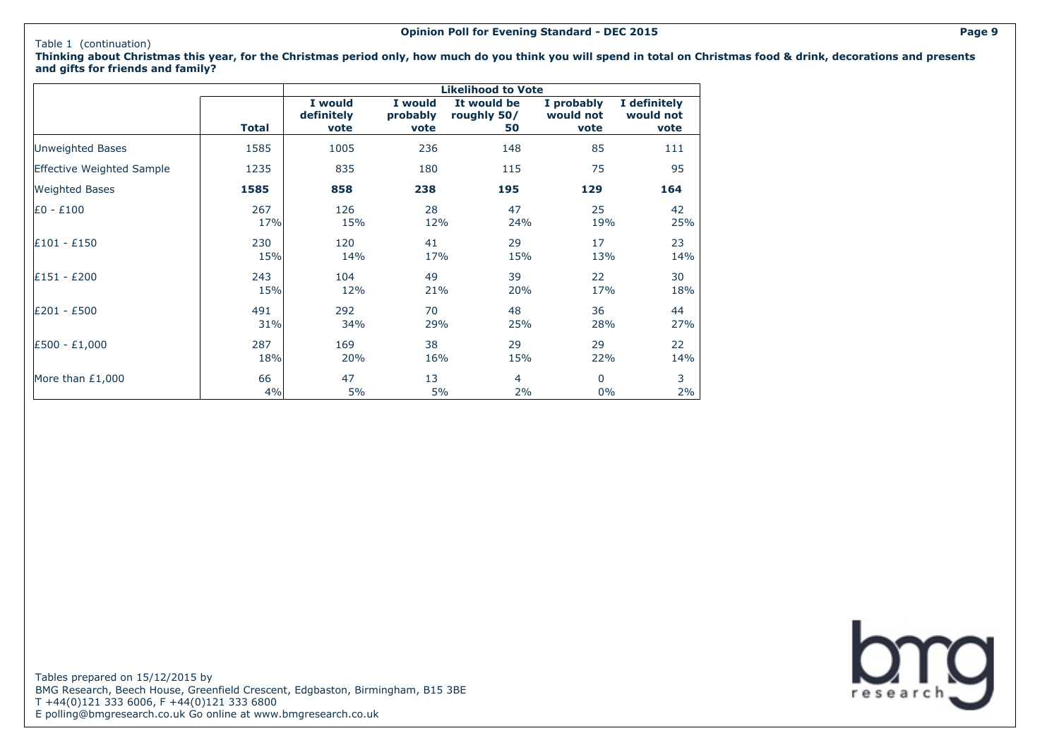Table 1 (continuation)

**Thinking about Christmas this year, for the Christmas period only, how much do you think you will spend in total on Christmas food & drink, decorations and presents and gifts for friends and family?**

| | | Likelihood to Vote | | | | |
|---|---|---|---|---|---|---|
| | **Total** | **I would definitely vote** | **I would probably vote** | **It would be roughly 50/50** | **I probably would not vote** | **I definitely would not vote** |
| Unweighted Bases | 1585 | 1005 | 236 | 148 | 85 | 111 |
| Effective Weighted Sample | 1235 | 835 | 180 | 115 | 75 | 95 |
| Weighted Bases | **1585** | **858** | **238** | **195** | **129** | **164** |
| £0 - £100 | 267 | 126 | 28 | 47 | 25 | 42 |
| | 17% | 15% | 12% | 24% | 19% | 25% |
| £101 - £150 | 230 | 120 | 41 | 29 | 17 | 23 |
| | 15% | 14% | 17% | 15% | 13% | 14% |
| £151 - £200 | 243 | 104 | 49 | 39 | 22 | 30 |
| | 15% | 12% | 21% | 20% | 17% | 18% |
| £201 - £500 | 491 | 292 | 70 | 48 | 36 | 44 |
| | 31% | 34% | 29% | 25% | 28% | 27% |
| £500 - £1,000 | 287 | 169 | 38 | 29 | 29 | 22 |
| | 18% | 20% | 16% | 15% | 22% | 14% |
| More than £1,000 | 66 | 47 | 13 | 4 | 0 | 3 |
| | 4% | 5% | 5% | 2% | 0% | 2% |

Tables prepared on 15/12/2015 by
BMG Research, Beech House, Greenfield Crescent, Edgbaston, Birmingham, B15 3BE
T +44(0)121 333 6006, F +44(0)121 333 6800
E polling@bmgresearch.co.uk Go online at www.bmgresearch.co.uk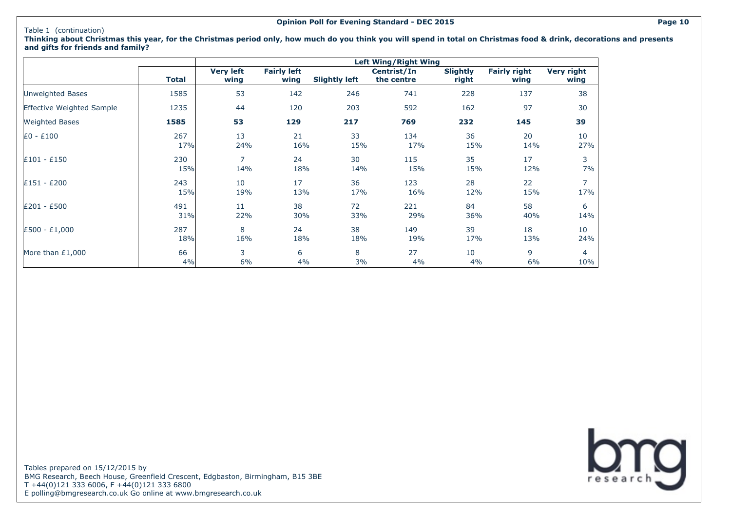Table 1 (continuation)

**Thinking about Christmas this year, for the Christmas period only, how much do you think you will spend in total on Christmas food & drink, decorations and presents and gifts for friends and family?**

| | | Left Wing/Right Wing | | | | | | |
|---|---|---|---|---|---|---|---|---|
| | **Total** | **Very left wing** | **Fairly left wing** | **Slightly left** | **Centrist/In the centre** | **Slightly right** | **Fairly right wing** | **Very right wing** |
| Unweighted Bases | 1585 | 53 | 142 | 246 | 741 | 228 | 137 | 38 |
| Effective Weighted Sample | 1235 | 44 | 120 | 203 | 592 | 162 | 97 | 30 |
| Weighted Bases | **1585** | **53** | **129** | **217** | **769** | **232** | **145** | **39** |
| £0 - £100 | 267 | 13 | 21 | 33 | 134 | 36 | 20 | 10 |
| | 17% | 24% | 16% | 15% | 17% | 15% | 14% | 27% |
| £101 - £150 | 230 | 7 | 24 | 30 | 115 | 35 | 17 | 3 |
| | 15% | 14% | 18% | 14% | 15% | 15% | 12% | 7% |
| £151 - £200 | 243 | 10 | 17 | 36 | 123 | 28 | 22 | 7 |
| | 15% | 19% | 13% | 17% | 16% | 12% | 15% | 17% |
| £201 - £500 | 491 | 11 | 38 | 72 | 221 | 84 | 58 | 6 |
| | 31% | 22% | 30% | 33% | 29% | 36% | 40% | 14% |
| £500 - £1,000 | 287 | 8 | 24 | 38 | 149 | 39 | 18 | 10 |
| | 18% | 16% | 18% | 18% | 19% | 17% | 13% | 24% |
| More than £1,000 | 66 | 3 | 6 | 8 | 27 | 10 | 9 | 4 |
| | 4% | 6% | 4% | 3% | 4% | 4% | 6% | 10% |

Tables prepared on 15/12/2015 by
BMG Research, Beech House, Greenfield Crescent, Edgbaston, Birmingham, B15 3BE
T +44(0)121 333 6006, F +44(0)121 333 6800
E polling@bmgresearch.co.uk Go online at www.bmgresearch.co.uk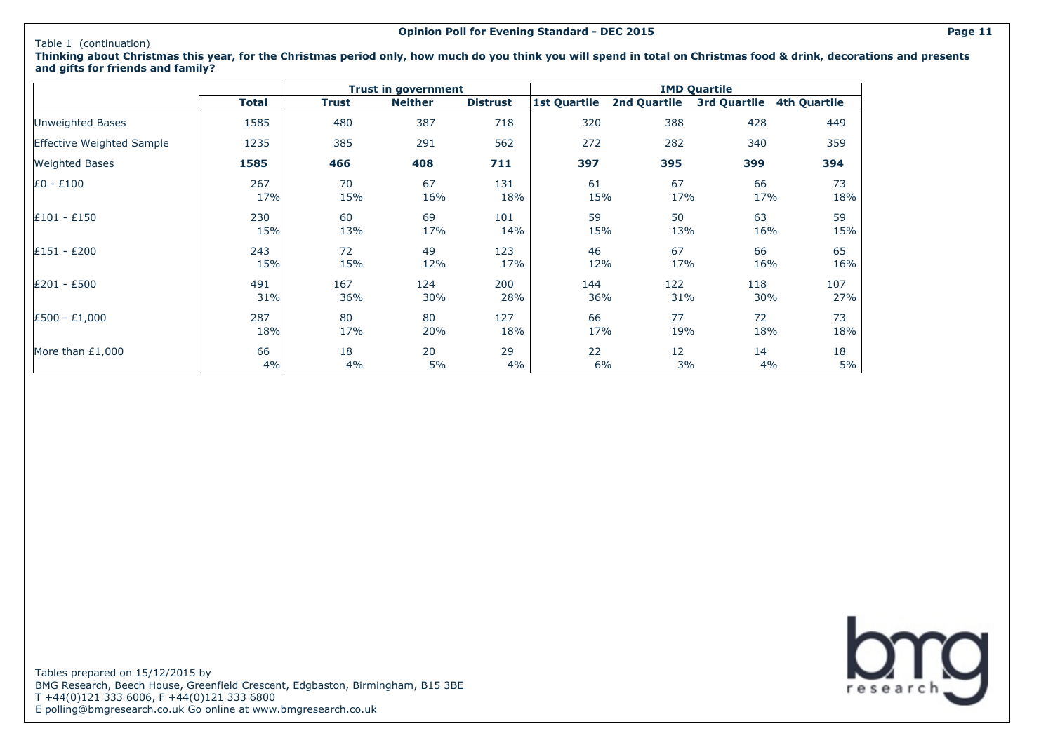Table 1 (continuation)

**Thinking about Christmas this year, for the Christmas period only, how much do you think you will spend in total on Christmas food & drink, decorations and presents and gifts for friends and family?**

| | | Trust in government | | | IMD Quartile | | | |
|---|---|---|---|---|---|---|---|---|
| | **Total** | **Trust** | **Neither** | **Distrust** | **1st Quartile** | **2nd Quartile** | **3rd Quartile** | **4th Quartile** |
| Unweighted Bases | 1585 | 480 | 387 | 718 | 320 | 388 | 428 | 449 |
| Effective Weighted Sample | 1235 | 385 | 291 | 562 | 272 | 282 | 340 | 359 |
| Weighted Bases | **1585** | **466** | **408** | **711** | **397** | **395** | **399** | **394** |
| £0 - £100 | 267<br>17% | 70<br>15% | 67<br>16% | 131<br>18% | 61<br>15% | 67<br>17% | 66<br>17% | 73<br>18% |
| £101 - £150 | 230<br>15% | 60<br>13% | 69<br>17% | 101<br>14% | 59<br>15% | 50<br>13% | 63<br>16% | 59<br>15% |
| £151 - £200 | 243<br>15% | 72<br>15% | 49<br>12% | 123<br>17% | 46<br>12% | 67<br>17% | 66<br>16% | 65<br>16% |
| £201 - £500 | 491<br>31% | 167<br>36% | 124<br>30% | 200<br>28% | 144<br>36% | 122<br>31% | 118<br>30% | 107<br>27% |
| £500 - £1,000 | 287<br>18% | 80<br>17% | 80<br>20% | 127<br>18% | 66<br>17% | 77<br>19% | 72<br>18% | 73<br>18% |
| More than £1,000 | 66<br>4% | 18<br>4% | 20<br>5% | 29<br>4% | 22<br>6% | 12<br>3% | 14<br>4% | 18<br>5% |

Tables prepared on 15/12/2015 by
BMG Research, Beech House, Greenfield Crescent, Edgbaston, Birmingham, B15 3BE
T +44(0)121 333 6006, F +44(0)121 333 6800
E polling@bmgresearch.co.uk Go online at www.bmgresearch.co.uk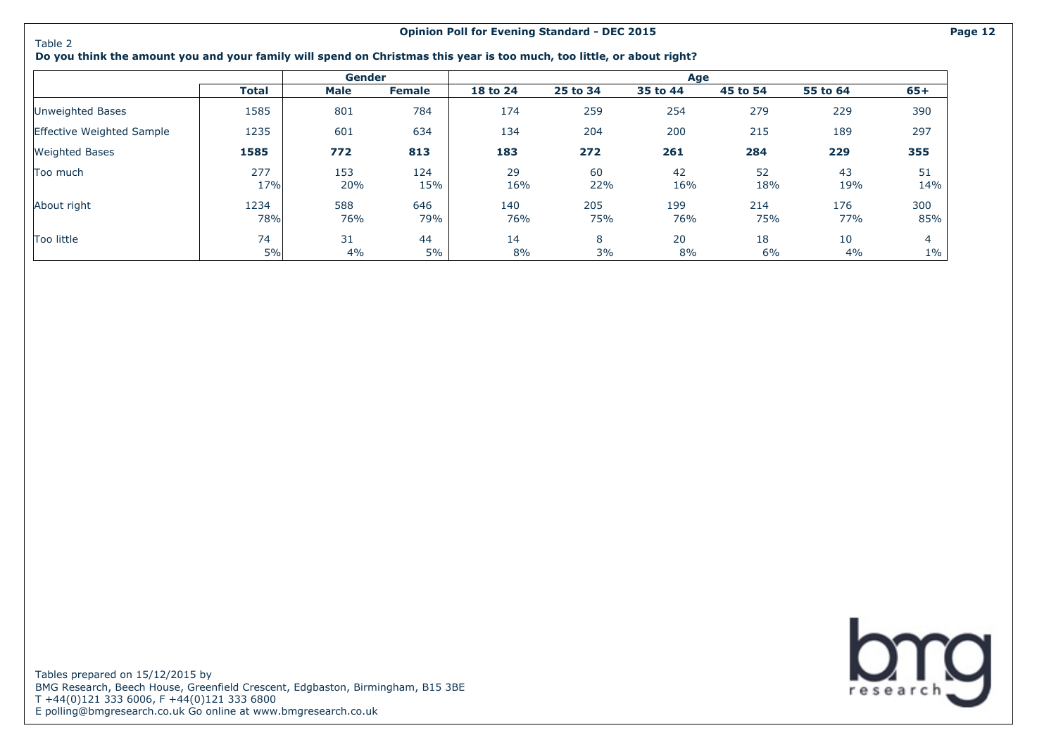Table 2

**Do you think the amount you and your family will spend on Christmas this year is too much, too little, or about right?**

| | | Gender | | Age | | | | | |
|---|---|---|---|---|---|---|---|---|---|
| | **Total** | **Male** | **Female** | **18 to 24** | **25 to 34** | **35 to 44** | **45 to 54** | **55 to 64** | **65+** |
| Unweighted Bases | 1585 | 801 | 784 | 174 | 259 | 254 | 279 | 229 | 390 |
| Effective Weighted Sample | 1235 | 601 | 634 | 134 | 204 | 200 | 215 | 189 | 297 |
| Weighted Bases | **1585** | **772** | **813** | **183** | **272** | **261** | **284** | **229** | **355** |
| Too much | 277 | 153 | 124 | 29 | 60 | 42 | 52 | 43 | 51 |
| | 17% | 20% | 15% | 16% | 22% | 16% | 18% | 19% | 14% |
| About right | 1234 | 588 | 646 | 140 | 205 | 199 | 214 | 176 | 300 |
| | 78% | 76% | 79% | 76% | 75% | 76% | 75% | 77% | 85% |
| Too little | 74 | 31 | 44 | 14 | 8 | 20 | 18 | 10 | 4 |
| | 5% | 4% | 5% | 8% | 3% | 8% | 6% | 4% | 1% |

Tables prepared on 15/12/2015 by
BMG Research, Beech House, Greenfield Crescent, Edgbaston, Birmingham, B15 3BE
T +44(0)121 333 6006, F +44(0)121 333 6800
E polling@bmgresearch.co.uk Go online at www.bmgresearch.co.uk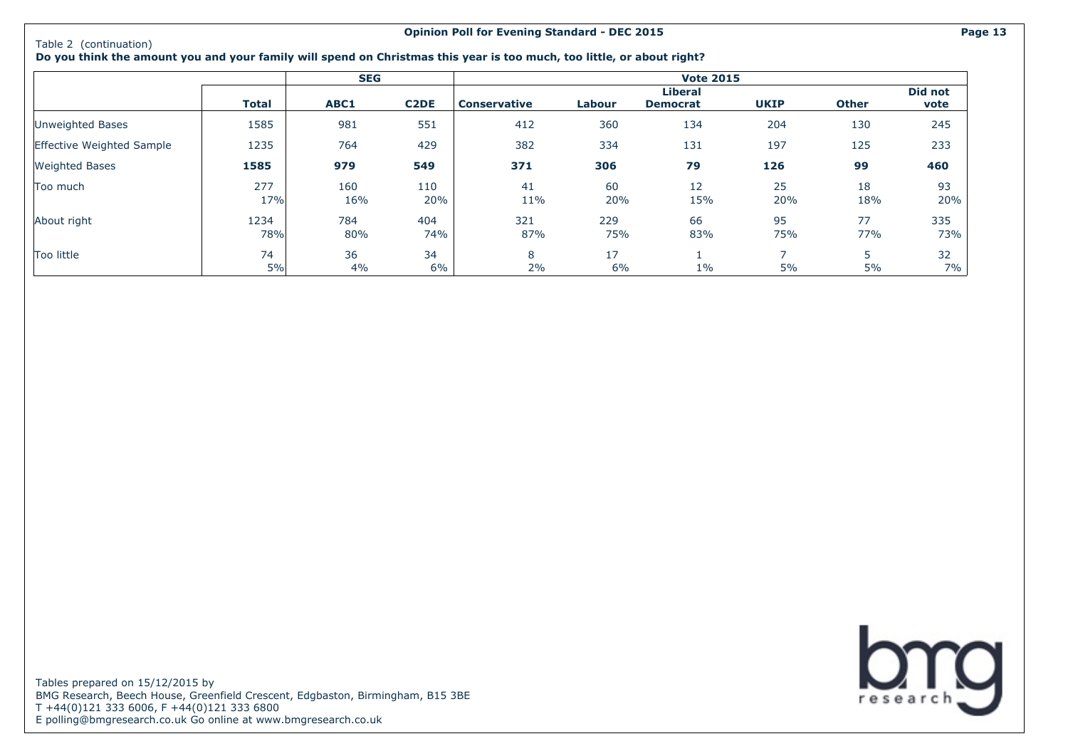Table 2 (continuation)

**Do you think the amount you and your family will spend on Christmas this year is too much, too little, or about right?**

| | | SEG | | Vote 2015 | | | | | |
|---|---|---|---|---|---|---|---|---|---|
| | **Total** | **ABC1** | **C2DE** | **Conservative** | **Labour** | **Liberal Democrat** | **UKIP** | **Other** | **Did not vote** |
| Unweighted Bases | 1585 | 981 | 551 | 412 | 360 | 134 | 204 | 130 | 245 |
| Effective Weighted Sample | 1235 | 764 | 429 | 382 | 334 | 131 | 197 | 125 | 233 |
| Weighted Bases | **1585** | **979** | **549** | **371** | **306** | **79** | **126** | **99** | **460** |
| Too much | 277 | 160 | 110 | 41 | 60 | 12 | 25 | 18 | 93 |
| | 17% | 16% | 20% | 11% | 20% | 15% | 20% | 18% | 20% |
| About right | 1234 | 784 | 404 | 321 | 229 | 66 | 95 | 77 | 335 |
| | 78% | 80% | 74% | 87% | 75% | 83% | 75% | 77% | 73% |
| Too little | 74 | 36 | 34 | 8 | 17 | 1 | 7 | 5 | 32 |
| | 5% | 4% | 6% | 2% | 6% | 1% | 5% | 5% | 7% |

Tables prepared on 15/12/2015 by
BMG Research, Beech House, Greenfield Crescent, Edgbaston, Birmingham, B15 3BE
T +44(0)121 333 6006, F +44(0)121 333 6800
E polling@bmgresearch.co.uk Go online at www.bmgresearch.co.uk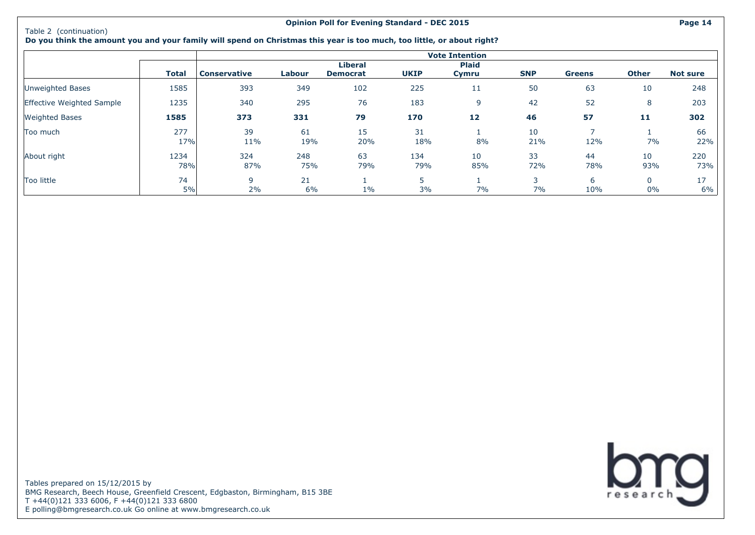Table 2 (continuation)

**Do you think the amount you and your family will spend on Christmas this year is too much, too little, or about right?**

| | | Vote Intention | | | | | | | | |
|---|---|---|---|---|---|---|---|---|---|---|
| | **Total** | **Conservative** | **Labour** | **Liberal Democrat** | **UKIP** | **Plaid Cymru** | **SNP** | **Greens** | **Other** | **Not sure** |
| Unweighted Bases | 1585 | 393 | 349 | 102 | 225 | 11 | 50 | 63 | 10 | 248 |
| Effective Weighted Sample | 1235 | 340 | 295 | 76 | 183 | 9 | 42 | 52 | 8 | 203 |
| Weighted Bases | **1585** | **373** | **331** | **79** | **170** | **12** | **46** | **57** | **11** | **302** |
| Too much | 277 | 39 | 61 | 15 | 31 | 1 | 10 | 7 | 1 | 66 |
| | 17% | 11% | 19% | 20% | 18% | 8% | 21% | 12% | 7% | 22% |
| About right | 1234 | 324 | 248 | 63 | 134 | 10 | 33 | 44 | 10 | 220 |
| | 78% | 87% | 75% | 79% | 79% | 85% | 72% | 78% | 93% | 73% |
| Too little | 74 | 9 | 21 | 1 | 5 | 1 | 3 | 6 | 0 | 17 |
| | 5% | 2% | 6% | 1% | 3% | 7% | 7% | 10% | 0% | 6% |

Tables prepared on 15/12/2015 by
BMG Research, Beech House, Greenfield Crescent, Edgbaston, Birmingham, B15 3BE
T +44(0)121 333 6006, F +44(0)121 333 6800
E polling@bmgresearch.co.uk Go online at www.bmgresearch.co.uk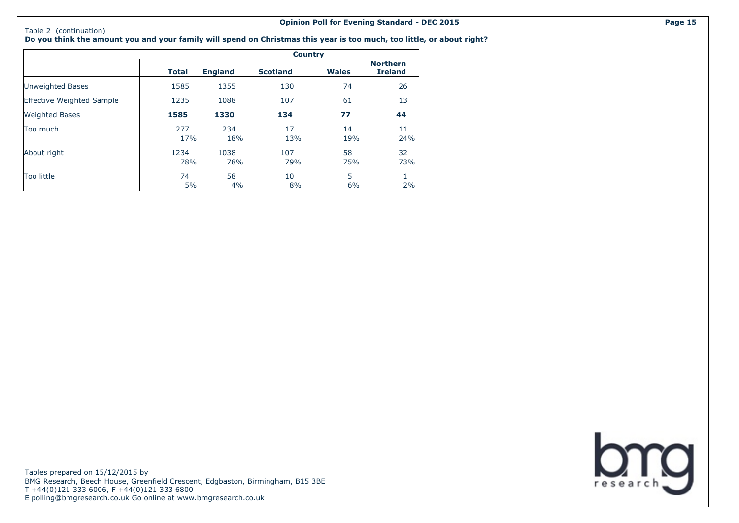Table 2 (continuation)

**Do you think the amount you and your family will spend on Christmas this year is too much, too little, or about right?**

| | | Country | | | |
|---|---|---|---|---|---|
| | **Total** | **England** | **Scotland** | **Wales** | **Northern Ireland** |
| Unweighted Bases | 1585 | 1355 | 130 | 74 | 26 |
| Effective Weighted Sample | 1235 | 1088 | 107 | 61 | 13 |
| Weighted Bases | **1585** | **1330** | **134** | **77** | **44** |
| Too much | 277<br>17% | 234<br>18% | 17<br>13% | 14<br>19% | 11<br>24% |
| About right | 1234<br>78% | 1038<br>78% | 107<br>79% | 58<br>75% | 32<br>73% |
| Too little | 74<br>5% | 58<br>4% | 10<br>8% | 5<br>6% | 1<br>2% |

Tables prepared on 15/12/2015 by
BMG Research, Beech House, Greenfield Crescent, Edgbaston, Birmingham, B15 3BE
T +44(0)121 333 6006, F +44(0)121 333 6800
E polling@bmgresearch.co.uk Go online at www.bmgresearch.co.uk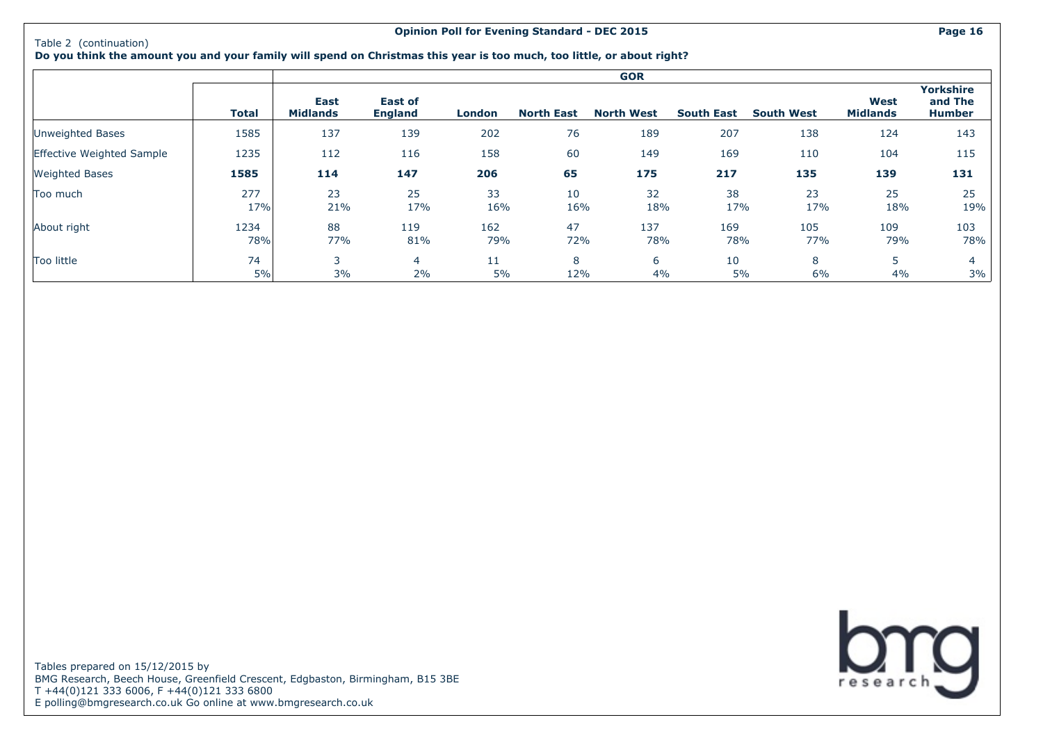Table 2 (continuation)

**Do you think the amount you and your family will spend on Christmas this year is too much, too little, or about right?**

| | | GOR | | | | | | | | |
|---|---|---|---|---|---|---|---|---|---|---|
| | **Total** | **East Midlands** | **East of England** | **London** | **North East** | **North West** | **South East** | **South West** | **West Midlands** | **Yorkshire and The Humber** |
| Unweighted Bases | 1585 | 137 | 139 | 202 | 76 | 189 | 207 | 138 | 124 | 143 |
| Effective Weighted Sample | 1235 | 112 | 116 | 158 | 60 | 149 | 169 | 110 | 104 | 115 |
| Weighted Bases | **1585** | **114** | **147** | **206** | **65** | **175** | **217** | **135** | **139** | **131** |
| Too much | 277 | 23 | 25 | 33 | 10 | 32 | 38 | 23 | 25 | 25 |
| | 17% | 21% | 17% | 16% | 16% | 18% | 17% | 17% | 18% | 19% |
| About right | 1234 | 88 | 119 | 162 | 47 | 137 | 169 | 105 | 109 | 103 |
| | 78% | 77% | 81% | 79% | 72% | 78% | 78% | 77% | 79% | 78% |
| Too little | 74 | 3 | 4 | 11 | 8 | 6 | 10 | 8 | 5 | 4 |
| | 5% | 3% | 2% | 5% | 12% | 4% | 5% | 6% | 4% | 3% |

Tables prepared on 15/12/2015 by
BMG Research, Beech House, Greenfield Crescent, Edgbaston, Birmingham, B15 3BE
T +44(0)121 333 6006, F +44(0)121 333 6800
E polling@bmgresearch.co.uk Go online at www.bmgresearch.co.uk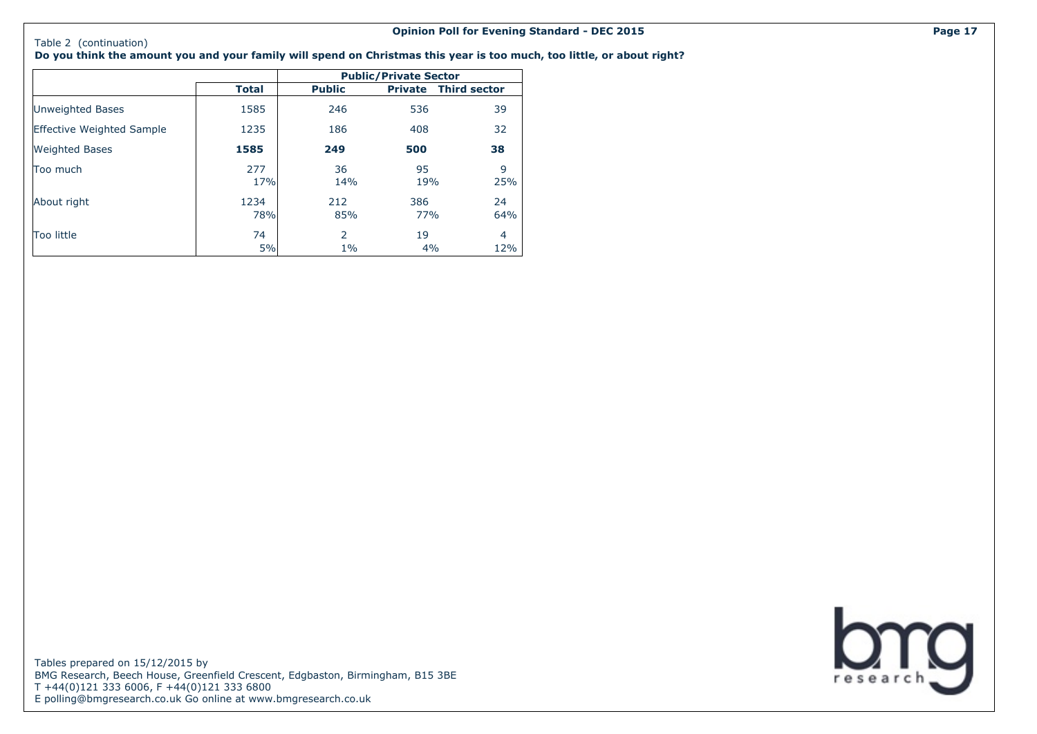Table 2 (continuation)

**Do you think the amount you and your family will spend on Christmas this year is too much, too little, or about right?**

| | | Public/Private Sector | | |
|---|---|---|---|---|
| | **Total** | **Public** | **Private** | **Third sector** |
| Unweighted Bases | 1585 | 246 | 536 | 39 |
| Effective Weighted Sample | 1235 | 186 | 408 | 32 |
| Weighted Bases | **1585** | **249** | **500** | **38** |
| Too much | 277<br>17% | 36<br>14% | 95<br>19% | 9<br>25% |
| About right | 1234<br>78% | 212<br>85% | 386<br>77% | 24<br>64% |
| Too little | 74<br>5% | 2<br>1% | 19<br>4% | 4<br>12% |

Tables prepared on 15/12/2015 by
BMG Research, Beech House, Greenfield Crescent, Edgbaston, Birmingham, B15 3BE
T +44(0)121 333 6006, F +44(0)121 333 6800
E polling@bmgresearch.co.uk Go online at www.bmgresearch.co.uk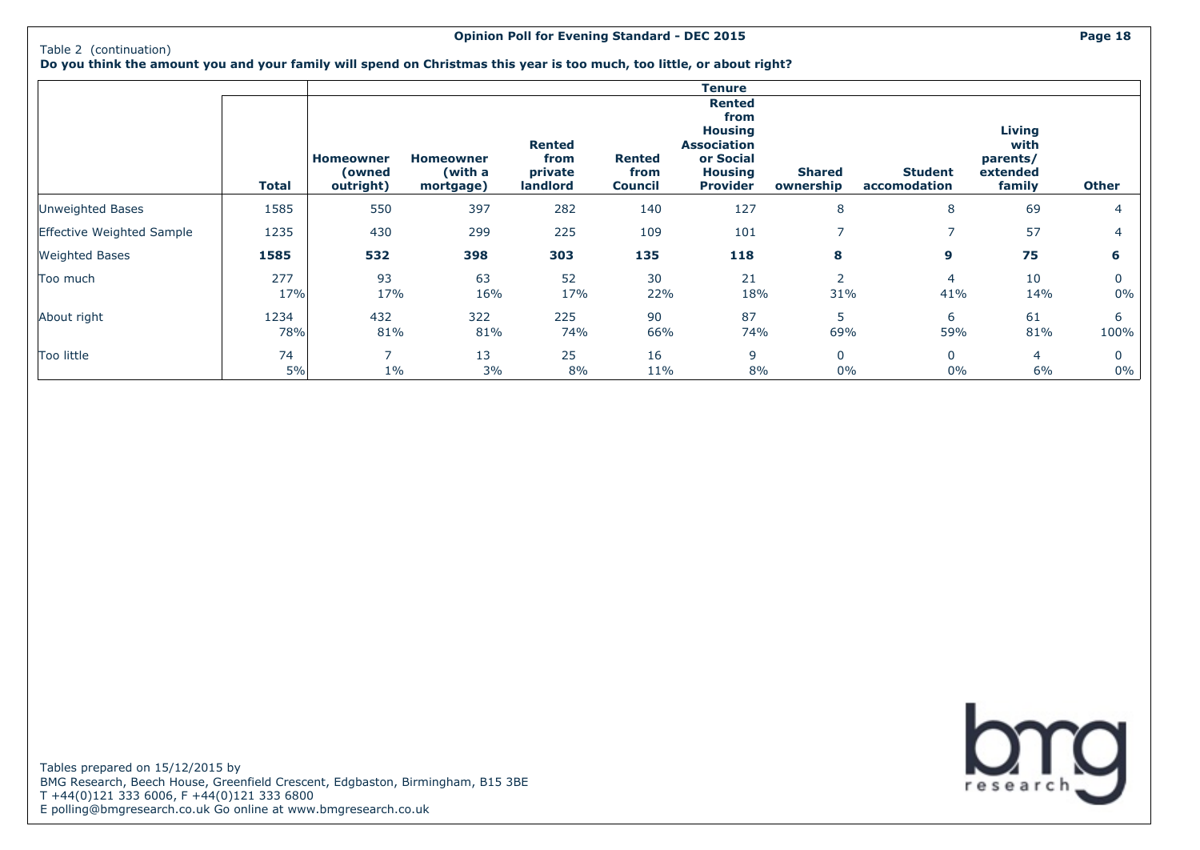Table 2 (continuation)

**Do you think the amount you and your family will spend on Christmas this year is too much, too little, or about right?**

| | | Tenure | | | | | | | | |
|---|---|---|---|---|---|---|---|---|---|---|
| | **Total** | **Homeowner (owned outright)** | **Homeowner (with a mortgage)** | **Rented from private landlord** | **Rented from Council** | **Rented from Housing Association or Social Housing Provider** | **Shared ownership** | **Student accomodation** | **Living with parents/ extended family** | **Other** |
| Unweighted Bases | 1585 | 550 | 397 | 282 | 140 | 127 | 8 | 8 | 69 | 4 |
| Effective Weighted Sample | 1235 | 430 | 299 | 225 | 109 | 101 | 7 | 7 | 57 | 4 |
| **Weighted Bases** | **1585** | **532** | **398** | **303** | **135** | **118** | **8** | **9** | **75** | **6** |
| Too much | 277 | 93 | 63 | 52 | 30 | 21 | 2 | 4 | 10 | 0 |
| | 17% | 17% | 16% | 17% | 22% | 18% | 31% | 41% | 14% | 0% |
| About right | 1234 | 432 | 322 | 225 | 90 | 87 | 5 | 6 | 61 | 6 |
| | 78% | 81% | 81% | 74% | 66% | 74% | 69% | 59% | 81% | 100% |
| Too little | 74 | 7 | 13 | 25 | 16 | 9 | 0 | 0 | 4 | 0 |
| | 5% | 1% | 3% | 8% | 11% | 8% | 0% | 0% | 6% | 0% |

Tables prepared on 15/12/2015 by
BMG Research, Beech House, Greenfield Crescent, Edgbaston, Birmingham, B15 3BE
T +44(0)121 333 6006, F +44(0)121 333 6800
E polling@bmgresearch.co.uk Go online at www.bmgresearch.co.uk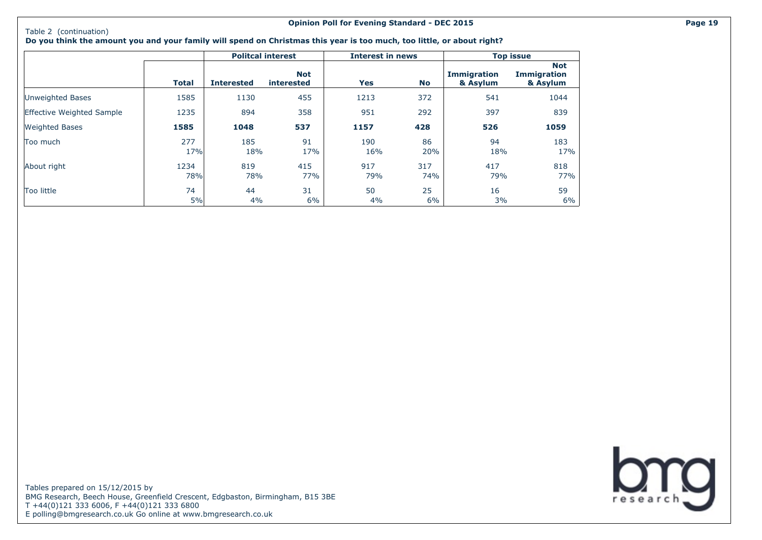Table 2 (continuation)

**Do you think the amount you and your family will spend on Christmas this year is too much, too little, or about right?**

| | | Politcal interest | | Interest in news | | Top issue | |
|---|---|---|---|---|---|---|---|
| | **Total** | **Interested** | **Not interested** | **Yes** | **No** | **Immigration & Asylum** | **Not Immigration & Asylum** |
| Unweighted Bases | 1585 | 1130 | 455 | 1213 | 372 | 541 | 1044 |
| Effective Weighted Sample | 1235 | 894 | 358 | 951 | 292 | 397 | 839 |
| Weighted Bases | **1585** | **1048** | **537** | **1157** | **428** | **526** | **1059** |
| Too much | 277 | 185 | 91 | 190 | 86 | 94 | 183 |
| | 17% | 18% | 17% | 16% | 20% | 18% | 17% |
| About right | 1234 | 819 | 415 | 917 | 317 | 417 | 818 |
| | 78% | 78% | 77% | 79% | 74% | 79% | 77% |
| Too little | 74 | 44 | 31 | 50 | 25 | 16 | 59 |
| | 5% | 4% | 6% | 4% | 6% | 3% | 6% |

Tables prepared on 15/12/2015 by
BMG Research, Beech House, Greenfield Crescent, Edgbaston, Birmingham, B15 3BE
T +44(0)121 333 6006, F +44(0)121 333 6800
E polling@bmgresearch.co.uk Go online at www.bmgresearch.co.uk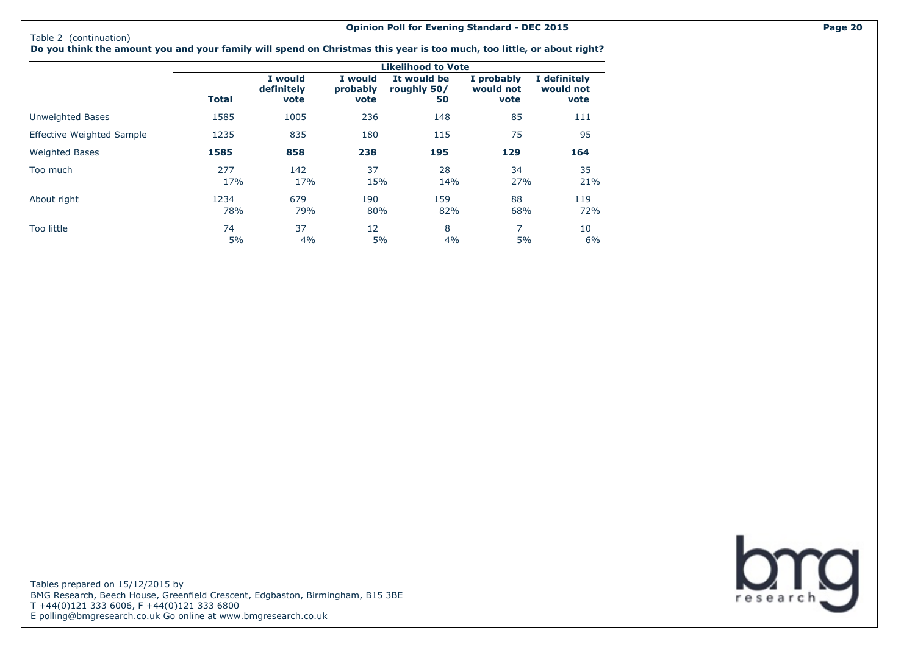Table 2 (continuation)

**Do you think the amount you and your family will spend on Christmas this year is too much, too little, or about right?**

| | | Likelihood to Vote | | | | |
|---|---|---|---|---|---|---|
| | Total | I would definitely vote | I would probably vote | It would be roughly 50/50 | I probably would not vote | I definitely would not vote |
| Unweighted Bases | 1585 | 1005 | 236 | 148 | 85 | 111 |
| Effective Weighted Sample | 1235 | 835 | 180 | 115 | 75 | 95 |
| Weighted Bases | **1585** | **858** | **238** | **195** | **129** | **164** |
| Too much | 277 | 142 | 37 | 28 | 34 | 35 |
| | 17% | 17% | 15% | 14% | 27% | 21% |
| About right | 1234 | 679 | 190 | 159 | 88 | 119 |
| | 78% | 79% | 80% | 82% | 68% | 72% |
| Too little | 74 | 37 | 12 | 8 | 7 | 10 |
| | 5% | 4% | 5% | 4% | 5% | 6% |

Tables prepared on 15/12/2015 by
BMG Research, Beech House, Greenfield Crescent, Edgbaston, Birmingham, B15 3BE
T +44(0)121 333 6006, F +44(0)121 333 6800
E polling@bmgresearch.co.uk Go online at www.bmgresearch.co.uk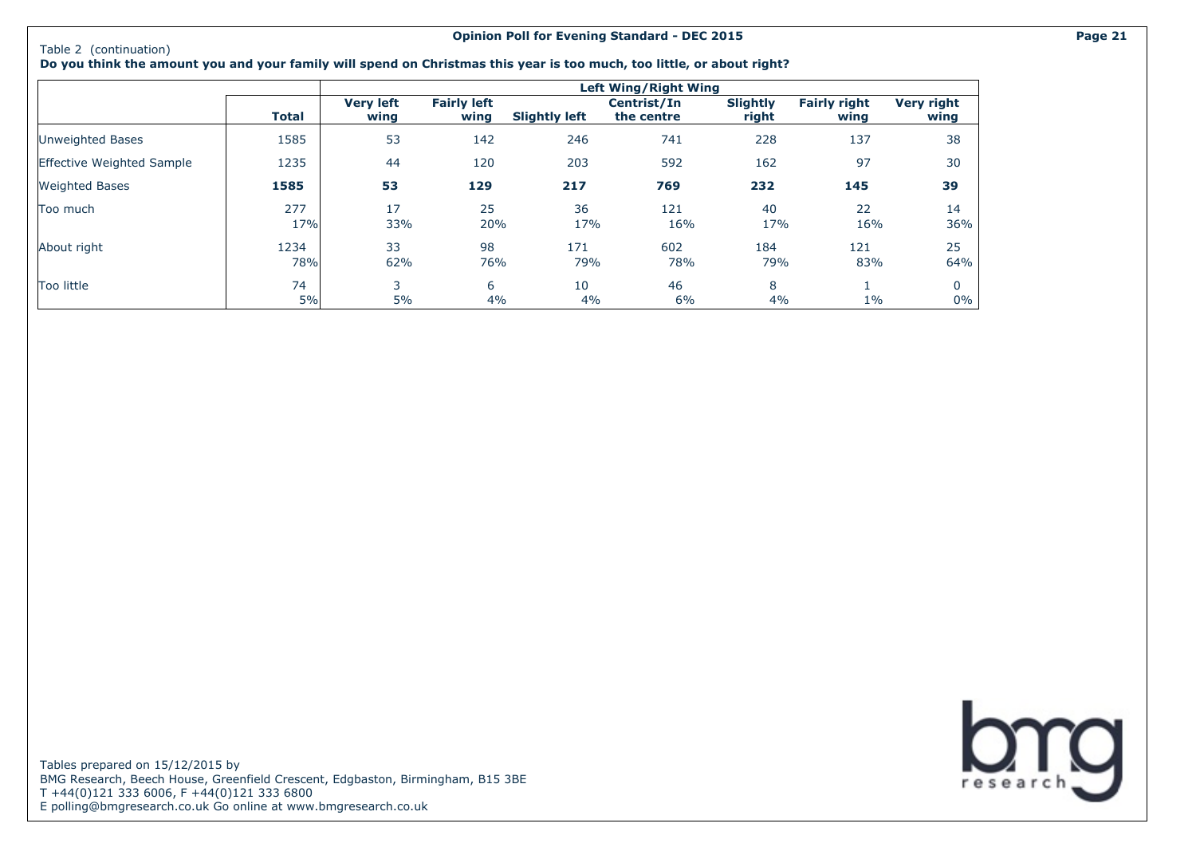Table 2 (continuation)

**Do you think the amount you and your family will spend on Christmas this year is too much, too little, or about right?**

| | | Left Wing/Right Wing | | | | | | |
|---|---|---|---|---|---|---|---|---|
| | **Total** | **Very left wing** | **Fairly left wing** | **Slightly left** | **Centrist/In the centre** | **Slightly right** | **Fairly right wing** | **Very right wing** |
| Unweighted Bases | 1585 | 53 | 142 | 246 | 741 | 228 | 137 | 38 |
| Effective Weighted Sample | 1235 | 44 | 120 | 203 | 592 | 162 | 97 | 30 |
| Weighted Bases | **1585** | **53** | **129** | **217** | **769** | **232** | **145** | **39** |
| Too much | 277 | 17 | 25 | 36 | 121 | 40 | 22 | 14 |
| | 17% | 33% | 20% | 17% | 16% | 17% | 16% | 36% |
| About right | 1234 | 33 | 98 | 171 | 602 | 184 | 121 | 25 |
| | 78% | 62% | 76% | 79% | 78% | 79% | 83% | 64% |
| Too little | 74 | 3 | 6 | 10 | 46 | 8 | 1 | 0 |
| | 5% | 5% | 4% | 4% | 6% | 4% | 1% | 0% |

Tables prepared on 15/12/2015 by
BMG Research, Beech House, Greenfield Crescent, Edgbaston, Birmingham, B15 3BE
T +44(0)121 333 6006, F +44(0)121 333 6800
E polling@bmgresearch.co.uk Go online at www.bmgresearch.co.uk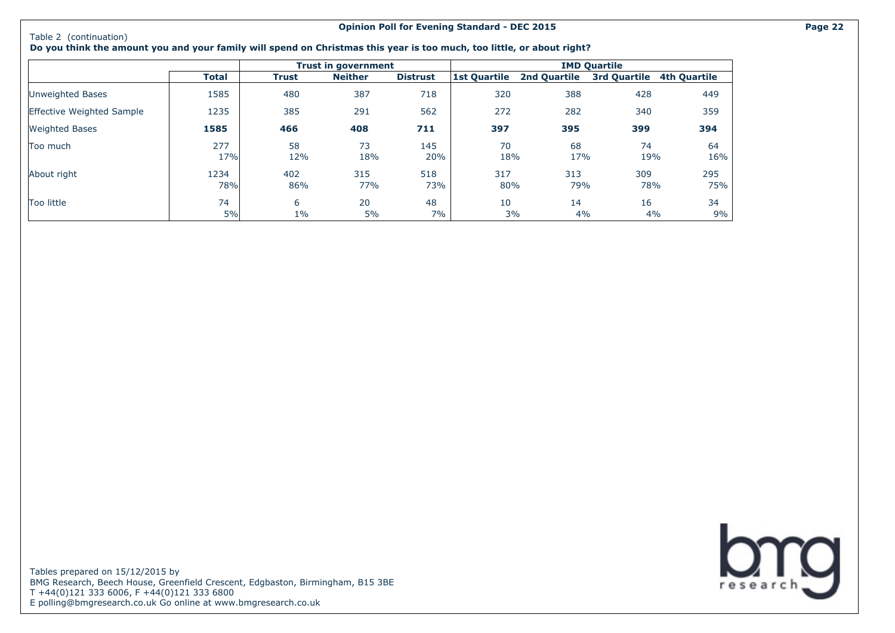Table 2 (continuation)

**Do you think the amount you and your family will spend on Christmas this year is too much, too little, or about right?**

| | Total | Trust in government | | | IMD Quartile | | | |
|---|---|---|---|---|---|---|---|---|
| | | Trust | Neither | Distrust | 1st Quartile | 2nd Quartile | 3rd Quartile | 4th Quartile |
| Unweighted Bases | 1585 | 480 | 387 | 718 | 320 | 388 | 428 | 449 |
| Effective Weighted Sample | 1235 | 385 | 291 | 562 | 272 | 282 | 340 | 359 |
| Weighted Bases | **1585** | **466** | **408** | **711** | **397** | **395** | **399** | **394** |
| Too much | 277 | 58 | 73 | 145 | 70 | 68 | 74 | 64 |
| | 17% | 12% | 18% | 20% | 18% | 17% | 19% | 16% |
| About right | 1234 | 402 | 315 | 518 | 317 | 313 | 309 | 295 |
| | 78% | 86% | 77% | 73% | 80% | 79% | 78% | 75% |
| Too little | 74 | 6 | 20 | 48 | 10 | 14 | 16 | 34 |
| | 5% | 1% | 5% | 7% | 3% | 4% | 4% | 9% |

Tables prepared on 15/12/2015 by
BMG Research, Beech House, Greenfield Crescent, Edgbaston, Birmingham, B15 3BE
T +44(0)121 333 6006, F +44(0)121 333 6800
E polling@bmgresearch.co.uk Go online at www.bmgresearch.co.uk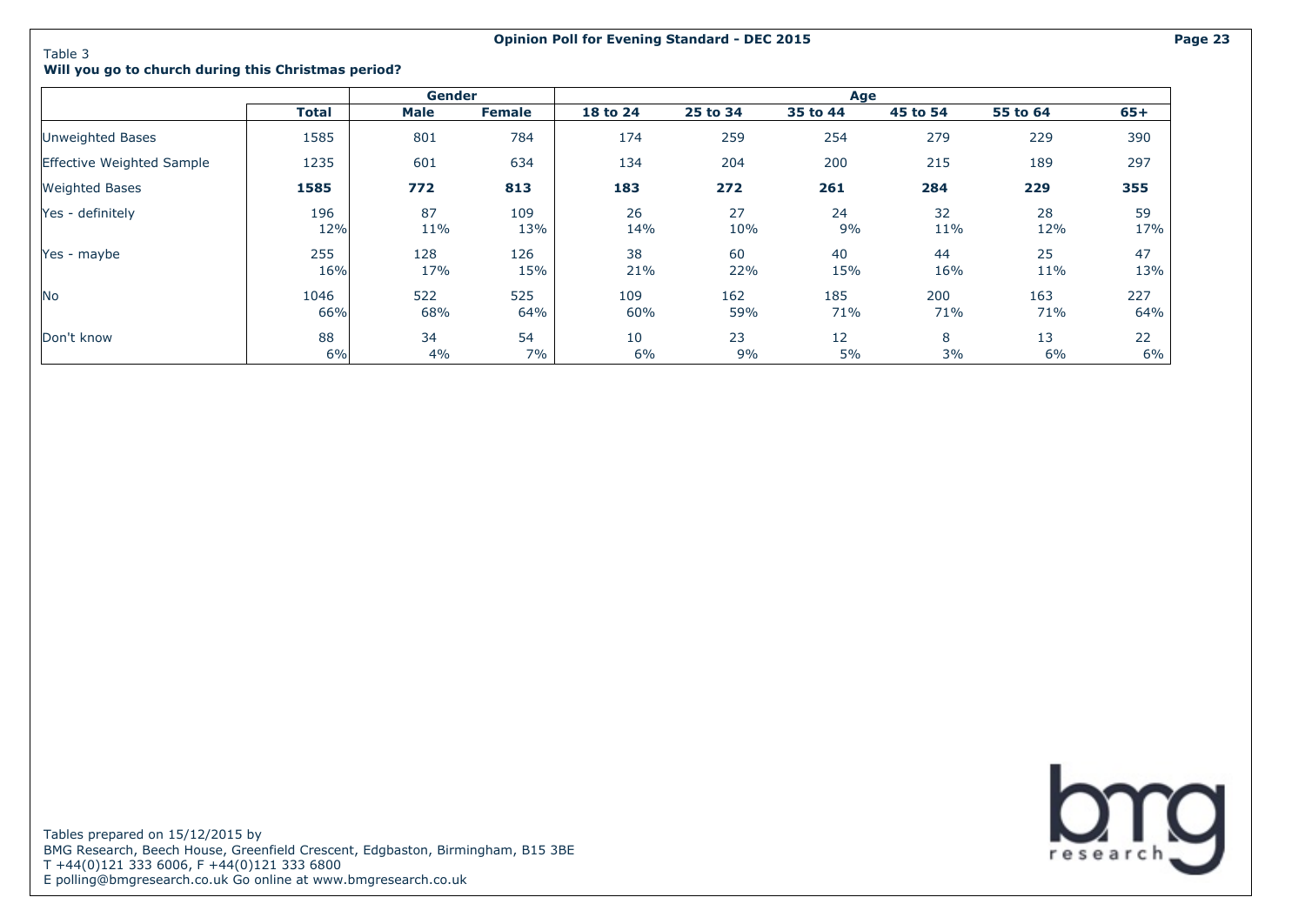Table 3

**Will you go to church during this Christmas period?**

| | Total | Gender | | Age | | | | | |
|---|---|---|---|---|---|---|---|---|---|
| | | Male | Female | 18 to 24 | 25 to 34 | 35 to 44 | 45 to 54 | 55 to 64 | 65+ |
| Unweighted Bases | 1585 | 801 | 784 | 174 | 259 | 254 | 279 | 229 | 390 |
| Effective Weighted Sample | 1235 | 601 | 634 | 134 | 204 | 200 | 215 | 189 | 297 |
| **Weighted Bases** | **1585** | **772** | **813** | **183** | **272** | **261** | **284** | **229** | **355** |
| Yes - definitely | 196 | 87 | 109 | 26 | 27 | 24 | 32 | 28 | 59 |
| | 12% | 11% | 13% | 14% | 10% | 9% | 11% | 12% | 17% |
| Yes - maybe | 255 | 128 | 126 | 38 | 60 | 40 | 44 | 25 | 47 |
| | 16% | 17% | 15% | 21% | 22% | 15% | 16% | 11% | 13% |
| No | 1046 | 522 | 525 | 109 | 162 | 185 | 200 | 163 | 227 |
| | 66% | 68% | 64% | 60% | 59% | 71% | 71% | 71% | 64% |
| Don't know | 88 | 34 | 54 | 10 | 23 | 12 | 8 | 13 | 22 |
| | 6% | 4% | 7% | 6% | 9% | 5% | 3% | 6% | 6% |

Tables prepared on 15/12/2015 by
BMG Research, Beech House, Greenfield Crescent, Edgbaston, Birmingham, B15 3BE
T +44(0)121 333 6006, F +44(0)121 333 6800
E polling@bmgresearch.co.uk Go online at www.bmgresearch.co.uk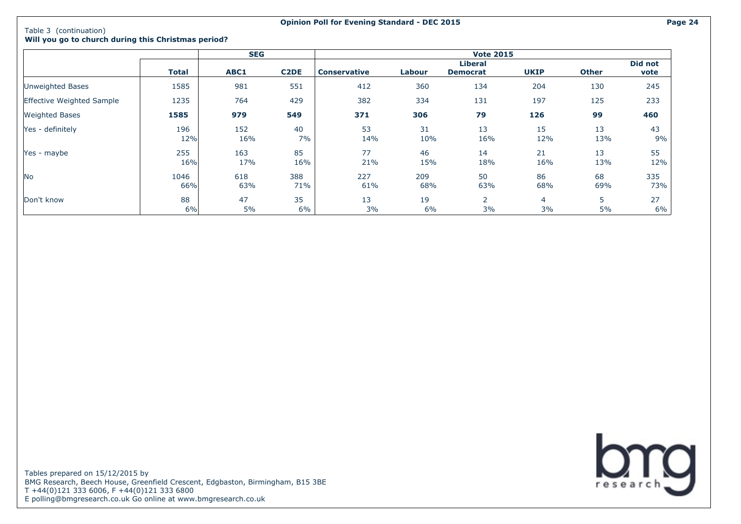Table 3 (continuation)

**Will you go to church during this Christmas period?**

| | | SEG | | Vote 2015 | | | | | |
|---|---|---|---|---|---|---|---|---|---|
| | **Total** | **ABC1** | **C2DE** | **Conservative** | **Labour** | **Liberal Democrat** | **UKIP** | **Other** | **Did not vote** |
| Unweighted Bases | 1585 | 981 | 551 | 412 | 360 | 134 | 204 | 130 | 245 |
| Effective Weighted Sample | 1235 | 764 | 429 | 382 | 334 | 131 | 197 | 125 | 233 |
| Weighted Bases | **1585** | **979** | **549** | **371** | **306** | **79** | **126** | **99** | **460** |
| Yes - definitely | 196 | 152 | 40 | 53 | 31 | 13 | 15 | 13 | 43 |
| | 12% | 16% | 7% | 14% | 10% | 16% | 12% | 13% | 9% |
| Yes - maybe | 255 | 163 | 85 | 77 | 46 | 14 | 21 | 13 | 55 |
| | 16% | 17% | 16% | 21% | 15% | 18% | 16% | 13% | 12% |
| No | 1046 | 618 | 388 | 227 | 209 | 50 | 86 | 68 | 335 |
| | 66% | 63% | 71% | 61% | 68% | 63% | 68% | 69% | 73% |
| Don't know | 88 | 47 | 35 | 13 | 19 | 2 | 4 | 5 | 27 |
| | 6% | 5% | 6% | 3% | 6% | 3% | 3% | 5% | 6% |

Tables prepared on 15/12/2015 by
BMG Research, Beech House, Greenfield Crescent, Edgbaston, Birmingham, B15 3BE
T +44(0)121 333 6006, F +44(0)121 333 6800
E polling@bmgresearch.co.uk Go online at www.bmgresearch.co.uk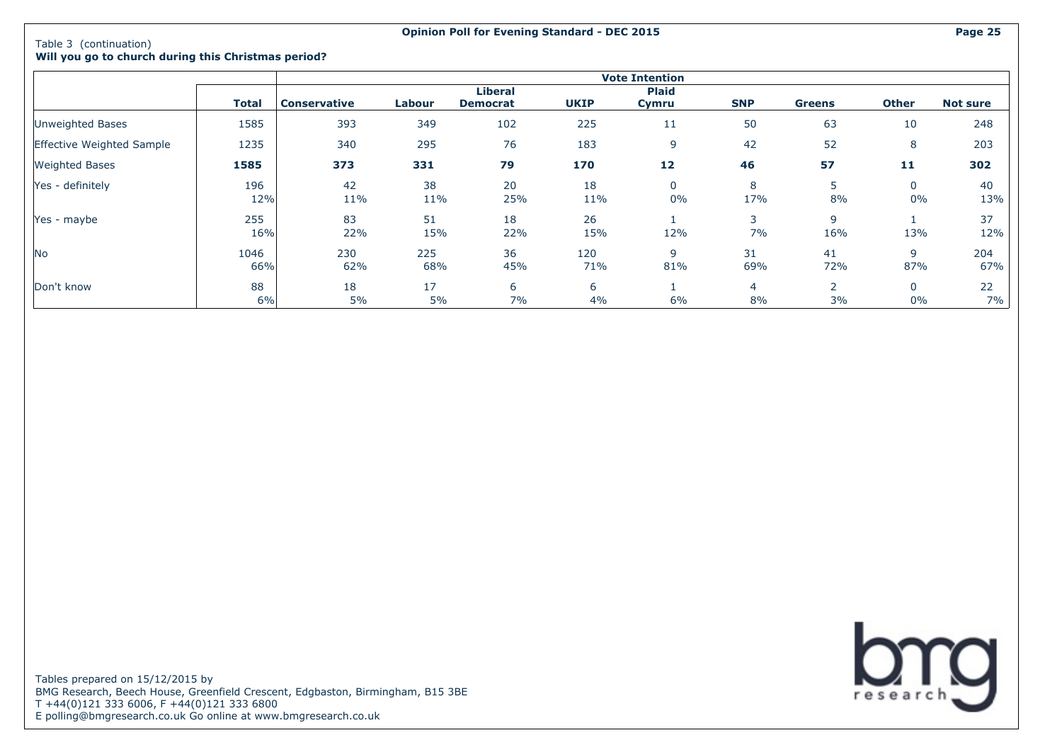Table 3 (continuation)

**Will you go to church during this Christmas period?**

| | Total | Vote Intention | | | | | | | | |
|---|---|---|---|---|---|---|---|---|---|---|
| | | **Conservative** | **Labour** | **Liberal Democrat** | **UKIP** | **Plaid Cymru** | **SNP** | **Greens** | **Other** | **Not sure** |
| Unweighted Bases | 1585 | 393 | 349 | 102 | 225 | 11 | 50 | 63 | 10 | 248 |
| Effective Weighted Sample | 1235 | 340 | 295 | 76 | 183 | 9 | 42 | 52 | 8 | 203 |
| Weighted Bases | **1585** | **373** | **331** | **79** | **170** | **12** | **46** | **57** | **11** | **302** |
| Yes - definitely | 196 | 42 | 38 | 20 | 18 | 0 | 8 | 5 | 0 | 40 |
| | 12% | 11% | 11% | 25% | 11% | 0% | 17% | 8% | 0% | 13% |
| Yes - maybe | 255 | 83 | 51 | 18 | 26 | 1 | 3 | 9 | 1 | 37 |
| | 16% | 22% | 15% | 22% | 15% | 12% | 7% | 16% | 13% | 12% |
| No | 1046 | 230 | 225 | 36 | 120 | 9 | 31 | 41 | 9 | 204 |
| | 66% | 62% | 68% | 45% | 71% | 81% | 69% | 72% | 87% | 67% |
| Don't know | 88 | 18 | 17 | 6 | 6 | 1 | 4 | 2 | 0 | 22 |
| | 6% | 5% | 5% | 7% | 4% | 6% | 8% | 3% | 0% | 7% |

Tables prepared on 15/12/2015 by
BMG Research, Beech House, Greenfield Crescent, Edgbaston, Birmingham, B15 3BE
T +44(0)121 333 6006, F +44(0)121 333 6800
E polling@bmgresearch.co.uk Go online at www.bmgresearch.co.uk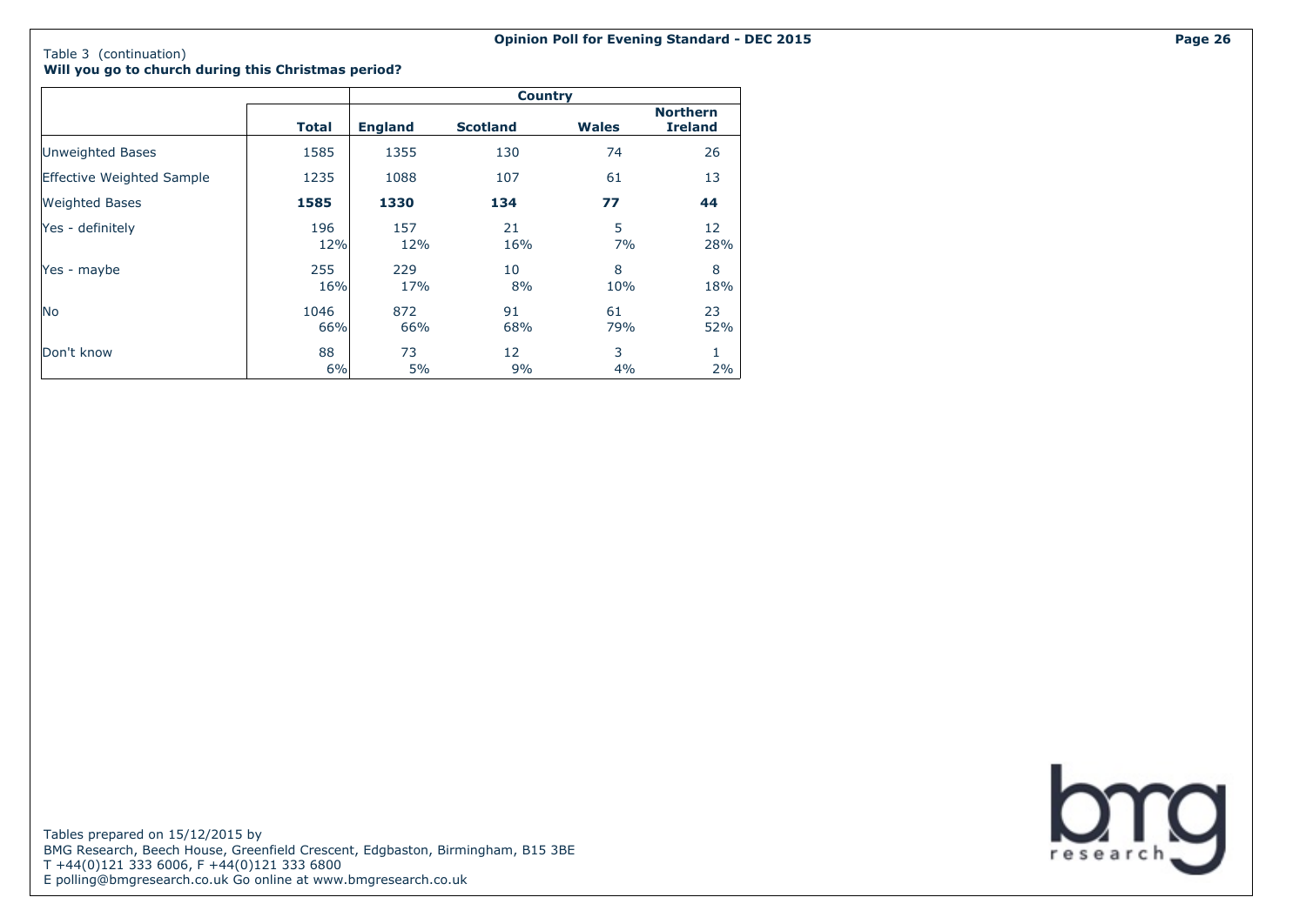Table 3 (continuation)
**Will you go to church during this Christmas period?**

| | Total | Country | | | |
|---|---|---|---|---|---|
| | | **England** | **Scotland** | **Wales** | **Northern Ireland** |
| Unweighted Bases | 1585 | 1355 | 130 | 74 | 26 |
| Effective Weighted Sample | 1235 | 1088 | 107 | 61 | 13 |
| Weighted Bases | **1585** | **1330** | **134** | **77** | **44** |
| Yes - definitely | 196<br>12% | 157<br>12% | 21<br>16% | 5<br>7% | 12<br>28% |
| Yes - maybe | 255<br>16% | 229<br>17% | 10<br>8% | 8<br>10% | 8<br>18% |
| No | 1046<br>66% | 872<br>66% | 91<br>68% | 61<br>79% | 23<br>52% |
| Don't know | 88<br>6% | 73<br>5% | 12<br>9% | 3<br>4% | 1<br>2% |

Tables prepared on 15/12/2015 by
BMG Research, Beech House, Greenfield Crescent, Edgbaston, Birmingham, B15 3BE
T +44(0)121 333 6006, F +44(0)121 333 6800
E polling@bmgresearch.co.uk Go online at www.bmgresearch.co.uk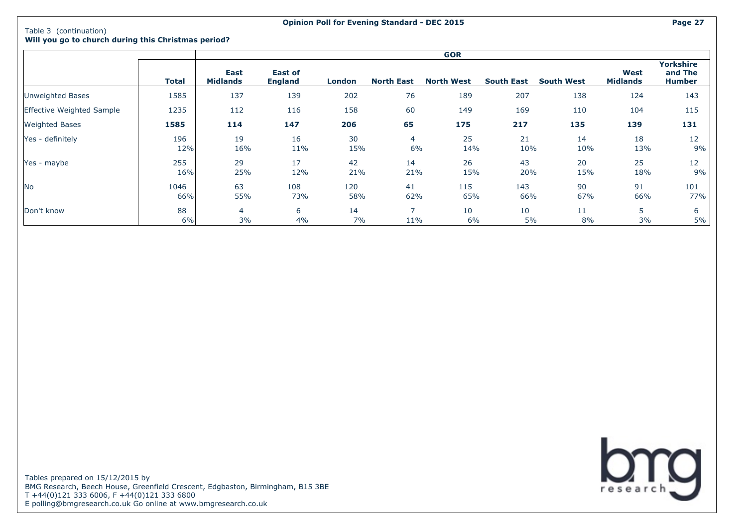Table 3 (continuation)

**Will you go to church during this Christmas period?**

| | Total | GOR | | | | | | | | |
|---|---|---|---|---|---|---|---|---|---|---|
| | | East Midlands | East of England | London | North East | North West | South East | South West | West Midlands | Yorkshire and The Humber |
| Unweighted Bases | 1585 | 137 | 139 | 202 | 76 | 189 | 207 | 138 | 124 | 143 |
| Effective Weighted Sample | 1235 | 112 | 116 | 158 | 60 | 149 | 169 | 110 | 104 | 115 |
| Weighted Bases | **1585** | **114** | **147** | **206** | **65** | **175** | **217** | **135** | **139** | **131** |
| Yes - definitely | 196 | 19 | 16 | 30 | 4 | 25 | 21 | 14 | 18 | 12 |
| | 12% | 16% | 11% | 15% | 6% | 14% | 10% | 10% | 13% | 9% |
| Yes - maybe | 255 | 29 | 17 | 42 | 14 | 26 | 43 | 20 | 25 | 12 |
| | 16% | 25% | 12% | 21% | 21% | 15% | 20% | 15% | 18% | 9% |
| No | 1046 | 63 | 108 | 120 | 41 | 115 | 143 | 90 | 91 | 101 |
| | 66% | 55% | 73% | 58% | 62% | 65% | 66% | 67% | 66% | 77% |
| Don't know | 88 | 4 | 6 | 14 | 7 | 10 | 10 | 11 | 5 | 6 |
| | 6% | 3% | 4% | 7% | 11% | 6% | 5% | 8% | 3% | 5% |

Tables prepared on 15/12/2015 by
BMG Research, Beech House, Greenfield Crescent, Edgbaston, Birmingham, B15 3BE
T +44(0)121 333 6006, F +44(0)121 333 6800
E polling@bmgresearch.co.uk Go online at www.bmgresearch.co.uk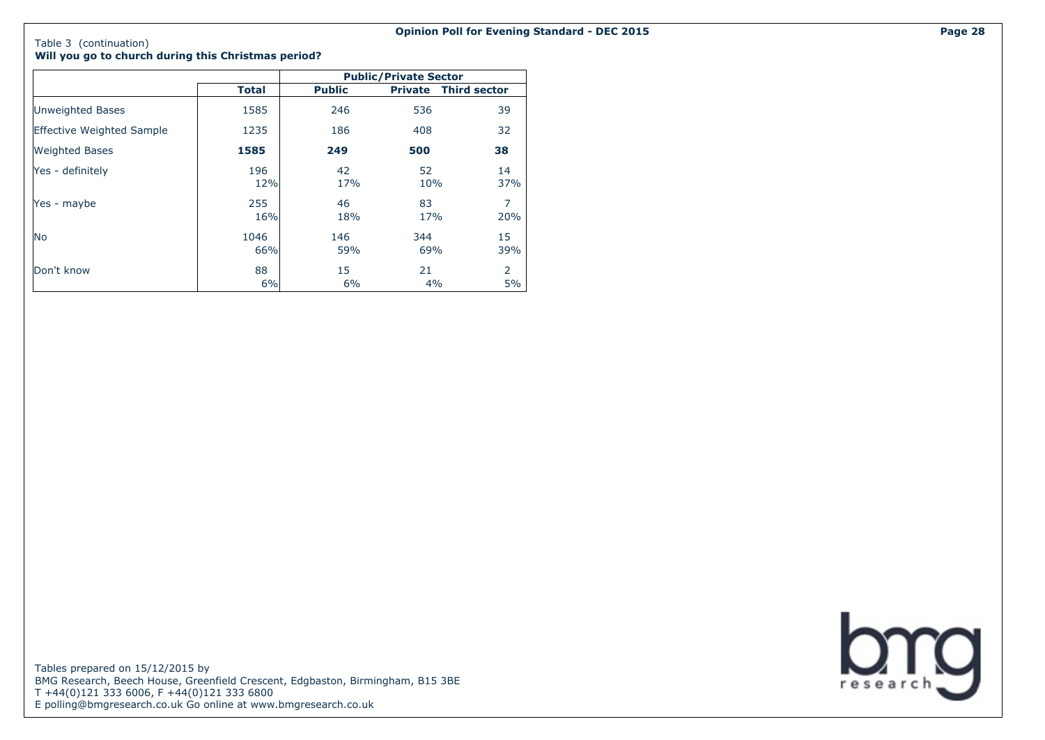Table 3 (continuation)

**Will you go to church during this Christmas period?**

| | Total | Public/Private Sector | | |
|---|---|---|---|---|
| | | Public | Private | Third sector |
| Unweighted Bases | 1585 | 246 | 536 | 39 |
| Effective Weighted Sample | 1235 | 186 | 408 | 32 |
| Weighted Bases | **1585** | **249** | **500** | **38** |
| Yes - definitely | 196<br>12% | 42<br>17% | 52<br>10% | 14<br>37% |
| Yes - maybe | 255<br>16% | 46<br>18% | 83<br>17% | 7<br>20% |
| No | 1046<br>66% | 146<br>59% | 344<br>69% | 15<br>39% |
| Don't know | 88<br>6% | 15<br>6% | 21<br>4% | 2<br>5% |

Tables prepared on 15/12/2015 by
BMG Research, Beech House, Greenfield Crescent, Edgbaston, Birmingham, B15 3BE
T +44(0)121 333 6006, F +44(0)121 333 6800
E polling@bmgresearch.co.uk Go online at www.bmgresearch.co.uk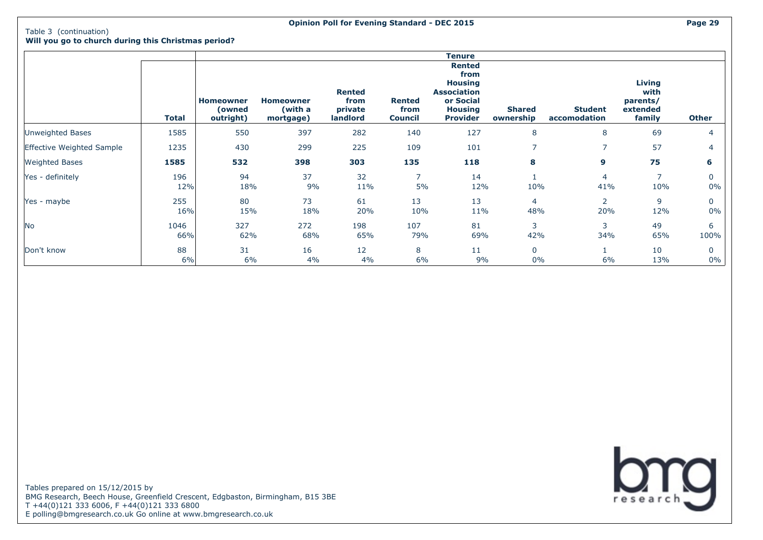Table 3 (continuation)

**Will you go to church during this Christmas period?**

| | | Tenure | | | | | | | | |
|---|---|---|---|---|---|---|---|---|---|---|
| | **Total** | **Homeowner (owned outright)** | **Homeowner (with a mortgage)** | **Rented from private landlord** | **Rented from Council** | **Rented from Housing Association or Social Housing Provider** | **Shared ownership** | **Student accomodation** | **Living with parents/ extended family** | **Other** |
| Unweighted Bases | 1585 | 550 | 397 | 282 | 140 | 127 | 8 | 8 | 69 | 4 |
| Effective Weighted Sample | 1235 | 430 | 299 | 225 | 109 | 101 | 7 | 7 | 57 | 4 |
| Weighted Bases | **1585** | **532** | **398** | **303** | **135** | **118** | **8** | **9** | **75** | **6** |
| Yes - definitely | 196 | 94 | 37 | 32 | 7 | 14 | 1 | 4 | 7 | 0 |
| | 12% | 18% | 9% | 11% | 5% | 12% | 10% | 41% | 10% | 0% |
| Yes - maybe | 255 | 80 | 73 | 61 | 13 | 13 | 4 | 2 | 9 | 0 |
| | 16% | 15% | 18% | 20% | 10% | 11% | 48% | 20% | 12% | 0% |
| No | 1046 | 327 | 272 | 198 | 107 | 81 | 3 | 3 | 49 | 6 |
| | 66% | 62% | 68% | 65% | 79% | 69% | 42% | 34% | 65% | 100% |
| Don't know | 88 | 31 | 16 | 12 | 8 | 11 | 0 | 1 | 10 | 0 |
| | 6% | 6% | 4% | 4% | 6% | 9% | 0% | 6% | 13% | 0% |

Tables prepared on 15/12/2015 by
BMG Research, Beech House, Greenfield Crescent, Edgbaston, Birmingham, B15 3BE
T +44(0)121 333 6006, F +44(0)121 333 6800
E polling@bmgresearch.co.uk Go online at www.bmgresearch.co.uk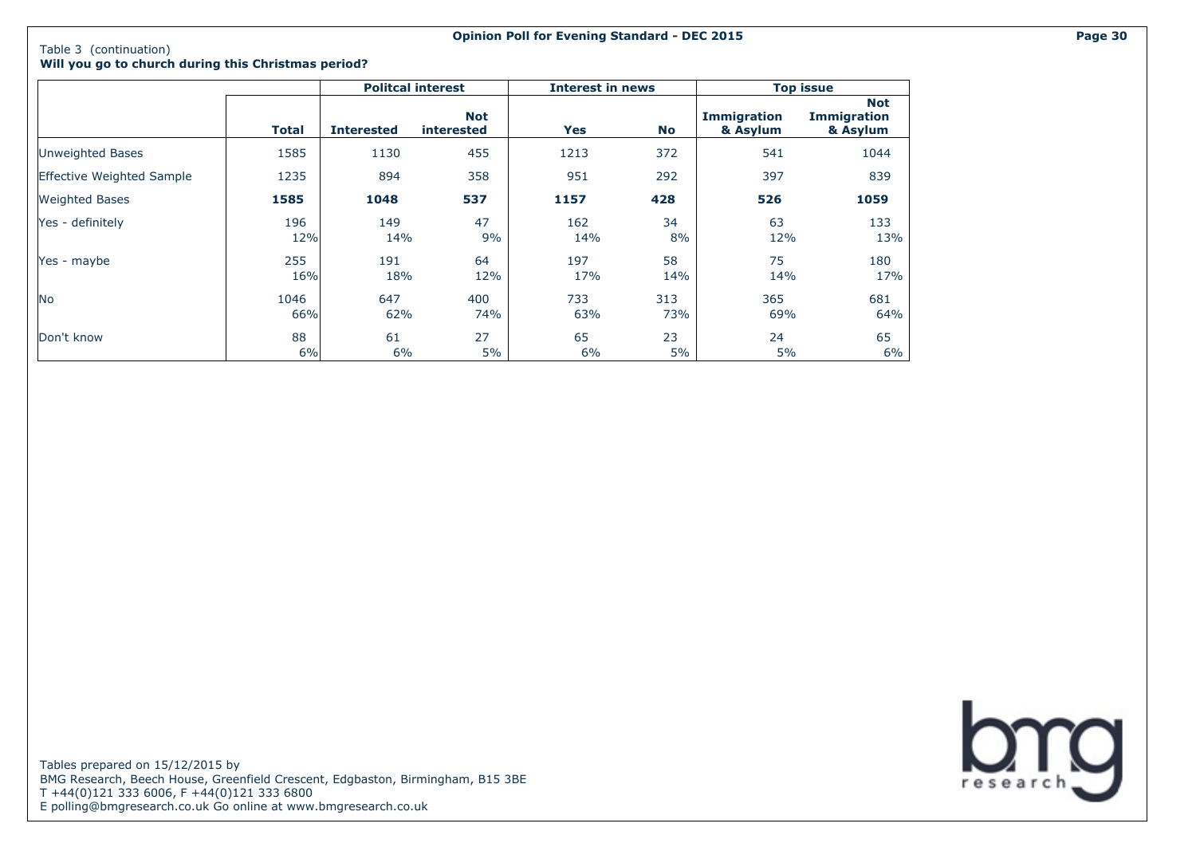Table 3 (continuation)

**Will you go to church during this Christmas period?**

| | | Politcal interest | | Interest in news | | Top issue | |
|---|---|---|---|---|---|---|---|
| | **Total** | **Interested** | **Not interested** | **Yes** | **No** | **Immigration & Asylum** | **Not Immigration & Asylum** |
| Unweighted Bases | 1585 | 1130 | 455 | 1213 | 372 | 541 | 1044 |
| Effective Weighted Sample | 1235 | 894 | 358 | 951 | 292 | 397 | 839 |
| Weighted Bases | **1585** | **1048** | **537** | **1157** | **428** | **526** | **1059** |
| Yes - definitely | 196<br>12% | 149<br>14% | 47<br>9% | 162<br>14% | 34<br>8% | 63<br>12% | 133<br>13% |
| Yes - maybe | 255<br>16% | 191<br>18% | 64<br>12% | 197<br>17% | 58<br>14% | 75<br>14% | 180<br>17% |
| No | 1046<br>66% | 647<br>62% | 400<br>74% | 733<br>63% | 313<br>73% | 365<br>69% | 681<br>64% |
| Don't know | 88<br>6% | 61<br>6% | 27<br>5% | 65<br>6% | 23<br>5% | 24<br>5% | 65<br>6% |

Tables prepared on 15/12/2015 by
BMG Research, Beech House, Greenfield Crescent, Edgbaston, Birmingham, B15 3BE
T +44(0)121 333 6006, F +44(0)121 333 6800
E polling@bmgresearch.co.uk Go online at www.bmgresearch.co.uk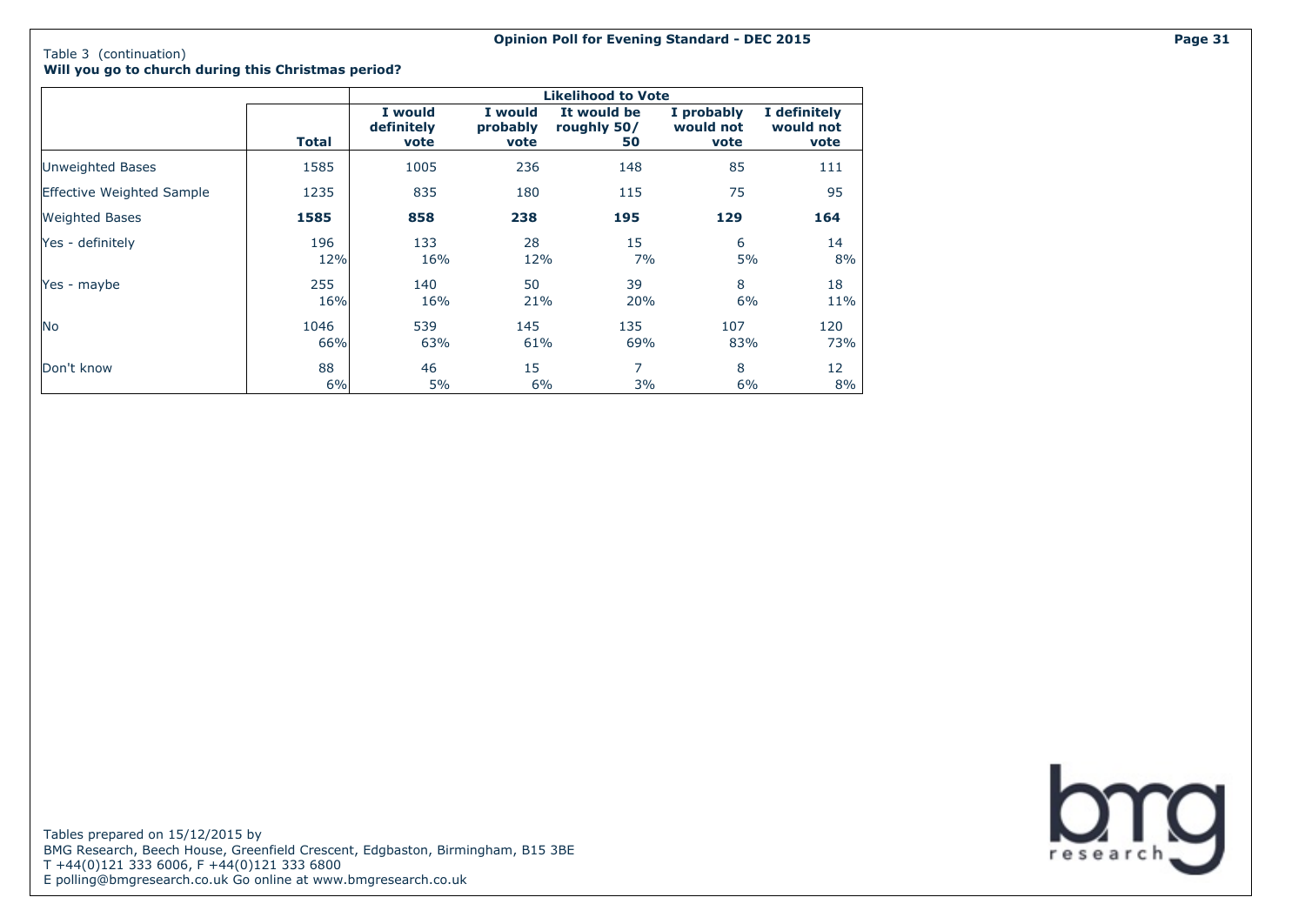Table 3 (continuation)

**Will you go to church during this Christmas period?**

| | | Likelihood to Vote | | | | |
|---|---|---|---|---|---|---|
| | **Total** | **I would definitely vote** | **I would probably vote** | **It would be roughly 50/ 50** | **I probably would not vote** | **I definitely would not vote** |
| Unweighted Bases | 1585 | 1005 | 236 | 148 | 85 | 111 |
| Effective Weighted Sample | 1235 | 835 | 180 | 115 | 75 | 95 |
| Weighted Bases | **1585** | **858** | **238** | **195** | **129** | **164** |
| Yes - definitely | 196<br>12% | 133<br>16% | 28<br>12% | 15<br>7% | 6<br>5% | 14<br>8% |
| Yes - maybe | 255<br>16% | 140<br>16% | 50<br>21% | 39<br>20% | 8<br>6% | 18<br>11% |
| No | 1046<br>66% | 539<br>63% | 145<br>61% | 135<br>69% | 107<br>83% | 120<br>73% |
| Don't know | 88<br>6% | 46<br>5% | 15<br>6% | 7<br>3% | 8<br>6% | 12<br>8% |

Tables prepared on 15/12/2015 by
BMG Research, Beech House, Greenfield Crescent, Edgbaston, Birmingham, B15 3BE
T +44(0)121 333 6006, F +44(0)121 333 6800
E polling@bmgresearch.co.uk Go online at www.bmgresearch.co.uk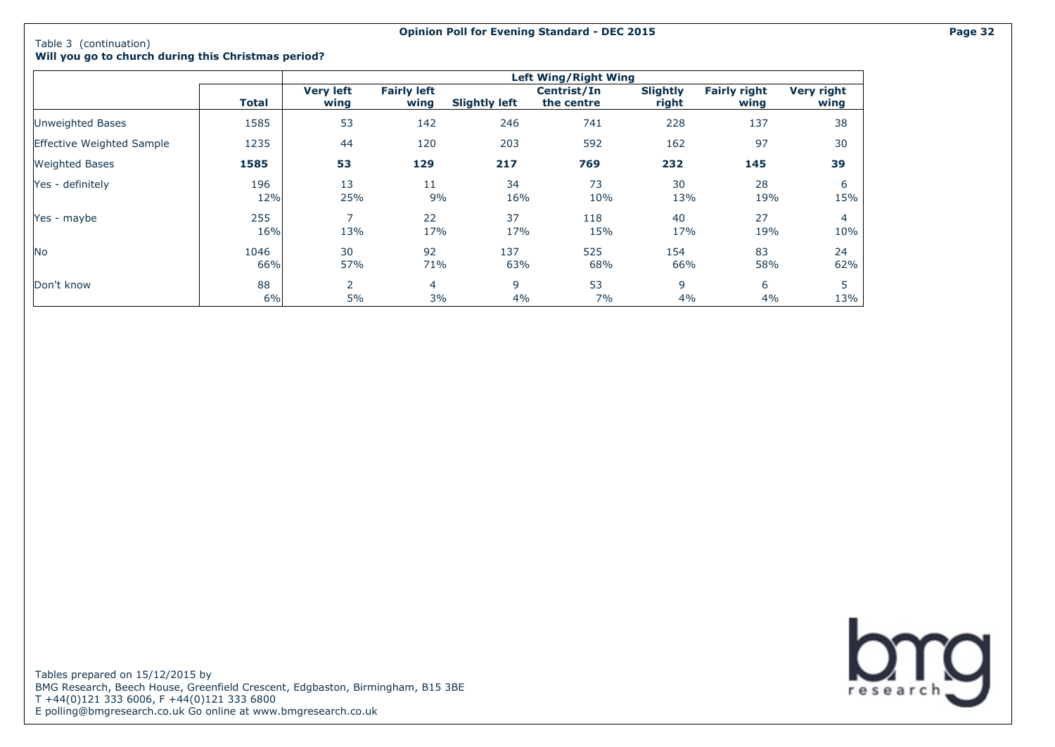Table 3 (continuation)

**Will you go to church during this Christmas period?**

| | Total | Left Wing/Right Wing | | | | | | |
|---|---|---|---|---|---|---|---|---|
| | | Very left wing | Fairly left wing | Slightly left | Centrist/In the centre | Slightly right | Fairly right wing | Very right wing |
| Unweighted Bases | 1585 | 53 | 142 | 246 | 741 | 228 | 137 | 38 |
| Effective Weighted Sample | 1235 | 44 | 120 | 203 | 592 | 162 | 97 | 30 |
| Weighted Bases | **1585** | **53** | **129** | **217** | **769** | **232** | **145** | **39** |
| Yes - definitely | 196<br>12% | 13<br>25% | 11<br>9% | 34<br>16% | 73<br>10% | 30<br>13% | 28<br>19% | 6<br>15% |
| Yes - maybe | 255<br>16% | 7<br>13% | 22<br>17% | 37<br>17% | 118<br>15% | 40<br>17% | 27<br>19% | 4<br>10% |
| No | 1046<br>66% | 30<br>57% | 92<br>71% | 137<br>63% | 525<br>68% | 154<br>66% | 83<br>58% | 24<br>62% |
| Don't know | 88<br>6% | 2<br>5% | 4<br>3% | 9<br>4% | 53<br>7% | 9<br>4% | 6<br>4% | 5<br>13% |

Tables prepared on 15/12/2015 by
BMG Research, Beech House, Greenfield Crescent, Edgbaston, Birmingham, B15 3BE
T +44(0)121 333 6006, F +44(0)121 333 6800
E polling@bmgresearch.co.uk Go online at www.bmgresearch.co.uk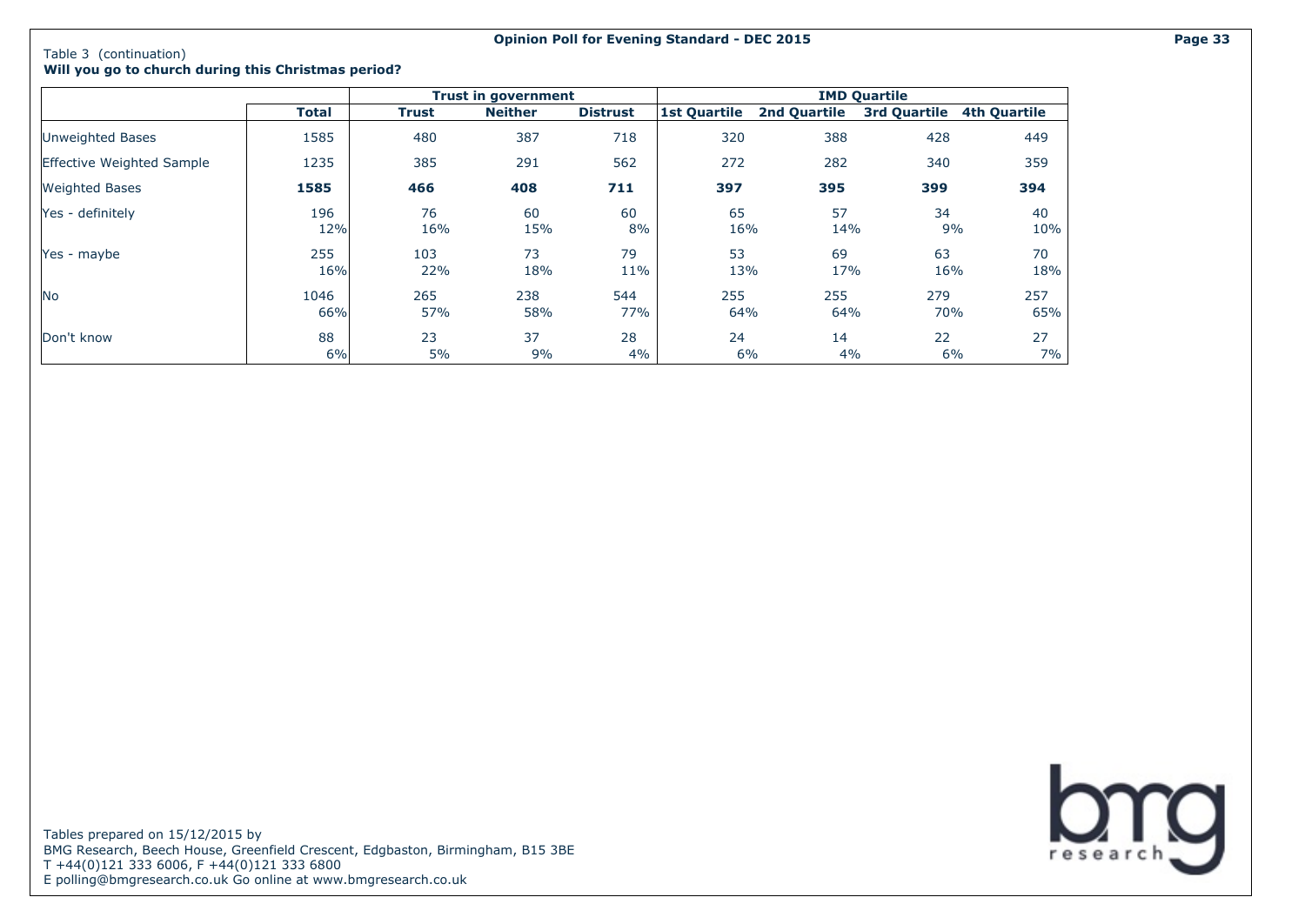Table 3 (continuation)

**Will you go to church during this Christmas period?**

| | Total | Trust in government | | | IMD Quartile | | | |
|---|---|---|---|---|---|---|---|---|
| | | Trust | Neither | Distrust | 1st Quartile | 2nd Quartile | 3rd Quartile | 4th Quartile |
| Unweighted Bases | 1585 | 480 | 387 | 718 | 320 | 388 | 428 | 449 |
| Effective Weighted Sample | 1235 | 385 | 291 | 562 | 272 | 282 | 340 | 359 |
| Weighted Bases | **1585** | **466** | **408** | **711** | **397** | **395** | **399** | **394** |
| Yes - definitely | 196 | 76 | 60 | 60 | 65 | 57 | 34 | 40 |
| | 12% | 16% | 15% | 8% | 16% | 14% | 9% | 10% |
| Yes - maybe | 255 | 103 | 73 | 79 | 53 | 69 | 63 | 70 |
| | 16% | 22% | 18% | 11% | 13% | 17% | 16% | 18% |
| No | 1046 | 265 | 238 | 544 | 255 | 255 | 279 | 257 |
| | 66% | 57% | 58% | 77% | 64% | 64% | 70% | 65% |
| Don't know | 88 | 23 | 37 | 28 | 24 | 14 | 22 | 27 |
| | 6% | 5% | 9% | 4% | 6% | 4% | 6% | 7% |

Tables prepared on 15/12/2015 by
BMG Research, Beech House, Greenfield Crescent, Edgbaston, Birmingham, B15 3BE
T +44(0)121 333 6006, F +44(0)121 333 6800
E polling@bmgresearch.co.uk Go online at www.bmgresearch.co.uk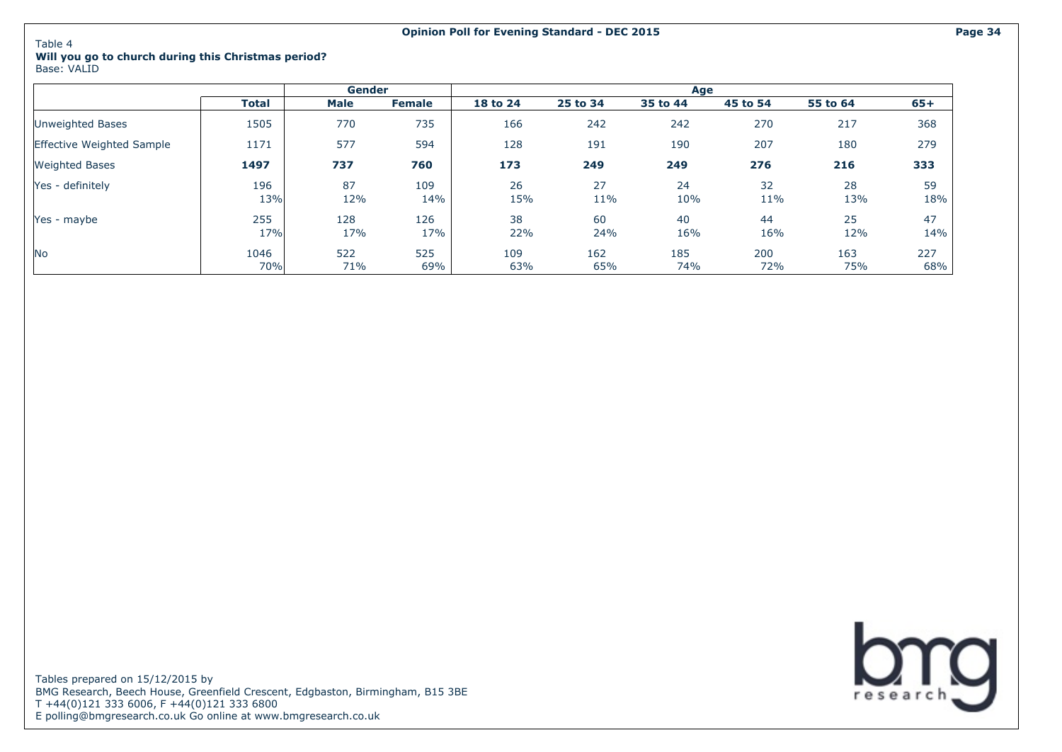Table 4

**Will you go to church during this Christmas period?**

Base: VALID

| | Total | Gender | | Age | | | | | |
|---|---|---|---|---|---|---|---|---|---|
| | | Male | Female | 18 to 24 | 25 to 34 | 35 to 44 | 45 to 54 | 55 to 64 | 65+ |
| Unweighted Bases | 1505 | 770 | 735 | 166 | 242 | 242 | 270 | 217 | 368 |
| Effective Weighted Sample | 1171 | 577 | 594 | 128 | 191 | 190 | 207 | 180 | 279 |
| Weighted Bases | **1497** | **737** | **760** | **173** | **249** | **249** | **276** | **216** | **333** |
| Yes - definitely | 196 | 87 | 109 | 26 | 27 | 24 | 32 | 28 | 59 |
| | 13% | 12% | 14% | 15% | 11% | 10% | 11% | 13% | 18% |
| Yes - maybe | 255 | 128 | 126 | 38 | 60 | 40 | 44 | 25 | 47 |
| | 17% | 17% | 17% | 22% | 24% | 16% | 16% | 12% | 14% |
| No | 1046 | 522 | 525 | 109 | 162 | 185 | 200 | 163 | 227 |
| | 70% | 71% | 69% | 63% | 65% | 74% | 72% | 75% | 68% |

Tables prepared on 15/12/2015 by
BMG Research, Beech House, Greenfield Crescent, Edgbaston, Birmingham, B15 3BE
T +44(0)121 333 6006, F +44(0)121 333 6800
E polling@bmgresearch.co.uk Go online at www.bmgresearch.co.uk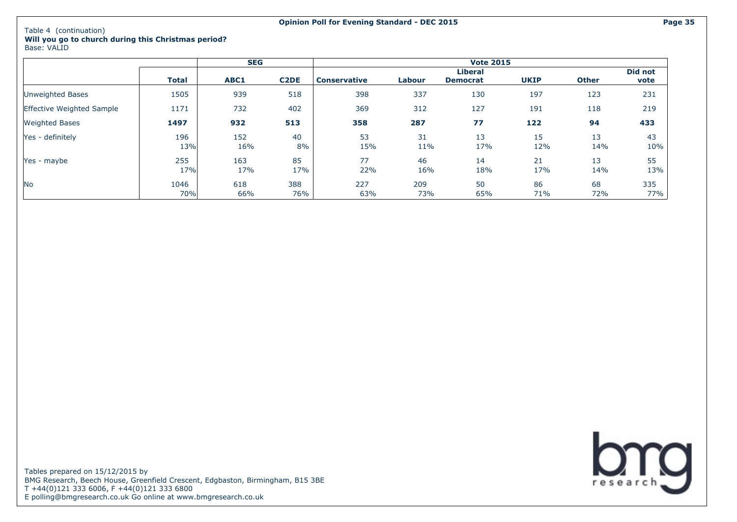Table 4 (continuation)

**Will you go to church during this Christmas period?**

Base: VALID

| | | SEG | | Vote 2015 | | | | | |
|---|---|---|---|---|---|---|---|---|---|
| | **Total** | **ABC1** | **C2DE** | **Conservative** | **Labour** | **Liberal Democrat** | **UKIP** | **Other** | **Did not vote** |
| Unweighted Bases | 1505 | 939 | 518 | 398 | 337 | 130 | 197 | 123 | 231 |
| Effective Weighted Sample | 1171 | 732 | 402 | 369 | 312 | 127 | 191 | 118 | 219 |
| Weighted Bases | **1497** | **932** | **513** | **358** | **287** | **77** | **122** | **94** | **433** |
| Yes - definitely | 196 | 152 | 40 | 53 | 31 | 13 | 15 | 13 | 43 |
| | 13% | 16% | 8% | 15% | 11% | 17% | 12% | 14% | 10% |
| Yes - maybe | 255 | 163 | 85 | 77 | 46 | 14 | 21 | 13 | 55 |
| | 17% | 17% | 17% | 22% | 16% | 18% | 17% | 14% | 13% |
| No | 1046 | 618 | 388 | 227 | 209 | 50 | 86 | 68 | 335 |
| | 70% | 66% | 76% | 63% | 73% | 65% | 71% | 72% | 77% |

Tables prepared on 15/12/2015 by
BMG Research, Beech House, Greenfield Crescent, Edgbaston, Birmingham, B15 3BE
T +44(0)121 333 6006, F +44(0)121 333 6800
E polling@bmgresearch.co.uk Go online at www.bmgresearch.co.uk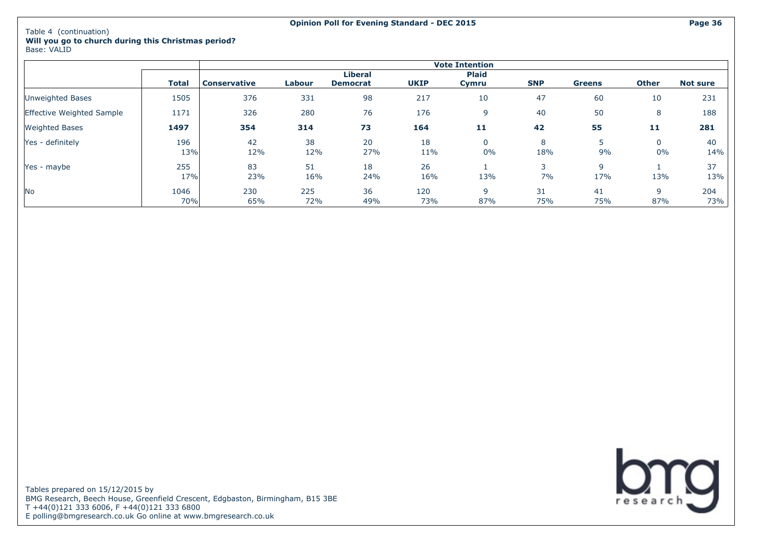Table 4 (continuation)

**Will you go to church during this Christmas period?**

Base: VALID

| | Total | Vote Intention | | | | | | | | |
|---|---|---|---|---|---|---|---|---|---|---|
| | | **Conservative** | **Labour** | **Liberal Democrat** | **UKIP** | **Plaid Cymru** | **SNP** | **Greens** | **Other** | **Not sure** |
| Unweighted Bases | 1505 | 376 | 331 | 98 | 217 | 10 | 47 | 60 | 10 | 231 |
| Effective Weighted Sample | 1171 | 326 | 280 | 76 | 176 | 9 | 40 | 50 | 8 | 188 |
| Weighted Bases | **1497** | **354** | **314** | **73** | **164** | **11** | **42** | **55** | **11** | **281** |
| Yes - definitely | 196 | 42 | 38 | 20 | 18 | 0 | 8 | 5 | 0 | 40 |
| | 13% | 12% | 12% | 27% | 11% | 0% | 18% | 9% | 0% | 14% |
| Yes - maybe | 255 | 83 | 51 | 18 | 26 | 1 | 3 | 9 | 1 | 37 |
| | 17% | 23% | 16% | 24% | 16% | 13% | 7% | 17% | 13% | 13% |
| No | 1046 | 230 | 225 | 36 | 120 | 9 | 31 | 41 | 9 | 204 |
| | 70% | 65% | 72% | 49% | 73% | 87% | 75% | 75% | 87% | 73% |

Tables prepared on 15/12/2015 by
BMG Research, Beech House, Greenfield Crescent, Edgbaston, Birmingham, B15 3BE
T +44(0)121 333 6006, F +44(0)121 333 6800
E polling@bmgresearch.co.uk Go online at www.bmgresearch.co.uk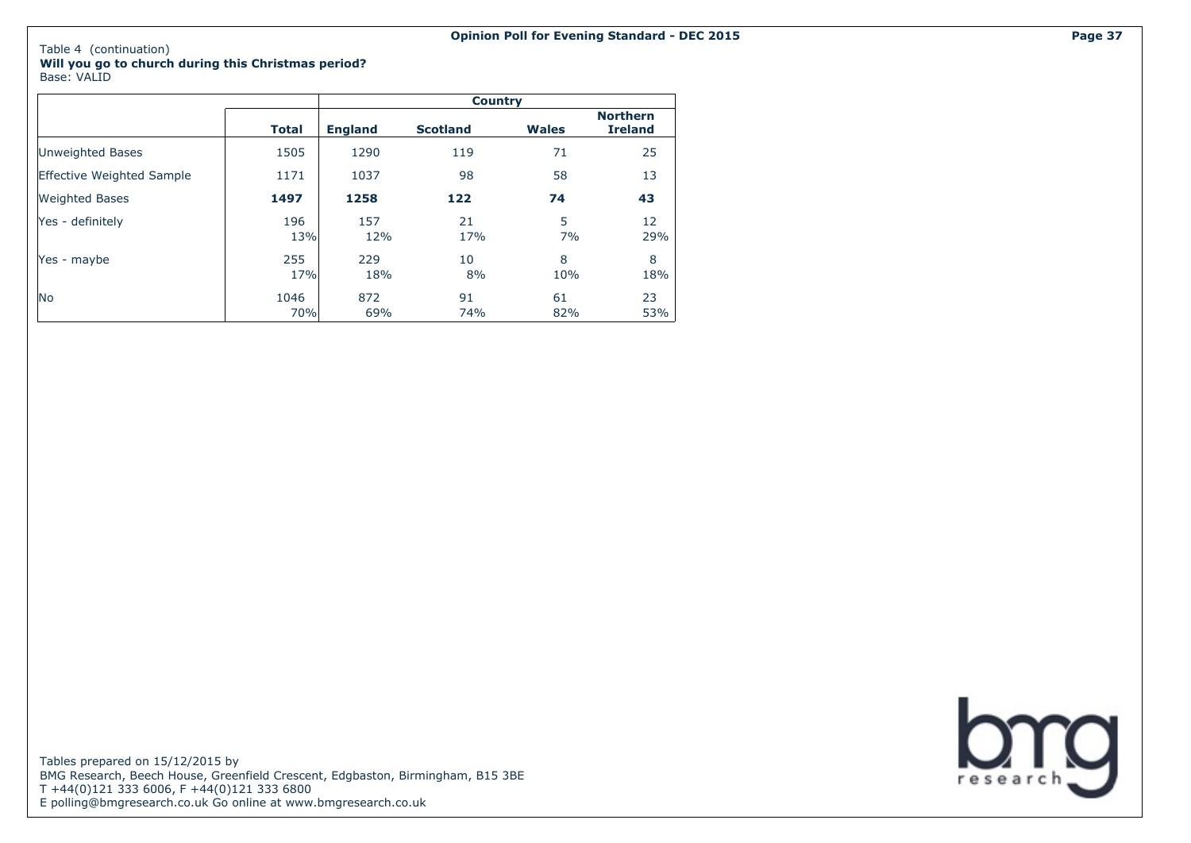Table 4 (continuation)

**Will you go to church during this Christmas period?**

Base: VALID

| | Total | Country | | | |
|---|---|---|---|---|---|
| | | **England** | **Scotland** | **Wales** | **Northern Ireland** |
| Unweighted Bases | 1505 | 1290 | 119 | 71 | 25 |
| Effective Weighted Sample | 1171 | 1037 | 98 | 58 | 13 |
| Weighted Bases | **1497** | **1258** | **122** | **74** | **43** |
| Yes - definitely | 196 | 157 | 21 | 5 | 12 |
| | 13% | 12% | 17% | 7% | 29% |
| Yes - maybe | 255 | 229 | 10 | 8 | 8 |
| | 17% | 18% | 8% | 10% | 18% |
| No | 1046 | 872 | 91 | 61 | 23 |
| | 70% | 69% | 74% | 82% | 53% |

Tables prepared on 15/12/2015 by
BMG Research, Beech House, Greenfield Crescent, Edgbaston, Birmingham, B15 3BE
T +44(0)121 333 6006, F +44(0)121 333 6800
E polling@bmgresearch.co.uk Go online at www.bmgresearch.co.uk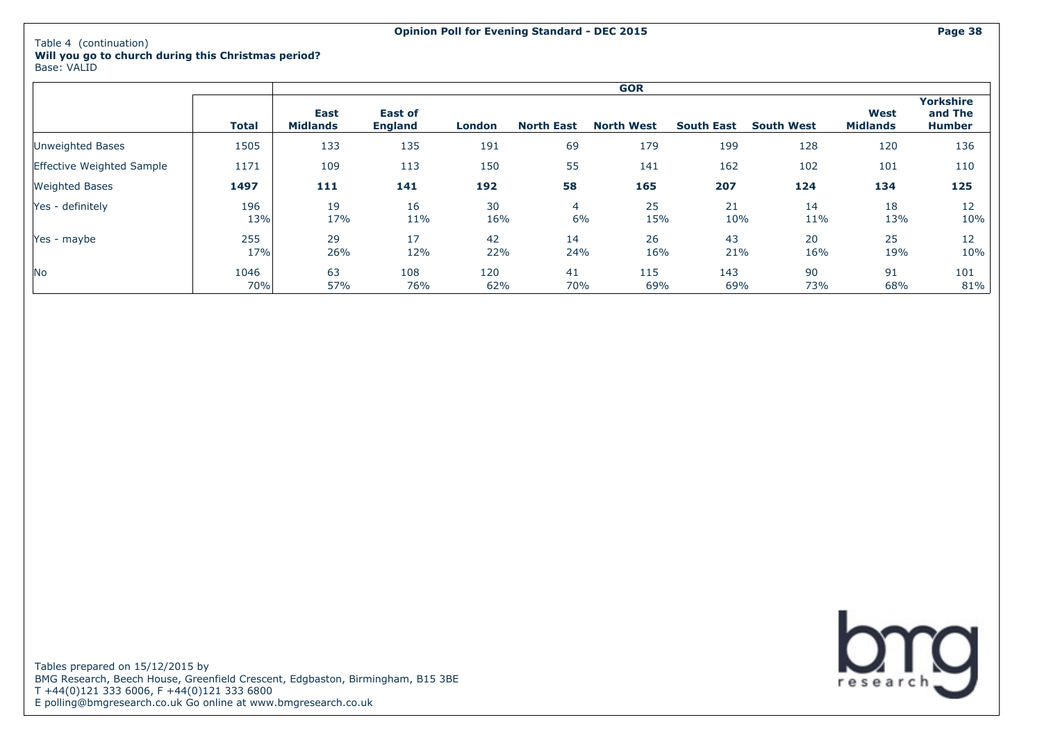Table 4 (continuation)

**Will you go to church during this Christmas period?**

Base: VALID

| | Total | GOR | | | | | | | | |
|---|---|---|---|---|---|---|---|---|---|---|
| | | **East Midlands** | **East of England** | **London** | **North East** | **North West** | **South East** | **South West** | **West Midlands** | **Yorkshire and The Humber** |
| Unweighted Bases | 1505 | 133 | 135 | 191 | 69 | 179 | 199 | 128 | 120 | 136 |
| Effective Weighted Sample | 1171 | 109 | 113 | 150 | 55 | 141 | 162 | 102 | 101 | 110 |
| Weighted Bases | **1497** | **111** | **141** | **192** | **58** | **165** | **207** | **124** | **134** | **125** |
| Yes - definitely | 196<br>13% | 19<br>17% | 16<br>11% | 30<br>16% | 4<br>6% | 25<br>15% | 21<br>10% | 14<br>11% | 18<br>13% | 12<br>10% |
| Yes - maybe | 255<br>17% | 29<br>26% | 17<br>12% | 42<br>22% | 14<br>24% | 26<br>16% | 43<br>21% | 20<br>16% | 25<br>19% | 12<br>10% |
| No | 1046<br>70% | 63<br>57% | 108<br>76% | 120<br>62% | 41<br>70% | 115<br>69% | 143<br>69% | 90<br>73% | 91<br>68% | 101<br>81% |

Tables prepared on 15/12/2015 by
BMG Research, Beech House, Greenfield Crescent, Edgbaston, Birmingham, B15 3BE
T +44(0)121 333 6006, F +44(0)121 333 6800
E polling@bmgresearch.co.uk Go online at www.bmgresearch.co.uk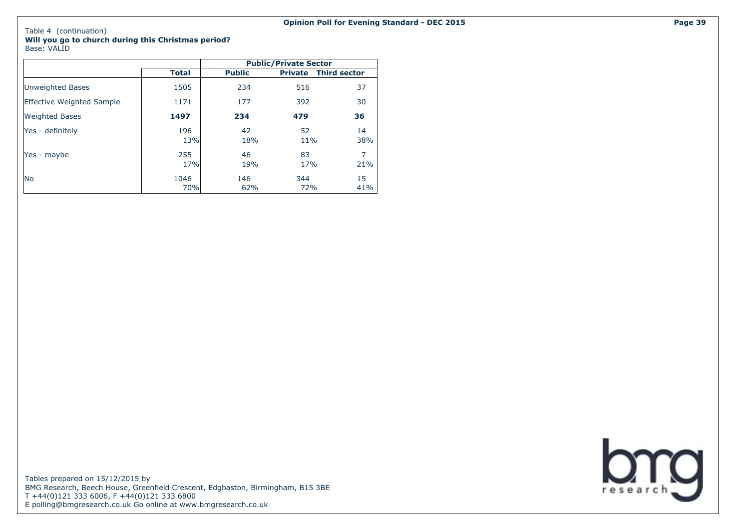Table 4 (continuation)
**Will you go to church during this Christmas period?**
Base: VALID

| | Total | Public/Private Sector | | |
|---|---|---|---|---|
| | | **Public** | **Private** | **Third sector** |
| Unweighted Bases | 1505 | 234 | 516 | 37 |
| Effective Weighted Sample | 1171 | 177 | 392 | 30 |
| Weighted Bases | **1497** | **234** | **479** | **36** |
| Yes - definitely | 196<br>13% | 42<br>18% | 52<br>11% | 14<br>38% |
| Yes - maybe | 255<br>17% | 46<br>19% | 83<br>17% | 7<br>21% |
| No | 1046<br>70% | 146<br>62% | 344<br>72% | 15<br>41% |

Tables prepared on 15/12/2015 by
BMG Research, Beech House, Greenfield Crescent, Edgbaston, Birmingham, B15 3BE
T +44(0)121 333 6006, F +44(0)121 333 6800
E polling@bmgresearch.co.uk Go online at www.bmgresearch.co.uk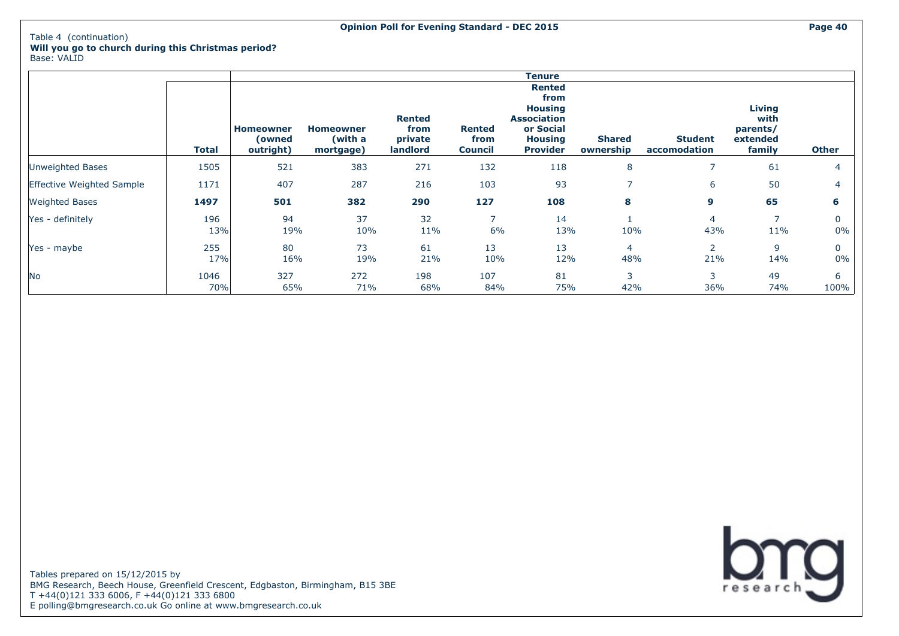Table 4 (continuation)

**Will you go to church during this Christmas period?**

Base: VALID

| | | Tenure | | | | | | | | |
|---|---|---|---|---|---|---|---|---|---|---|
| | **Total** | **Homeowner (owned outright)** | **Homeowner (with a mortgage)** | **Rented from private landlord** | **Rented from Council** | **Rented from Housing Association or Social Housing Provider** | **Shared ownership** | **Student accomodation** | **Living with parents/ extended family** | **Other** |
| Unweighted Bases | 1505 | 521 | 383 | 271 | 132 | 118 | 8 | 7 | 61 | 4 |
| Effective Weighted Sample | 1171 | 407 | 287 | 216 | 103 | 93 | 7 | 6 | 50 | 4 |
| Weighted Bases | **1497** | **501** | **382** | **290** | **127** | **108** | **8** | **9** | **65** | **6** |
| Yes - definitely | 196 | 94 | 37 | 32 | 7 | 14 | 1 | 4 | 7 | 0 |
| | 13% | 19% | 10% | 11% | 6% | 13% | 10% | 43% | 11% | 0% |
| Yes - maybe | 255 | 80 | 73 | 61 | 13 | 13 | 4 | 2 | 9 | 0 |
| | 17% | 16% | 19% | 21% | 10% | 12% | 48% | 21% | 14% | 0% |
| No | 1046 | 327 | 272 | 198 | 107 | 81 | 3 | 3 | 49 | 6 |
| | 70% | 65% | 71% | 68% | 84% | 75% | 42% | 36% | 74% | 100% |

Tables prepared on 15/12/2015 by
BMG Research, Beech House, Greenfield Crescent, Edgbaston, Birmingham, B15 3BE
T +44(0)121 333 6006, F +44(0)121 333 6800
E polling@bmgresearch.co.uk Go online at www.bmgresearch.co.uk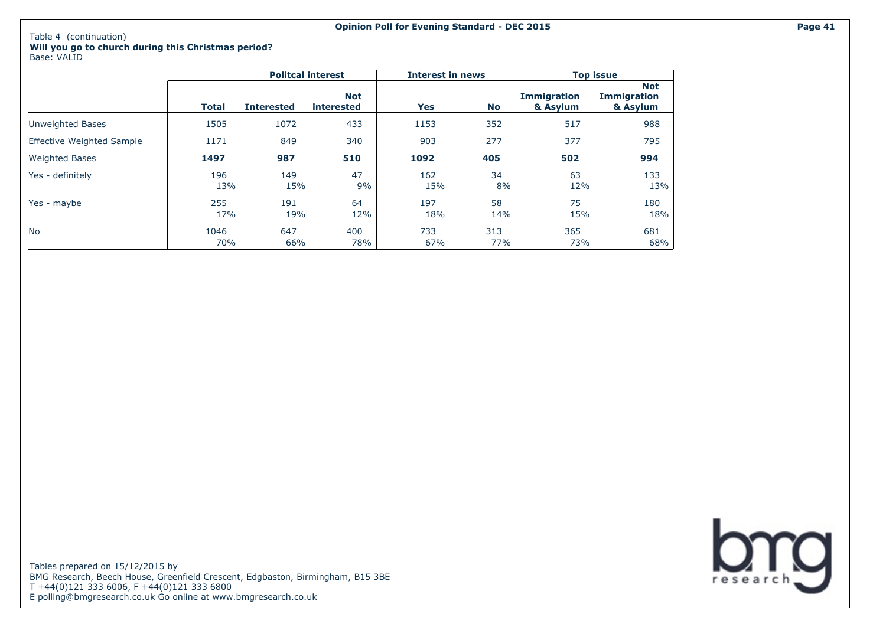Table 4 (continuation)
**Will you go to church during this Christmas period?**
Base: VALID

| | | Politcal interest | | Interest in news | | Top issue | |
|---|---|---|---|---|---|---|---|
| | **Total** | **Interested** | **Not interested** | **Yes** | **No** | **Immigration & Asylum** | **Not Immigration & Asylum** |
| Unweighted Bases | 1505 | 1072 | 433 | 1153 | 352 | 517 | 988 |
| Effective Weighted Sample | 1171 | 849 | 340 | 903 | 277 | 377 | 795 |
| Weighted Bases | **1497** | **987** | **510** | **1092** | **405** | **502** | **994** |
| Yes - definitely | 196 | 149 | 47 | 162 | 34 | 63 | 133 |
| | 13% | 15% | 9% | 15% | 8% | 12% | 13% |
| Yes - maybe | 255 | 191 | 64 | 197 | 58 | 75 | 180 |
| | 17% | 19% | 12% | 18% | 14% | 15% | 18% |
| No | 1046 | 647 | 400 | 733 | 313 | 365 | 681 |
| | 70% | 66% | 78% | 67% | 77% | 73% | 68% |

Tables prepared on 15/12/2015 by
BMG Research, Beech House, Greenfield Crescent, Edgbaston, Birmingham, B15 3BE
T +44(0)121 333 6006, F +44(0)121 333 6800
E polling@bmgresearch.co.uk Go online at www.bmgresearch.co.uk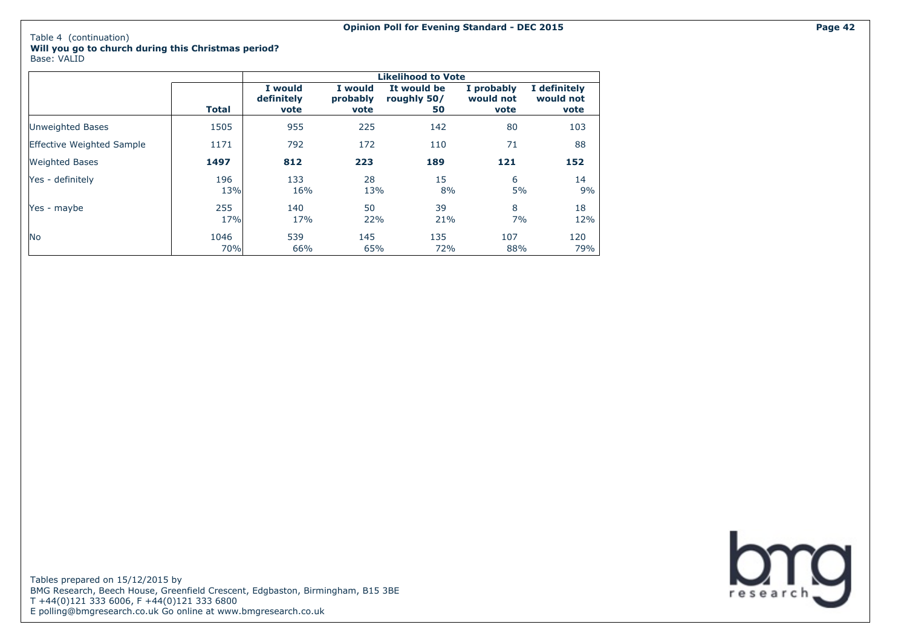Table 4 (continuation)

**Will you go to church during this Christmas period?**

Base: VALID

| | Total | Likelihood to Vote | | | | |
|---|---|---|---|---|---|---|
| | | I would definitely vote | I would probably vote | It would be roughly 50/ 50 | I probably would not vote | I definitely would not vote |
| Unweighted Bases | 1505 | 955 | 225 | 142 | 80 | 103 |
| Effective Weighted Sample | 1171 | 792 | 172 | 110 | 71 | 88 |
| Weighted Bases | **1497** | **812** | **223** | **189** | **121** | **152** |
| Yes - definitely | 196 | 133 | 28 | 15 | 6 | 14 |
| | 13% | 16% | 13% | 8% | 5% | 9% |
| Yes - maybe | 255 | 140 | 50 | 39 | 8 | 18 |
| | 17% | 17% | 22% | 21% | 7% | 12% |
| No | 1046 | 539 | 145 | 135 | 107 | 120 |
| | 70% | 66% | 65% | 72% | 88% | 79% |

Tables prepared on 15/12/2015 by
BMG Research, Beech House, Greenfield Crescent, Edgbaston, Birmingham, B15 3BE
T +44(0)121 333 6006, F +44(0)121 333 6800
E polling@bmgresearch.co.uk Go online at www.bmgresearch.co.uk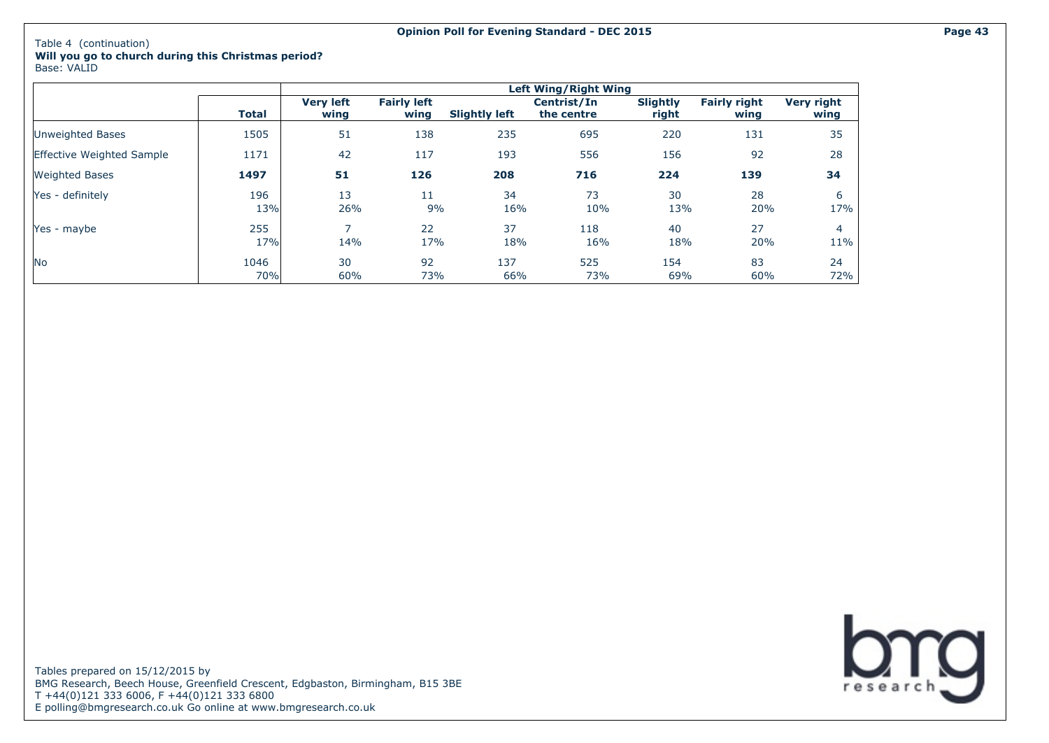Table 4 (continuation)

**Will you go to church during this Christmas period?**

Base: VALID

| | | Left Wing/Right Wing | | | | | | |
|---|---|---|---|---|---|---|---|---|
| | **Total** | **Very left wing** | **Fairly left wing** | **Slightly left** | **Centrist/In the centre** | **Slightly right** | **Fairly right wing** | **Very right wing** |
| Unweighted Bases | 1505 | 51 | 138 | 235 | 695 | 220 | 131 | 35 |
| Effective Weighted Sample | 1171 | 42 | 117 | 193 | 556 | 156 | 92 | 28 |
| Weighted Bases | **1497** | **51** | **126** | **208** | **716** | **224** | **139** | **34** |
| Yes - definitely | 196 | 13 | 11 | 34 | 73 | 30 | 28 | 6 |
| | 13% | 26% | 9% | 16% | 10% | 13% | 20% | 17% |
| Yes - maybe | 255 | 7 | 22 | 37 | 118 | 40 | 27 | 4 |
| | 17% | 14% | 17% | 18% | 16% | 18% | 20% | 11% |
| No | 1046 | 30 | 92 | 137 | 525 | 154 | 83 | 24 |
| | 70% | 60% | 73% | 66% | 73% | 69% | 60% | 72% |

Tables prepared on 15/12/2015 by
BMG Research, Beech House, Greenfield Crescent, Edgbaston, Birmingham, B15 3BE
T +44(0)121 333 6006, F +44(0)121 333 6800
E polling@bmgresearch.co.uk Go online at www.bmgresearch.co.uk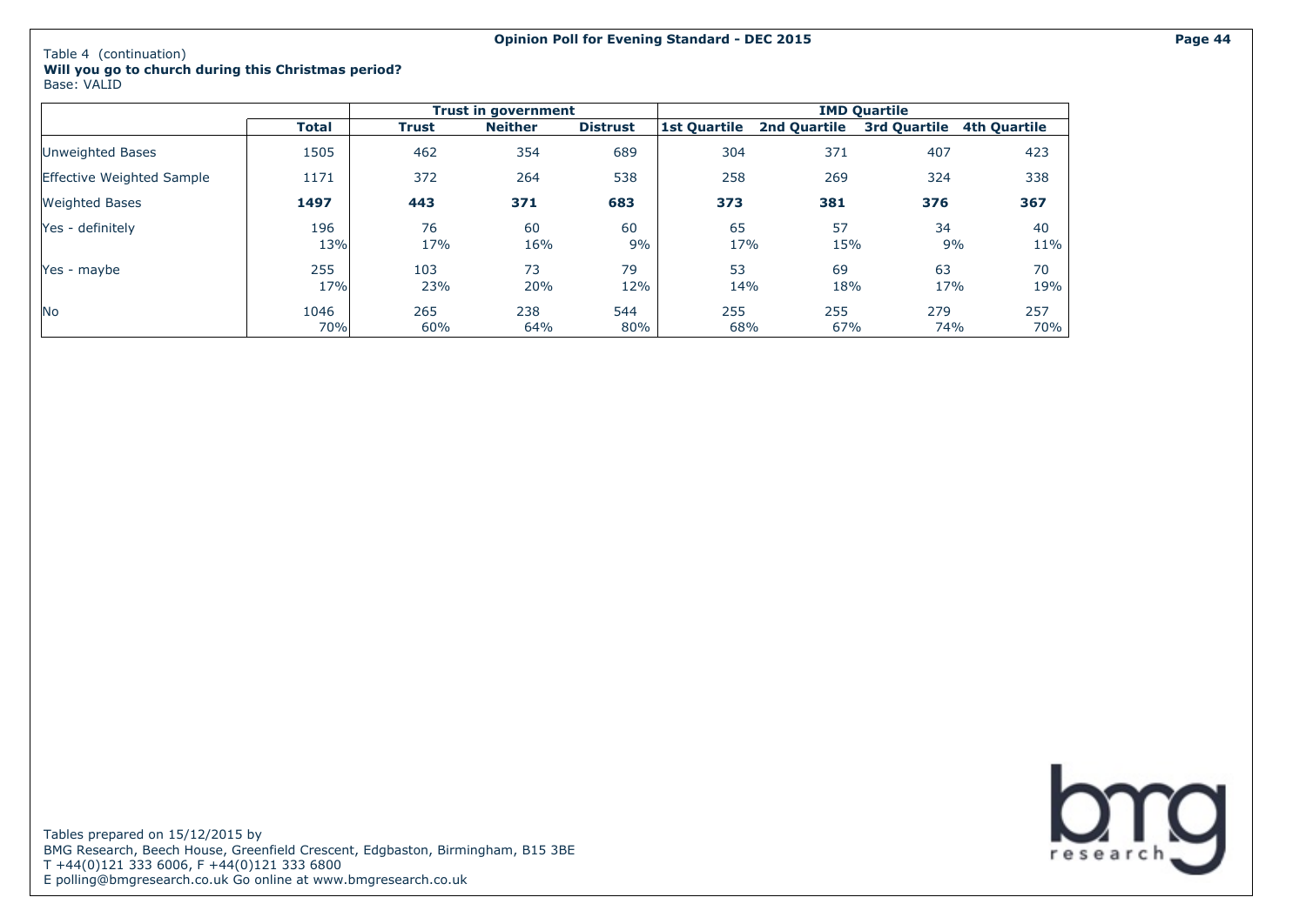Table 4 (continuation)

**Will you go to church during this Christmas period?**

Base: VALID

| | Total | Trust in government | | | IMD Quartile | | | |
|---|---|---|---|---|---|---|---|---|
| | | Trust | Neither | Distrust | 1st Quartile | 2nd Quartile | 3rd Quartile | 4th Quartile |
| Unweighted Bases | 1505 | 462 | 354 | 689 | 304 | 371 | 407 | 423 |
| Effective Weighted Sample | 1171 | 372 | 264 | 538 | 258 | 269 | 324 | 338 |
| Weighted Bases | **1497** | **443** | **371** | **683** | **373** | **381** | **376** | **367** |
| Yes - definitely | 196 | 76 | 60 | 60 | 65 | 57 | 34 | 40 |
| | 13% | 17% | 16% | 9% | 17% | 15% | 9% | 11% |
| Yes - maybe | 255 | 103 | 73 | 79 | 53 | 69 | 63 | 70 |
| | 17% | 23% | 20% | 12% | 14% | 18% | 17% | 19% |
| No | 1046 | 265 | 238 | 544 | 255 | 255 | 279 | 257 |
| | 70% | 60% | 64% | 80% | 68% | 67% | 74% | 70% |

Tables prepared on 15/12/2015 by
BMG Research, Beech House, Greenfield Crescent, Edgbaston, Birmingham, B15 3BE
T +44(0)121 333 6006, F +44(0)121 333 6800
E polling@bmgresearch.co.uk Go online at www.bmgresearch.co.uk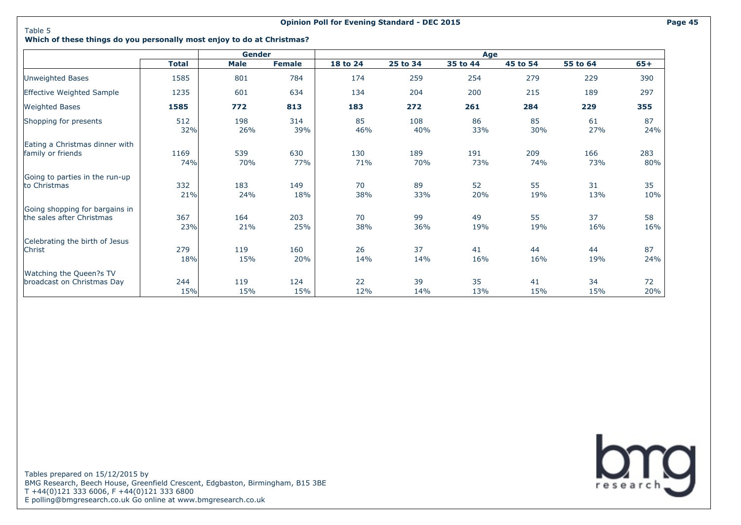Table 5

**Which of these things do you personally most enjoy to do at Christmas?**

| | Total | Gender | | Age | | | | | |
|---|---|---|---|---|---|---|---|---|---|
| | | Male | Female | 18 to 24 | 25 to 34 | 35 to 44 | 45 to 54 | 55 to 64 | 65+ |
| Unweighted Bases | 1585 | 801 | 784 | 174 | 259 | 254 | 279 | 229 | 390 |
| Effective Weighted Sample | 1235 | 601 | 634 | 134 | 204 | 200 | 215 | 189 | 297 |
| Weighted Bases | **1585** | **772** | **813** | **183** | **272** | **261** | **284** | **229** | **355** |
| Shopping for presents | 512 | 198 | 314 | 85 | 108 | 86 | 85 | 61 | 87 |
| | 32% | 26% | 39% | 46% | 40% | 33% | 30% | 27% | 24% |
| Eating a Christmas dinner with family or friends | 1169 | 539 | 630 | 130 | 189 | 191 | 209 | 166 | 283 |
| | 74% | 70% | 77% | 71% | 70% | 73% | 74% | 73% | 80% |
| Going to parties in the run-up to Christmas | 332 | 183 | 149 | 70 | 89 | 52 | 55 | 31 | 35 |
| | 21% | 24% | 18% | 38% | 33% | 20% | 19% | 13% | 10% |
| Going shopping for bargains in the sales after Christmas | 367 | 164 | 203 | 70 | 99 | 49 | 55 | 37 | 58 |
| | 23% | 21% | 25% | 38% | 36% | 19% | 19% | 16% | 16% |
| Celebrating the birth of Jesus Christ | 279 | 119 | 160 | 26 | 37 | 41 | 44 | 44 | 87 |
| | 18% | 15% | 20% | 14% | 14% | 16% | 16% | 19% | 24% |
| Watching the Queen?s TV broadcast on Christmas Day | 244 | 119 | 124 | 22 | 39 | 35 | 41 | 34 | 72 |
| | 15% | 15% | 15% | 12% | 14% | 13% | 15% | 15% | 20% |

Tables prepared on 15/12/2015 by
BMG Research, Beech House, Greenfield Crescent, Edgbaston, Birmingham, B15 3BE
T +44(0)121 333 6006, F +44(0)121 333 6800
E polling@bmgresearch.co.uk Go online at www.bmgresearch.co.uk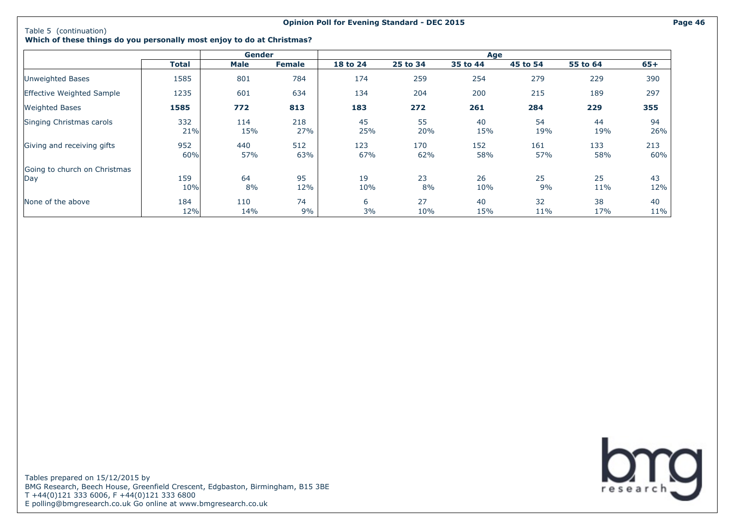Table 5 (continuation)

**Which of these things do you personally most enjoy to do at Christmas?**

| | | Gender | | Age | | | | | |
|---|---|---|---|---|---|---|---|---|---|
| | **Total** | **Male** | **Female** | **18 to 24** | **25 to 34** | **35 to 44** | **45 to 54** | **55 to 64** | **65+** |
| Unweighted Bases | 1585 | 801 | 784 | 174 | 259 | 254 | 279 | 229 | 390 |
| Effective Weighted Sample | 1235 | 601 | 634 | 134 | 204 | 200 | 215 | 189 | 297 |
| Weighted Bases | **1585** | **772** | **813** | **183** | **272** | **261** | **284** | **229** | **355** |
| Singing Christmas carols | 332 | 114 | 218 | 45 | 55 | 40 | 54 | 44 | 94 |
| | 21% | 15% | 27% | 25% | 20% | 15% | 19% | 19% | 26% |
| Giving and receiving gifts | 952 | 440 | 512 | 123 | 170 | 152 | 161 | 133 | 213 |
| | 60% | 57% | 63% | 67% | 62% | 58% | 57% | 58% | 60% |
| Going to church on Christmas Day | 159 | 64 | 95 | 19 | 23 | 26 | 25 | 25 | 43 |
| | 10% | 8% | 12% | 10% | 8% | 10% | 9% | 11% | 12% |
| None of the above | 184 | 110 | 74 | 6 | 27 | 40 | 32 | 38 | 40 |
| | 12% | 14% | 9% | 3% | 10% | 15% | 11% | 17% | 11% |

Tables prepared on 15/12/2015 by
BMG Research, Beech House, Greenfield Crescent, Edgbaston, Birmingham, B15 3BE
T +44(0)121 333 6006, F +44(0)121 333 6800
E polling@bmgresearch.co.uk Go online at www.bmgresearch.co.uk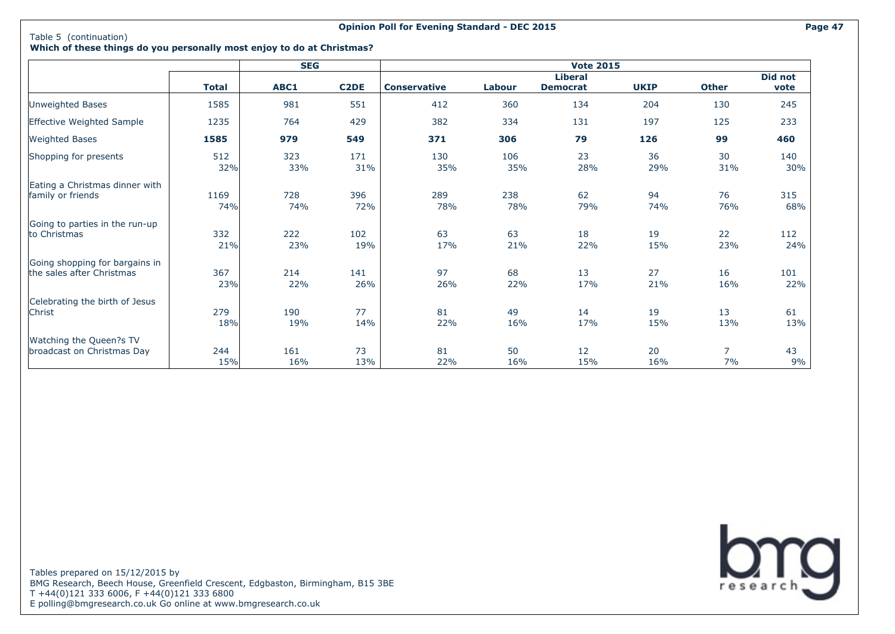Table 5 (continuation)

**Which of these things do you personally most enjoy to do at Christmas?**

| | | SEG | | Vote 2015 | | | | | |
|---|---|---|---|---|---|---|---|---|---|
| | **Total** | **ABC1** | **C2DE** | **Conservative** | **Labour** | **Liberal Democrat** | **UKIP** | **Other** | **Did not vote** |
| Unweighted Bases | 1585 | 981 | 551 | 412 | 360 | 134 | 204 | 130 | 245 |
| Effective Weighted Sample | 1235 | 764 | 429 | 382 | 334 | 131 | 197 | 125 | 233 |
| Weighted Bases | **1585** | **979** | **549** | **371** | **306** | **79** | **126** | **99** | **460** |
| Shopping for presents | 512 | 323 | 171 | 130 | 106 | 23 | 36 | 30 | 140 |
| | 32% | 33% | 31% | 35% | 35% | 28% | 29% | 31% | 30% |
| Eating a Christmas dinner with family or friends | 1169 | 728 | 396 | 289 | 238 | 62 | 94 | 76 | 315 |
| | 74% | 74% | 72% | 78% | 78% | 79% | 74% | 76% | 68% |
| Going to parties in the run-up to Christmas | 332 | 222 | 102 | 63 | 63 | 18 | 19 | 22 | 112 |
| | 21% | 23% | 19% | 17% | 21% | 22% | 15% | 23% | 24% |
| Going shopping for bargains in the sales after Christmas | 367 | 214 | 141 | 97 | 68 | 13 | 27 | 16 | 101 |
| | 23% | 22% | 26% | 26% | 22% | 17% | 21% | 16% | 22% |
| Celebrating the birth of Jesus Christ | 279 | 190 | 77 | 81 | 49 | 14 | 19 | 13 | 61 |
| | 18% | 19% | 14% | 22% | 16% | 17% | 15% | 13% | 13% |
| Watching the Queen?s TV broadcast on Christmas Day | 244 | 161 | 73 | 81 | 50 | 12 | 20 | 7 | 43 |
| | 15% | 16% | 13% | 22% | 16% | 15% | 16% | 7% | 9% |

Tables prepared on 15/12/2015 by
BMG Research, Beech House, Greenfield Crescent, Edgbaston, Birmingham, B15 3BE
T +44(0)121 333 6006, F +44(0)121 333 6800
E polling@bmgresearch.co.uk Go online at www.bmgresearch.co.uk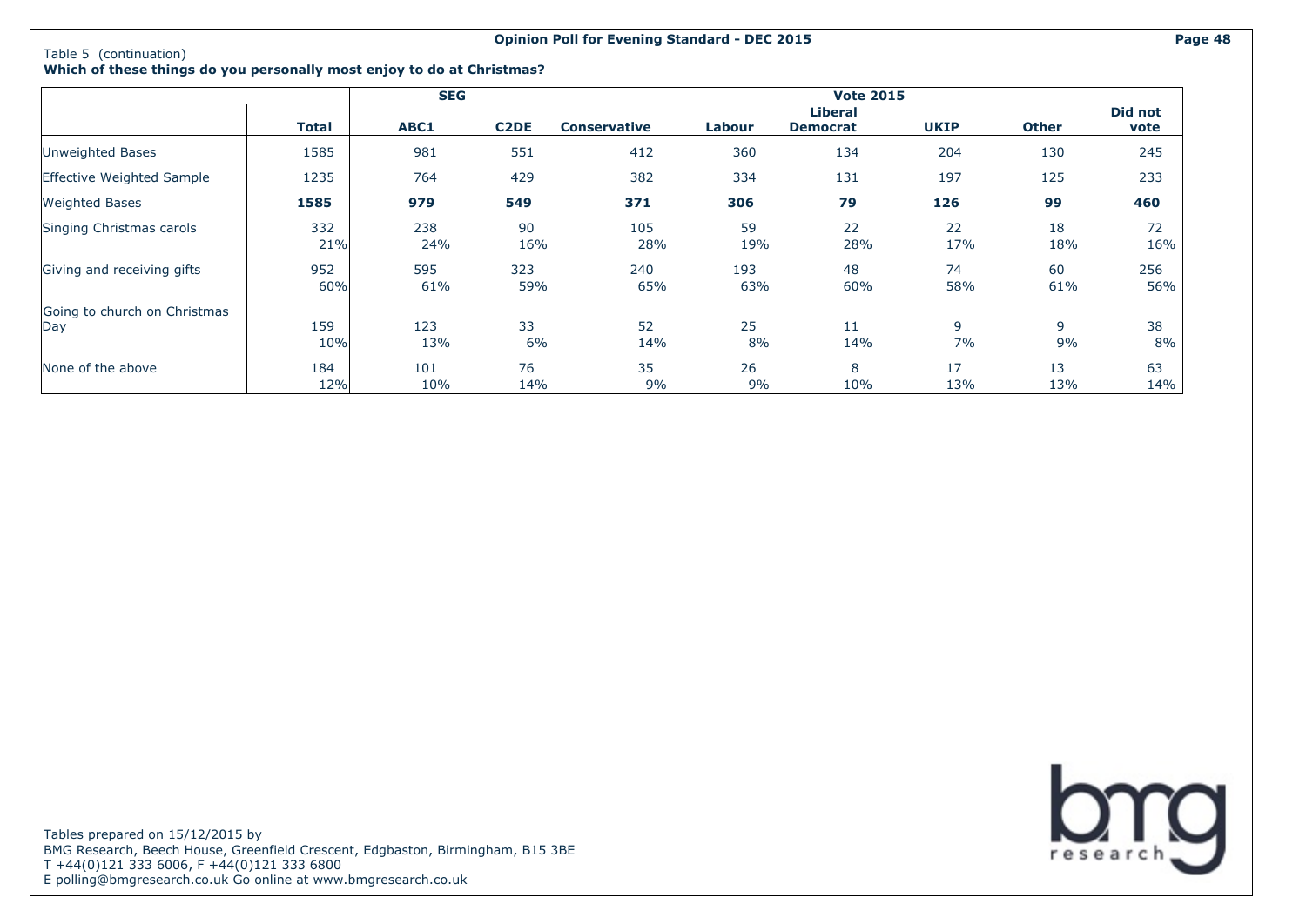Table 5 (continuation)

**Which of these things do you personally most enjoy to do at Christmas?**

| | | SEG | | Vote 2015 | | | | | |
|---|---|---|---|---|---|---|---|---|---|
| | **Total** | **ABC1** | **C2DE** | **Conservative** | **Labour** | **Liberal Democrat** | **UKIP** | **Other** | **Did not vote** |
| Unweighted Bases | 1585 | 981 | 551 | 412 | 360 | 134 | 204 | 130 | 245 |
| Effective Weighted Sample | 1235 | 764 | 429 | 382 | 334 | 131 | 197 | 125 | 233 |
| Weighted Bases | **1585** | **979** | **549** | **371** | **306** | **79** | **126** | **99** | **460** |
| Singing Christmas carols | 332 | 238 | 90 | 105 | 59 | 22 | 22 | 18 | 72 |
| | 21% | 24% | 16% | 28% | 19% | 28% | 17% | 18% | 16% |
| Giving and receiving gifts | 952 | 595 | 323 | 240 | 193 | 48 | 74 | 60 | 256 |
| | 60% | 61% | 59% | 65% | 63% | 60% | 58% | 61% | 56% |
| Going to church on Christmas Day | 159 | 123 | 33 | 52 | 25 | 11 | 9 | 9 | 38 |
| | 10% | 13% | 6% | 14% | 8% | 14% | 7% | 9% | 8% |
| None of the above | 184 | 101 | 76 | 35 | 26 | 8 | 17 | 13 | 63 |
| | 12% | 10% | 14% | 9% | 9% | 10% | 13% | 13% | 14% |

Tables prepared on 15/12/2015 by
BMG Research, Beech House, Greenfield Crescent, Edgbaston, Birmingham, B15 3BE
T +44(0)121 333 6006, F +44(0)121 333 6800
E polling@bmgresearch.co.uk Go online at www.bmgresearch.co.uk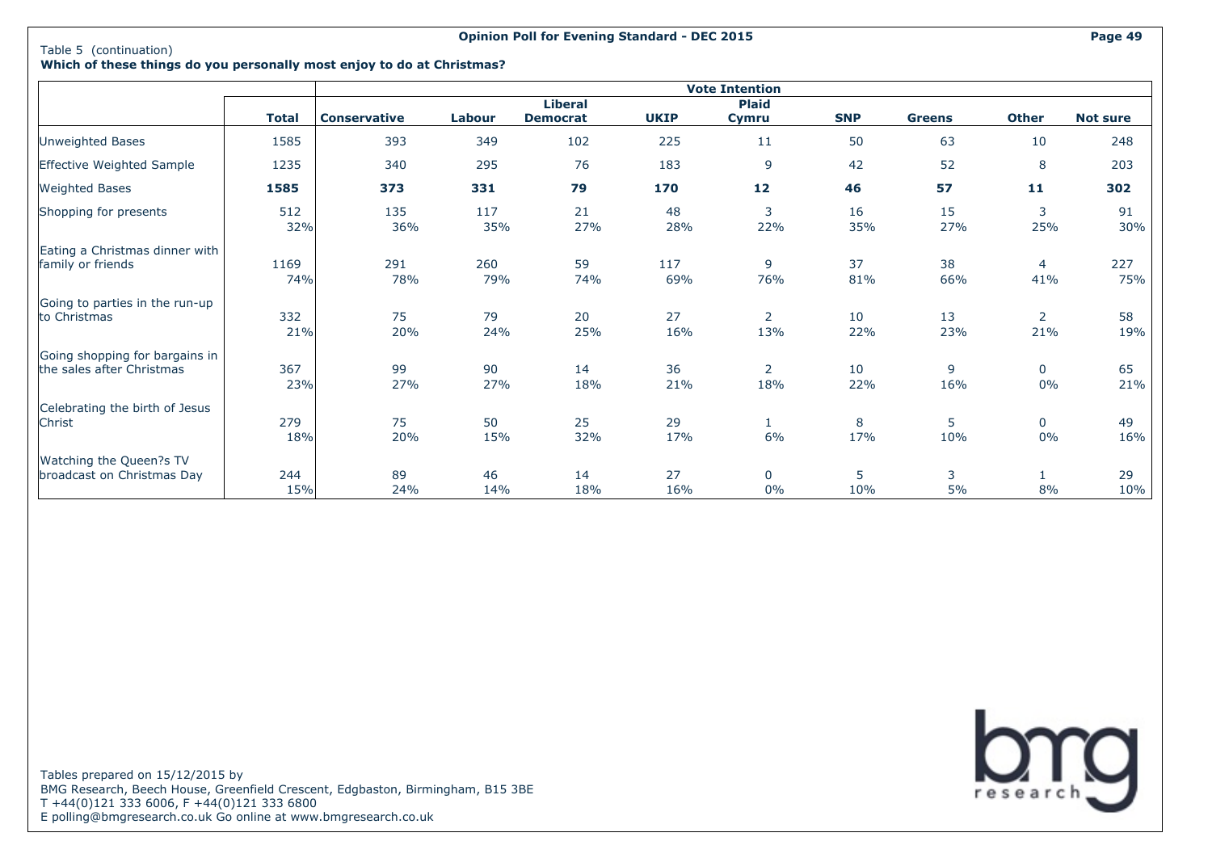Table 5 (continuation)

**Which of these things do you personally most enjoy to do at Christmas?**

| | | Vote Intention | | | | | | | | |
|---|---|---|---|---|---|---|---|---|---|---|
| | **Total** | **Conservative** | **Labour** | **Liberal Democrat** | **UKIP** | **Plaid Cymru** | **SNP** | **Greens** | **Other** | **Not sure** |
| Unweighted Bases | 1585 | 393 | 349 | 102 | 225 | 11 | 50 | 63 | 10 | 248 |
| Effective Weighted Sample | 1235 | 340 | 295 | 76 | 183 | 9 | 42 | 52 | 8 | 203 |
| Weighted Bases | **1585** | **373** | **331** | **79** | **170** | **12** | **46** | **57** | **11** | **302** |
| Shopping for presents | 512 | 135 | 117 | 21 | 48 | 3 | 16 | 15 | 3 | 91 |
| | 32% | 36% | 35% | 27% | 28% | 22% | 35% | 27% | 25% | 30% |
| Eating a Christmas dinner with family or friends | 1169 | 291 | 260 | 59 | 117 | 9 | 37 | 38 | 4 | 227 |
| | 74% | 78% | 79% | 74% | 69% | 76% | 81% | 66% | 41% | 75% |
| Going to parties in the run-up to Christmas | 332 | 75 | 79 | 20 | 27 | 2 | 10 | 13 | 2 | 58 |
| | 21% | 20% | 24% | 25% | 16% | 13% | 22% | 23% | 21% | 19% |
| Going shopping for bargains in the sales after Christmas | 367 | 99 | 90 | 14 | 36 | 2 | 10 | 9 | 0 | 65 |
| | 23% | 27% | 27% | 18% | 21% | 18% | 22% | 16% | 0% | 21% |
| Celebrating the birth of Jesus Christ | 279 | 75 | 50 | 25 | 29 | 1 | 8 | 5 | 0 | 49 |
| | 18% | 20% | 15% | 32% | 17% | 6% | 17% | 10% | 0% | 16% |
| Watching the Queen?s TV broadcast on Christmas Day | 244 | 89 | 46 | 14 | 27 | 0 | 5 | 3 | 1 | 29 |
| | 15% | 24% | 14% | 18% | 16% | 0% | 10% | 5% | 8% | 10% |

Tables prepared on 15/12/2015 by
BMG Research, Beech House, Greenfield Crescent, Edgbaston, Birmingham, B15 3BE
T +44(0)121 333 6006, F +44(0)121 333 6800
E polling@bmgresearch.co.uk Go online at www.bmgresearch.co.uk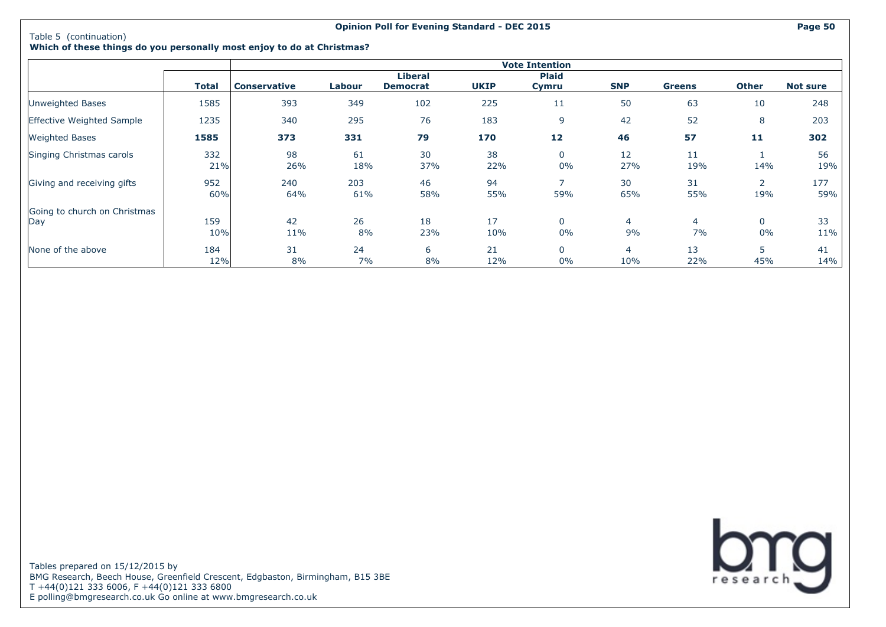Table 5 (continuation)

**Which of these things do you personally most enjoy to do at Christmas?**

| | | Vote Intention | | | | | | | | |
|---|---|---|---|---|---|---|---|---|---|---|
| | **Total** | **Conservative** | **Labour** | **Liberal Democrat** | **UKIP** | **Plaid Cymru** | **SNP** | **Greens** | **Other** | **Not sure** |
| Unweighted Bases | 1585 | 393 | 349 | 102 | 225 | 11 | 50 | 63 | 10 | 248 |
| Effective Weighted Sample | 1235 | 340 | 295 | 76 | 183 | 9 | 42 | 52 | 8 | 203 |
| Weighted Bases | **1585** | **373** | **331** | **79** | **170** | **12** | **46** | **57** | **11** | **302** |
| Singing Christmas carols | 332 | 98 | 61 | 30 | 38 | 0 | 12 | 11 | 1 | 56 |
| | 21% | 26% | 18% | 37% | 22% | 0% | 27% | 19% | 14% | 19% |
| Giving and receiving gifts | 952 | 240 | 203 | 46 | 94 | 7 | 30 | 31 | 2 | 177 |
| | 60% | 64% | 61% | 58% | 55% | 59% | 65% | 55% | 19% | 59% |
| Going to church on Christmas Day | 159 | 42 | 26 | 18 | 17 | 0 | 4 | 4 | 0 | 33 |
| | 10% | 11% | 8% | 23% | 10% | 0% | 9% | 7% | 0% | 11% |
| None of the above | 184 | 31 | 24 | 6 | 21 | 0 | 4 | 13 | 5 | 41 |
| | 12% | 8% | 7% | 8% | 12% | 0% | 10% | 22% | 45% | 14% |

Tables prepared on 15/12/2015 by
BMG Research, Beech House, Greenfield Crescent, Edgbaston, Birmingham, B15 3BE
T +44(0)121 333 6006, F +44(0)121 333 6800
E polling@bmgresearch.co.uk Go online at www.bmgresearch.co.uk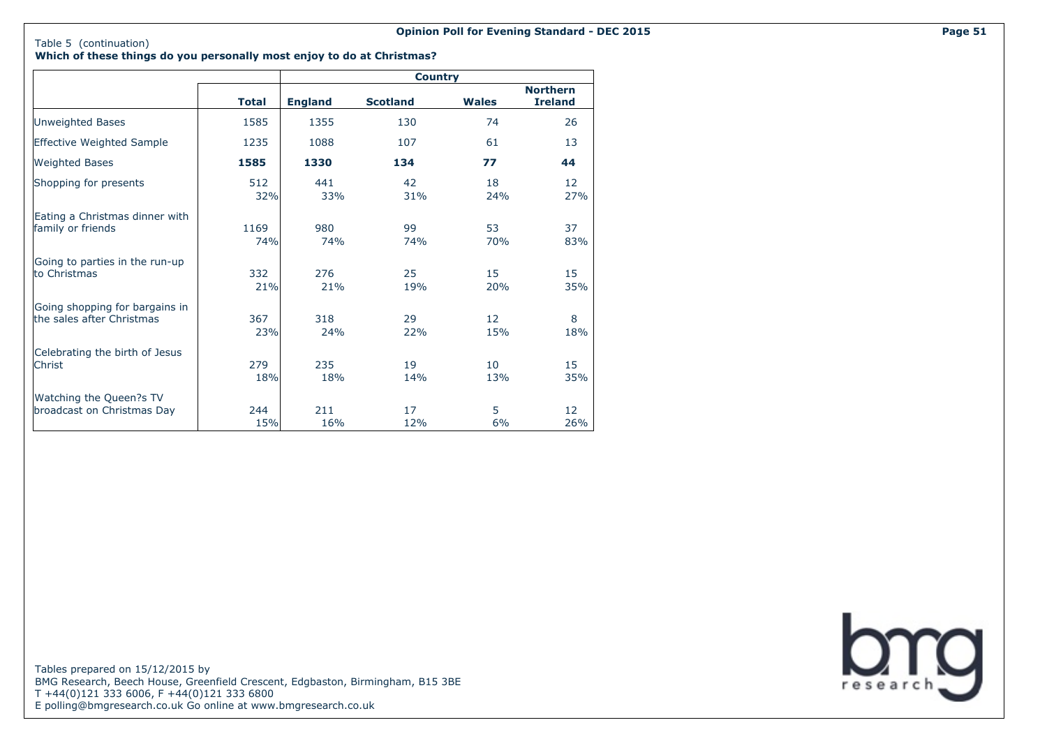Table 5 (continuation)

**Which of these things do you personally most enjoy to do at Christmas?**

| | | Country | | | |
|---|---|---|---|---|---|
| | **Total** | **England** | **Scotland** | **Wales** | **Northern Ireland** |
| Unweighted Bases | 1585 | 1355 | 130 | 74 | 26 |
| Effective Weighted Sample | 1235 | 1088 | 107 | 61 | 13 |
| Weighted Bases | **1585** | **1330** | **134** | **77** | **44** |
| Shopping for presents | 512<br>32% | 441<br>33% | 42<br>31% | 18<br>24% | 12<br>27% |
| Eating a Christmas dinner with family or friends | 1169<br>74% | 980<br>74% | 99<br>74% | 53<br>70% | 37<br>83% |
| Going to parties in the run-up to Christmas | 332<br>21% | 276<br>21% | 25<br>19% | 15<br>20% | 15<br>35% |
| Going shopping for bargains in the sales after Christmas | 367<br>23% | 318<br>24% | 29<br>22% | 12<br>15% | 8<br>18% |
| Celebrating the birth of Jesus Christ | 279<br>18% | 235<br>18% | 19<br>14% | 10<br>13% | 15<br>35% |
| Watching the Queen?s TV broadcast on Christmas Day | 244<br>15% | 211<br>16% | 17<br>12% | 5<br>6% | 12<br>26% |

Tables prepared on 15/12/2015 by
BMG Research, Beech House, Greenfield Crescent, Edgbaston, Birmingham, B15 3BE
T +44(0)121 333 6006, F +44(0)121 333 6800
E polling@bmgresearch.co.uk Go online at www.bmgresearch.co.uk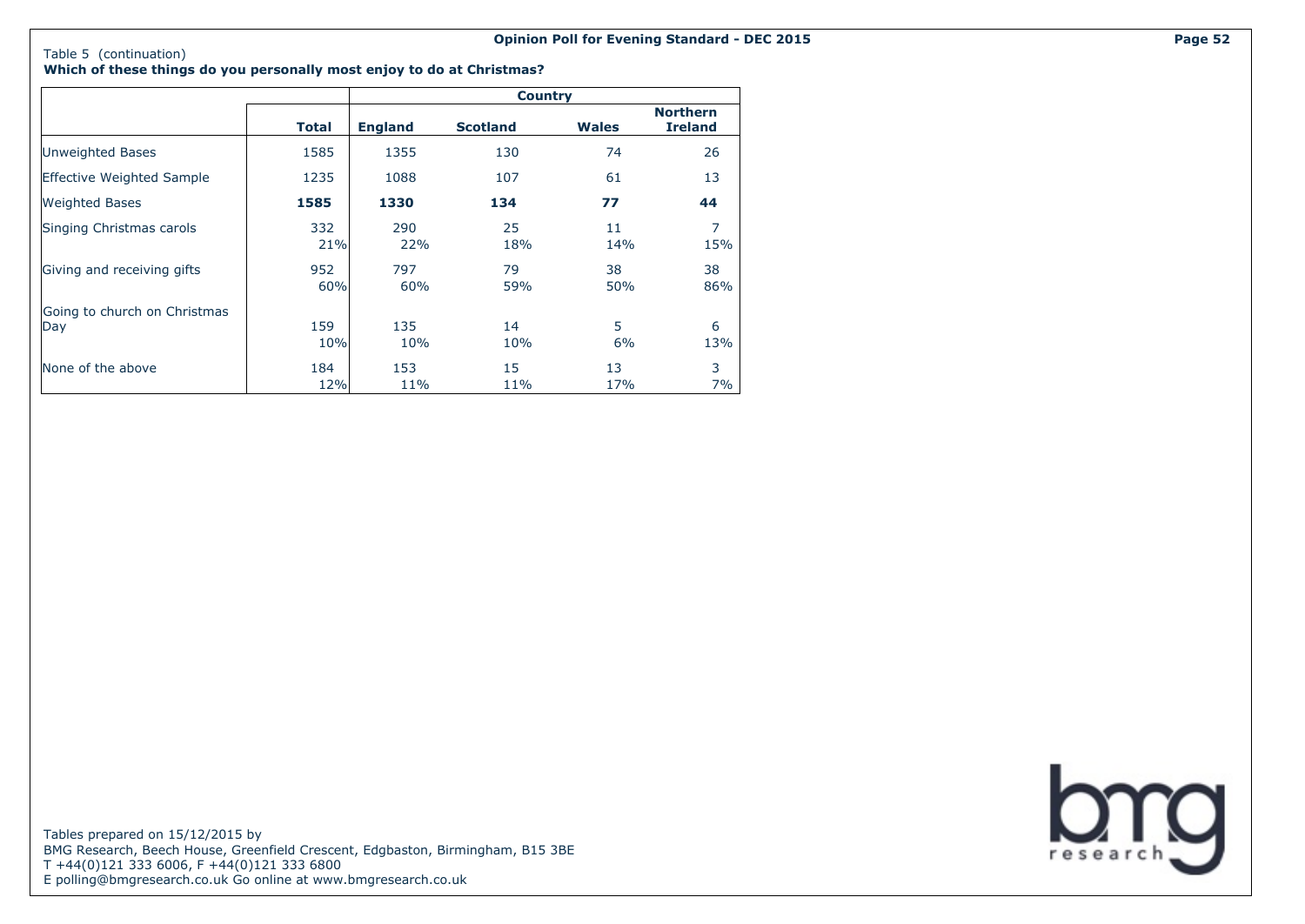Table 5 (continuation)

**Which of these things do you personally most enjoy to do at Christmas?**

| | Total | Country | | | |
|---|---|---|---|---|---|
| | | **England** | **Scotland** | **Wales** | **Northern Ireland** |
| Unweighted Bases | 1585 | 1355 | 130 | 74 | 26 |
| Effective Weighted Sample | 1235 | 1088 | 107 | 61 | 13 |
| Weighted Bases | **1585** | **1330** | **134** | **77** | **44** |
| Singing Christmas carols | 332<br>21% | 290<br>22% | 25<br>18% | 11<br>14% | 7<br>15% |
| Giving and receiving gifts | 952<br>60% | 797<br>60% | 79<br>59% | 38<br>50% | 38<br>86% |
| Going to church on Christmas Day | 159<br>10% | 135<br>10% | 14<br>10% | 5<br>6% | 6<br>13% |
| None of the above | 184<br>12% | 153<br>11% | 15<br>11% | 13<br>17% | 3<br>7% |

Tables prepared on 15/12/2015 by
BMG Research, Beech House, Greenfield Crescent, Edgbaston, Birmingham, B15 3BE
T +44(0)121 333 6006, F +44(0)121 333 6800
E polling@bmgresearch.co.uk Go online at www.bmgresearch.co.uk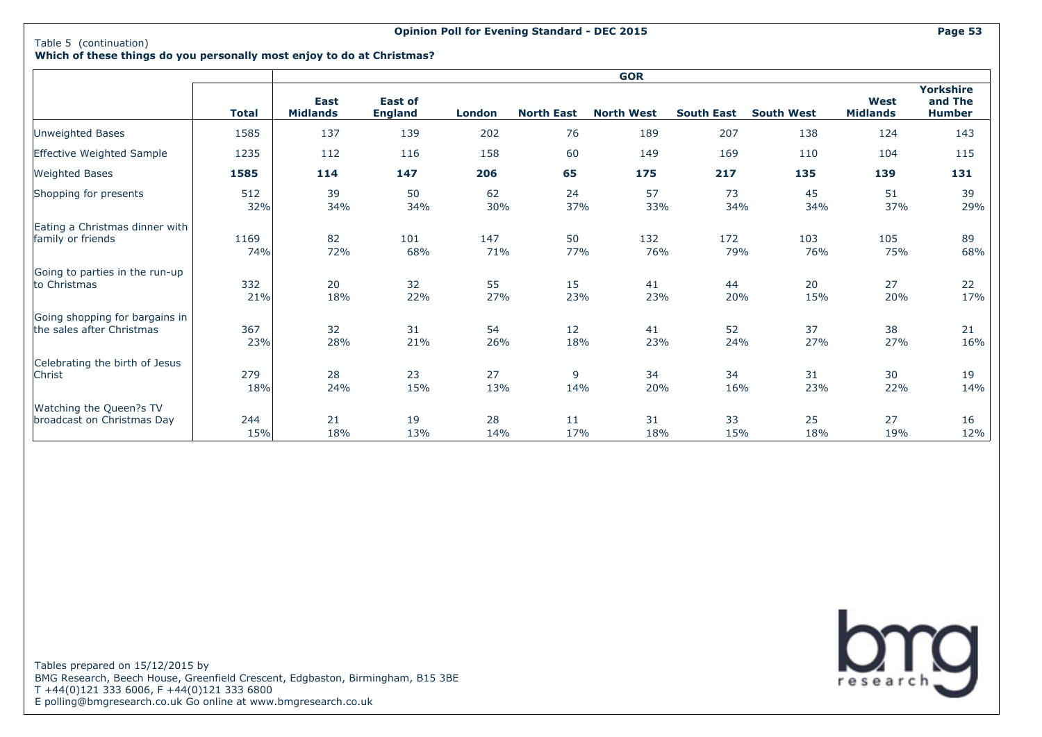Table 5 (continuation)

**Which of these things do you personally most enjoy to do at Christmas?**

| | Total | GOR | | | | | | | | |
|---|---|---|---|---|---|---|---|---|---|---|
| | | East Midlands | East of England | London | North East | North West | South East | South West | West Midlands | Yorkshire and The Humber |
| Unweighted Bases | 1585 | 137 | 139 | 202 | 76 | 189 | 207 | 138 | 124 | 143 |
| Effective Weighted Sample | 1235 | 112 | 116 | 158 | 60 | 149 | 169 | 110 | 104 | 115 |
| Weighted Bases | **1585** | **114** | **147** | **206** | **65** | **175** | **217** | **135** | **139** | **131** |
| Shopping for presents | 512 | 39 | 50 | 62 | 24 | 57 | 73 | 45 | 51 | 39 |
| | 32% | 34% | 34% | 30% | 37% | 33% | 34% | 34% | 37% | 29% |
| Eating a Christmas dinner with family or friends | 1169 | 82 | 101 | 147 | 50 | 132 | 172 | 103 | 105 | 89 |
| | 74% | 72% | 68% | 71% | 77% | 76% | 79% | 76% | 75% | 68% |
| Going to parties in the run-up to Christmas | 332 | 20 | 32 | 55 | 15 | 41 | 44 | 20 | 27 | 22 |
| | 21% | 18% | 22% | 27% | 23% | 23% | 20% | 15% | 20% | 17% |
| Going shopping for bargains in the sales after Christmas | 367 | 32 | 31 | 54 | 12 | 41 | 52 | 37 | 38 | 21 |
| | 23% | 28% | 21% | 26% | 18% | 23% | 24% | 27% | 27% | 16% |
| Celebrating the birth of Jesus Christ | 279 | 28 | 23 | 27 | 9 | 34 | 34 | 31 | 30 | 19 |
| | 18% | 24% | 15% | 13% | 14% | 20% | 16% | 23% | 22% | 14% |
| Watching the Queen?s TV broadcast on Christmas Day | 244 | 21 | 19 | 28 | 11 | 31 | 33 | 25 | 27 | 16 |
| | 15% | 18% | 13% | 14% | 17% | 18% | 15% | 18% | 19% | 12% |

Tables prepared on 15/12/2015 by
BMG Research, Beech House, Greenfield Crescent, Edgbaston, Birmingham, B15 3BE
T +44(0)121 333 6006, F +44(0)121 333 6800
E polling@bmgresearch.co.uk Go online at www.bmgresearch.co.uk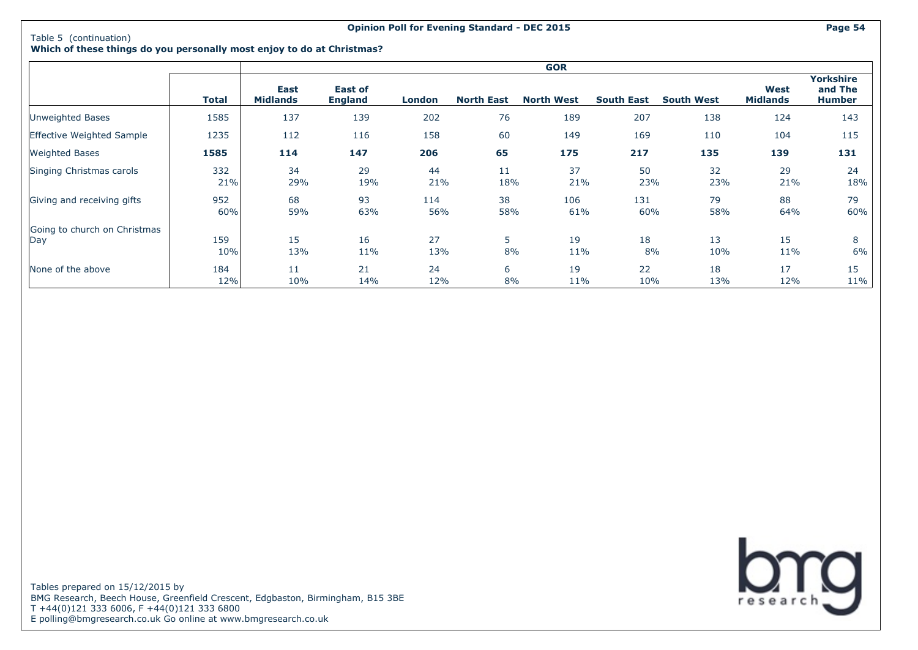Table 5 (continuation)

**Which of these things do you personally most enjoy to do at Christmas?**

| | Total | GOR | | | | | | | | |
|---|---|---|---|---|---|---|---|---|---|---|
| | | East Midlands | East of England | London | North East | North West | South East | South West | West Midlands | Yorkshire and The Humber |
| Unweighted Bases | 1585 | 137 | 139 | 202 | 76 | 189 | 207 | 138 | 124 | 143 |
| Effective Weighted Sample | 1235 | 112 | 116 | 158 | 60 | 149 | 169 | 110 | 104 | 115 |
| **Weighted Bases** | **1585** | **114** | **147** | **206** | **65** | **175** | **217** | **135** | **139** | **131** |
| Singing Christmas carols | 332 | 34 | 29 | 44 | 11 | 37 | 50 | 32 | 29 | 24 |
| | 21% | 29% | 19% | 21% | 18% | 21% | 23% | 23% | 21% | 18% |
| Giving and receiving gifts | 952 | 68 | 93 | 114 | 38 | 106 | 131 | 79 | 88 | 79 |
| | 60% | 59% | 63% | 56% | 58% | 61% | 60% | 58% | 64% | 60% |
| Going to church on Christmas Day | 159 | 15 | 16 | 27 | 5 | 19 | 18 | 13 | 15 | 8 |
| | 10% | 13% | 11% | 13% | 8% | 11% | 8% | 10% | 11% | 6% |
| None of the above | 184 | 11 | 21 | 24 | 6 | 19 | 22 | 18 | 17 | 15 |
| | 12% | 10% | 14% | 12% | 8% | 11% | 10% | 13% | 12% | 11% |

Tables prepared on 15/12/2015 by
BMG Research, Beech House, Greenfield Crescent, Edgbaston, Birmingham, B15 3BE
T +44(0)121 333 6006, F +44(0)121 333 6800
E polling@bmgresearch.co.uk Go online at www.bmgresearch.co.uk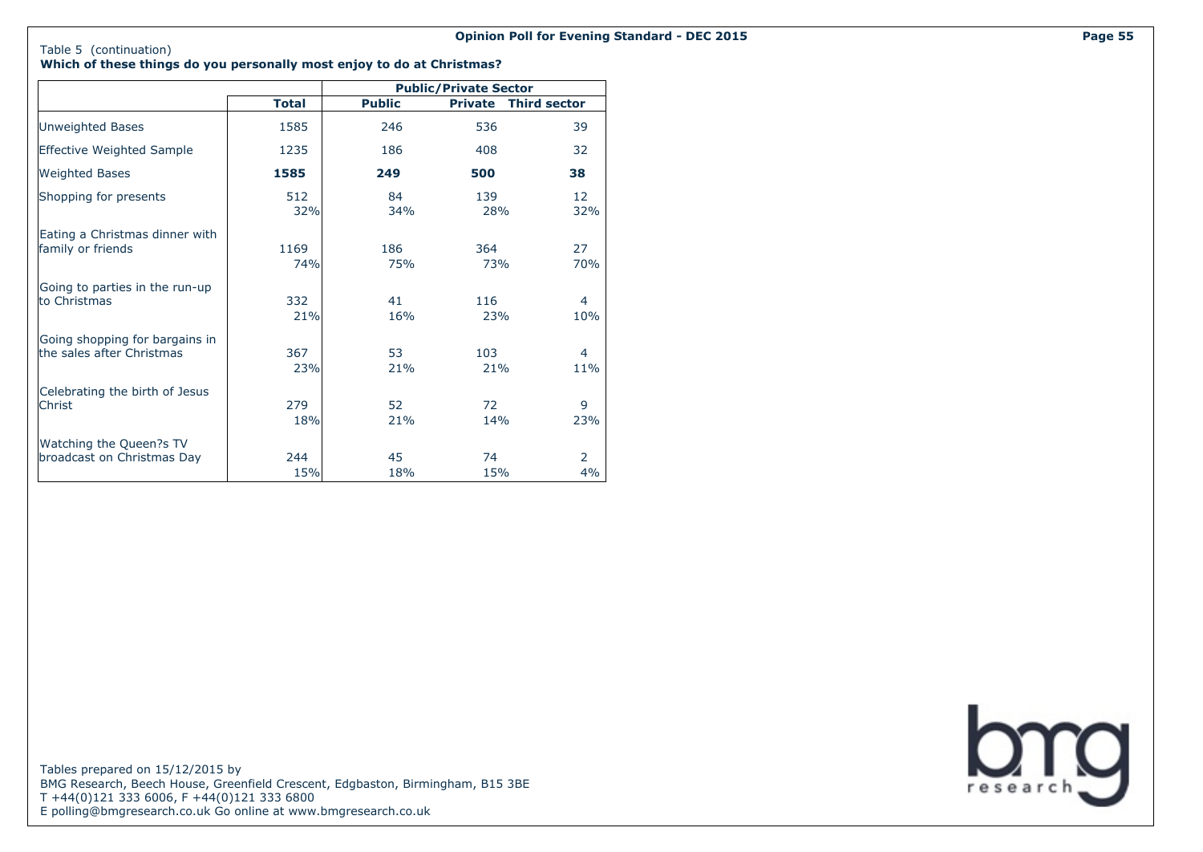Table 5 (continuation)

**Which of these things do you personally most enjoy to do at Christmas?**

| | Total | Public/Private Sector | | |
|---|---|---|---|---|
| | | **Public** | **Private** | **Third sector** |
| Unweighted Bases | 1585 | 246 | 536 | 39 |
| Effective Weighted Sample | 1235 | 186 | 408 | 32 |
| Weighted Bases | **1585** | **249** | **500** | **38** |
| Shopping for presents | 512 | 84 | 139 | 12 |
| | 32% | 34% | 28% | 32% |
| Eating a Christmas dinner with family or friends | 1169 | 186 | 364 | 27 |
| | 74% | 75% | 73% | 70% |
| Going to parties in the run-up to Christmas | 332 | 41 | 116 | 4 |
| | 21% | 16% | 23% | 10% |
| Going shopping for bargains in the sales after Christmas | 367 | 53 | 103 | 4 |
| | 23% | 21% | 21% | 11% |
| Celebrating the birth of Jesus Christ | 279 | 52 | 72 | 9 |
| | 18% | 21% | 14% | 23% |
| Watching the Queen?s TV broadcast on Christmas Day | 244 | 45 | 74 | 2 |
| | 15% | 18% | 15% | 4% |

Tables prepared on 15/12/2015 by
BMG Research, Beech House, Greenfield Crescent, Edgbaston, Birmingham, B15 3BE
T +44(0)121 333 6006, F +44(0)121 333 6800
E polling@bmgresearch.co.uk Go online at www.bmgresearch.co.uk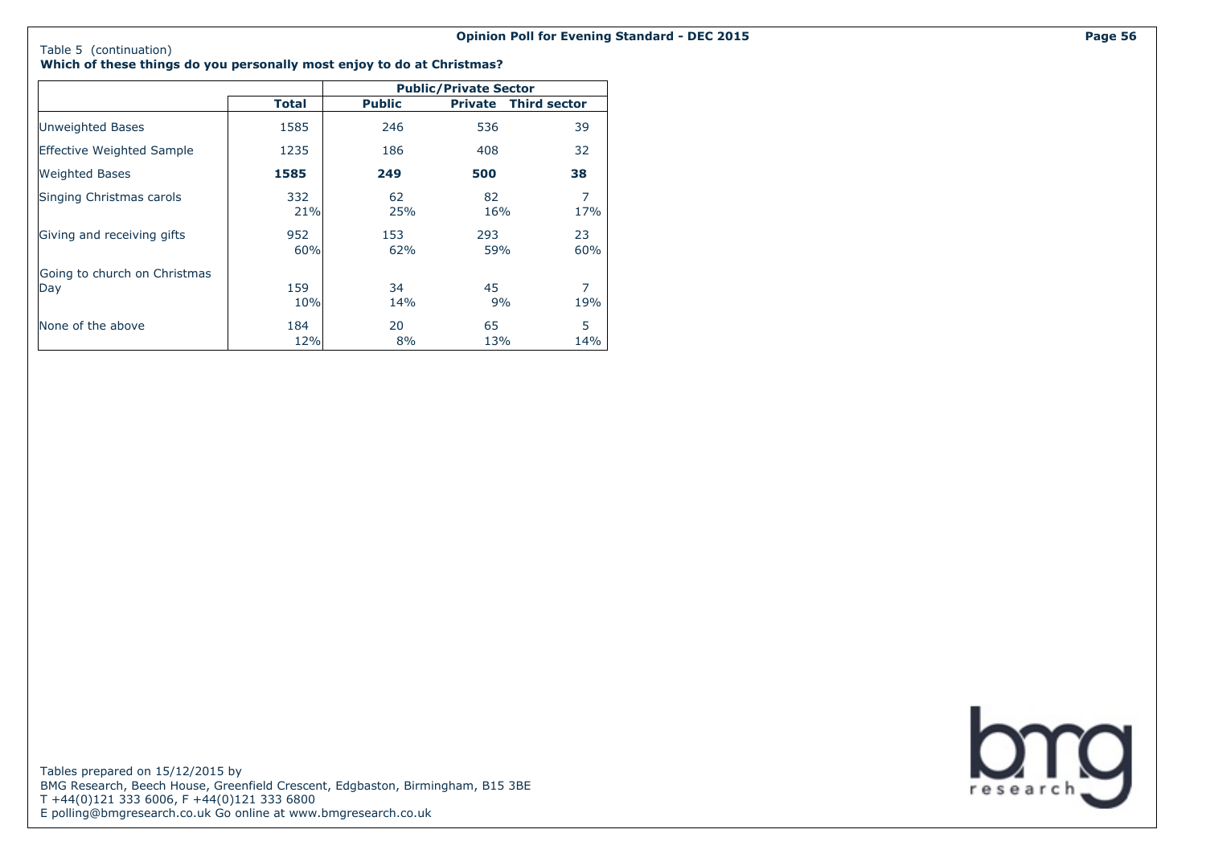Table 5 (continuation)

**Which of these things do you personally most enjoy to do at Christmas?**

| | Total | Public/Private Sector | | |
|---|---|---|---|---|
| | | **Public** | **Private** | **Third sector** |
| Unweighted Bases | 1585 | 246 | 536 | 39 |
| Effective Weighted Sample | 1235 | 186 | 408 | 32 |
| Weighted Bases | **1585** | **249** | **500** | **38** |
| Singing Christmas carols | 332 | 62 | 82 | 7 |
| | 21% | 25% | 16% | 17% |
| Giving and receiving gifts | 952 | 153 | 293 | 23 |
| | 60% | 62% | 59% | 60% |
| Going to church on Christmas Day | 159 | 34 | 45 | 7 |
| | 10% | 14% | 9% | 19% |
| None of the above | 184 | 20 | 65 | 5 |
| | 12% | 8% | 13% | 14% |

Tables prepared on 15/12/2015 by
BMG Research, Beech House, Greenfield Crescent, Edgbaston, Birmingham, B15 3BE
T +44(0)121 333 6006, F +44(0)121 333 6800
E polling@bmgresearch.co.uk Go online at www.bmgresearch.co.uk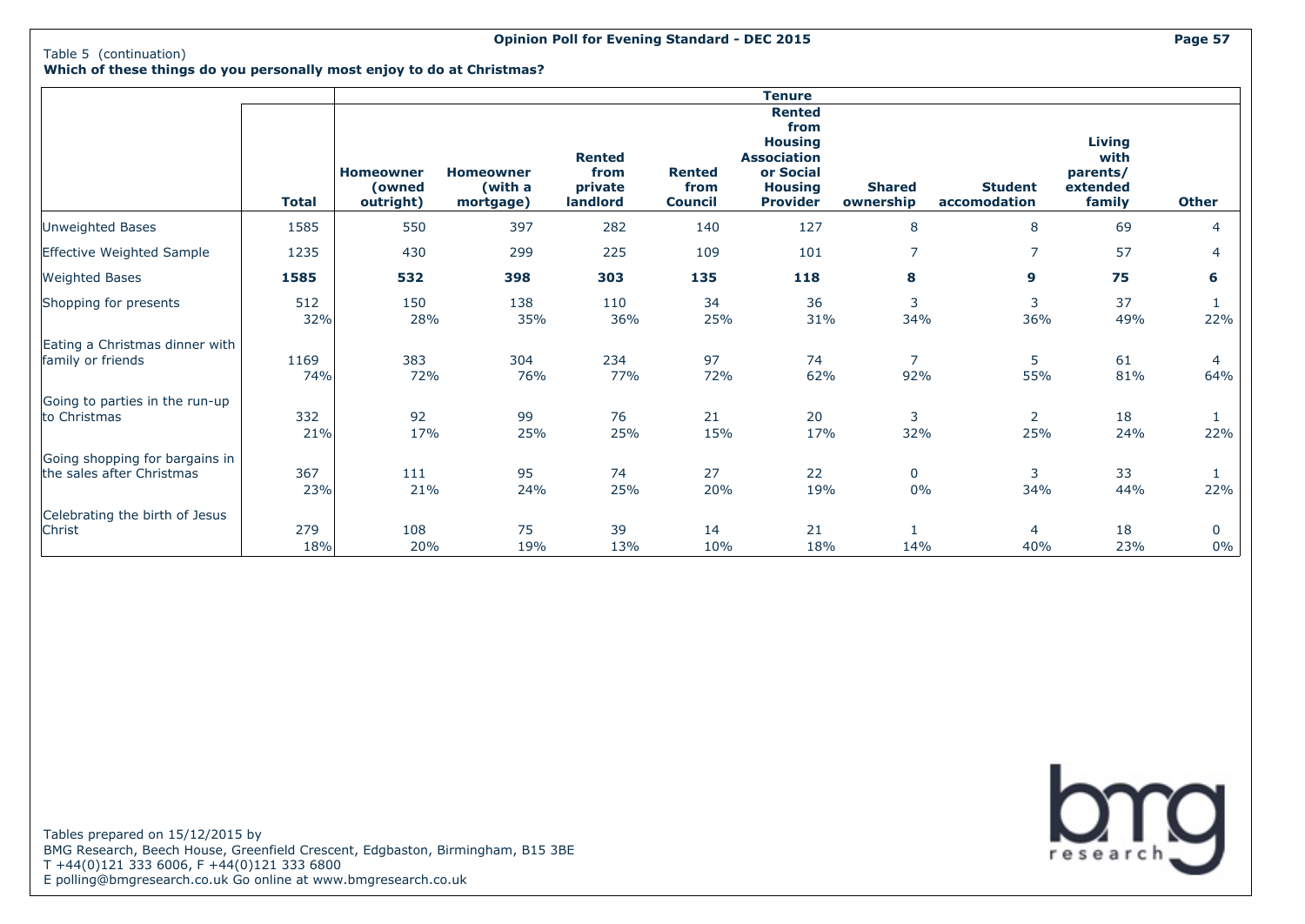Table 5 (continuation)

**Which of these things do you personally most enjoy to do at Christmas?**

| | | Tenure | | | | | | | | |
|---|---|---|---|---|---|---|---|---|---|---|
| | **Total** | **Homeowner (owned outright)** | **Homeowner (with a mortgage)** | **Rented from private landlord** | **Rented from Council** | **Rented from Housing Association or Social Housing Provider** | **Shared ownership** | **Student accomodation** | **Living with parents/ extended family** | **Other** |
| Unweighted Bases | 1585 | 550 | 397 | 282 | 140 | 127 | 8 | 8 | 69 | 4 |
| Effective Weighted Sample | 1235 | 430 | 299 | 225 | 109 | 101 | 7 | 7 | 57 | 4 |
| Weighted Bases | **1585** | **532** | **398** | **303** | **135** | **118** | **8** | **9** | **75** | **6** |
| Shopping for presents | 512<br>32% | 150<br>28% | 138<br>35% | 110<br>36% | 34<br>25% | 36<br>31% | 3<br>34% | 3<br>36% | 37<br>49% | 1<br>22% |
| Eating a Christmas dinner with family or friends | 1169<br>74% | 383<br>72% | 304<br>76% | 234<br>77% | 97<br>72% | 74<br>62% | 7<br>92% | 5<br>55% | 61<br>81% | 4<br>64% |
| Going to parties in the run-up to Christmas | 332<br>21% | 92<br>17% | 99<br>25% | 76<br>25% | 21<br>15% | 20<br>17% | 3<br>32% | 2<br>25% | 18<br>24% | 1<br>22% |
| Going shopping for bargains in the sales after Christmas | 367<br>23% | 111<br>21% | 95<br>24% | 74<br>25% | 27<br>20% | 22<br>19% | 0<br>0% | 3<br>34% | 33<br>44% | 1<br>22% |
| Celebrating the birth of Jesus Christ | 279<br>18% | 108<br>20% | 75<br>19% | 39<br>13% | 14<br>10% | 21<br>18% | 1<br>14% | 4<br>40% | 18<br>23% | 0<br>0% |

Tables prepared on 15/12/2015 by
BMG Research, Beech House, Greenfield Crescent, Edgbaston, Birmingham, B15 3BE
T +44(0)121 333 6006, F +44(0)121 333 6800
E polling@bmgresearch.co.uk Go online at www.bmgresearch.co.uk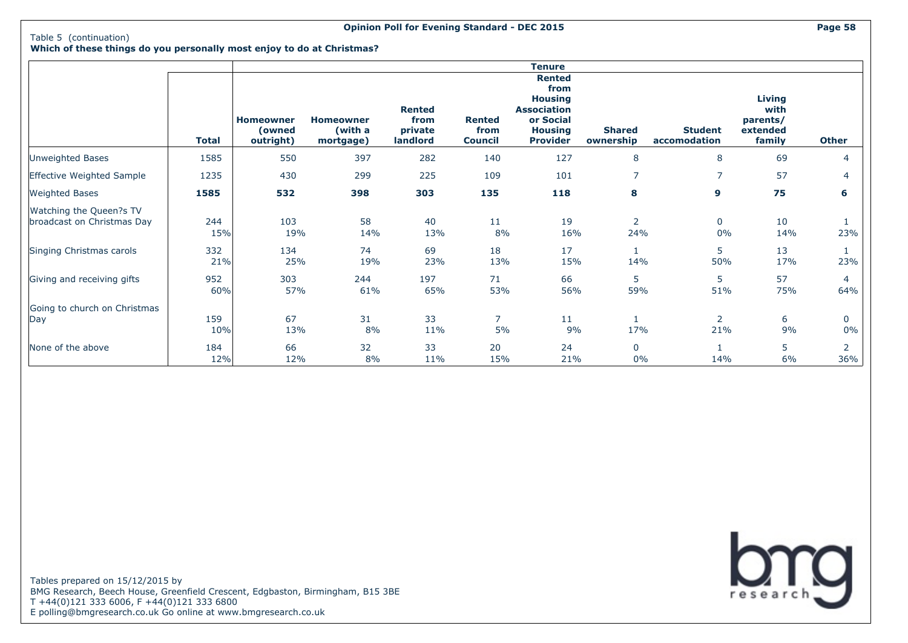Table 5 (continuation)

**Which of these things do you personally most enjoy to do at Christmas?**

| | | Tenure | | | | | | | | |
|---|---|---|---|---|---|---|---|---|---|---|
| | **Total** | **Homeowner (owned outright)** | **Homeowner (with a mortgage)** | **Rented from private landlord** | **Rented from Council** | **Rented from Housing Association or Social Housing Provider** | **Shared ownership** | **Student accomodation** | **Living with parents/ extended family** | **Other** |
| Unweighted Bases | 1585 | 550 | 397 | 282 | 140 | 127 | 8 | 8 | 69 | 4 |
| Effective Weighted Sample | 1235 | 430 | 299 | 225 | 109 | 101 | 7 | 7 | 57 | 4 |
| Weighted Bases | **1585** | **532** | **398** | **303** | **135** | **118** | **8** | **9** | **75** | **6** |
| Watching the Queen?s TV broadcast on Christmas Day | 244<br>15% | 103<br>19% | 58<br>14% | 40<br>13% | 11<br>8% | 19<br>16% | 2<br>24% | 0<br>0% | 10<br>14% | 1<br>23% |
| Singing Christmas carols | 332<br>21% | 134<br>25% | 74<br>19% | 69<br>23% | 18<br>13% | 17<br>15% | 1<br>14% | 5<br>50% | 13<br>17% | 1<br>23% |
| Giving and receiving gifts | 952<br>60% | 303<br>57% | 244<br>61% | 197<br>65% | 71<br>53% | 66<br>56% | 5<br>59% | 5<br>51% | 57<br>75% | 4<br>64% |
| Going to church on Christmas Day | 159<br>10% | 67<br>13% | 31<br>8% | 33<br>11% | 7<br>5% | 11<br>9% | 1<br>17% | 2<br>21% | 6<br>9% | 0<br>0% |
| None of the above | 184<br>12% | 66<br>12% | 32<br>8% | 33<br>11% | 20<br>15% | 24<br>21% | 0<br>0% | 1<br>14% | 5<br>6% | 2<br>36% |

Tables prepared on 15/12/2015 by
BMG Research, Beech House, Greenfield Crescent, Edgbaston, Birmingham, B15 3BE
T +44(0)121 333 6006, F +44(0)121 333 6800
E polling@bmgresearch.co.uk Go online at www.bmgresearch.co.uk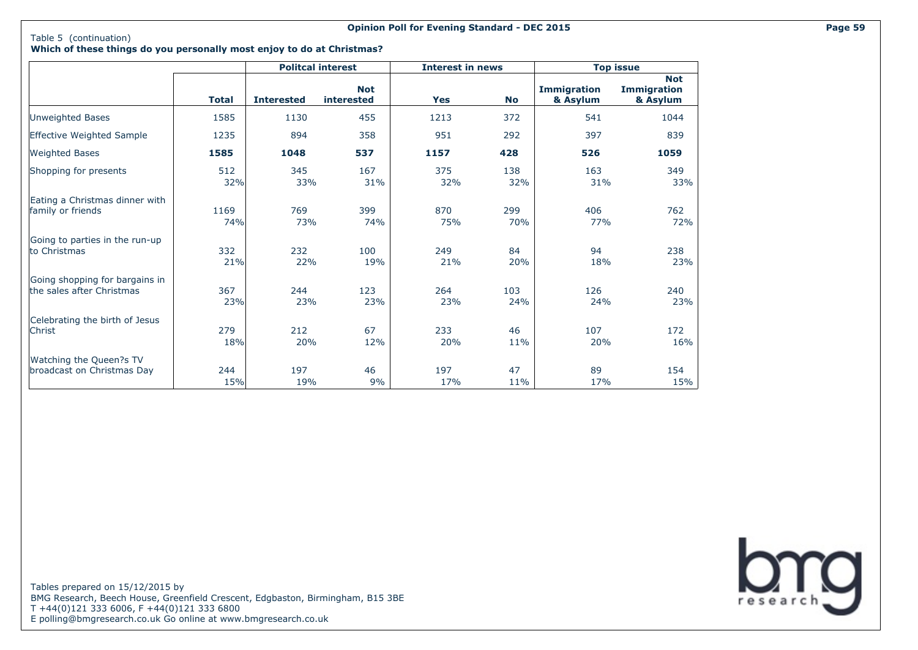Table 5 (continuation)

**Which of these things do you personally most enjoy to do at Christmas?**

| | | Politcal interest | | Interest in news | | Top issue | |
|---|---|---|---|---|---|---|---|
| | **Total** | **Interested** | **Not interested** | **Yes** | **No** | **Immigration & Asylum** | **Not Immigration & Asylum** |
| Unweighted Bases | 1585 | 1130 | 455 | 1213 | 372 | 541 | 1044 |
| Effective Weighted Sample | 1235 | 894 | 358 | 951 | 292 | 397 | 839 |
| Weighted Bases | **1585** | **1048** | **537** | **1157** | **428** | **526** | **1059** |
| Shopping for presents | 512 | 345 | 167 | 375 | 138 | 163 | 349 |
| | 32% | 33% | 31% | 32% | 32% | 31% | 33% |
| Eating a Christmas dinner with family or friends | 1169 | 769 | 399 | 870 | 299 | 406 | 762 |
| | 74% | 73% | 74% | 75% | 70% | 77% | 72% |
| Going to parties in the run-up to Christmas | 332 | 232 | 100 | 249 | 84 | 94 | 238 |
| | 21% | 22% | 19% | 21% | 20% | 18% | 23% |
| Going shopping for bargains in the sales after Christmas | 367 | 244 | 123 | 264 | 103 | 126 | 240 |
| | 23% | 23% | 23% | 23% | 24% | 24% | 23% |
| Celebrating the birth of Jesus Christ | 279 | 212 | 67 | 233 | 46 | 107 | 172 |
| | 18% | 20% | 12% | 20% | 11% | 20% | 16% |
| Watching the Queen?s TV broadcast on Christmas Day | 244 | 197 | 46 | 197 | 47 | 89 | 154 |
| | 15% | 19% | 9% | 17% | 11% | 17% | 15% |

Tables prepared on 15/12/2015 by
BMG Research, Beech House, Greenfield Crescent, Edgbaston, Birmingham, B15 3BE
T +44(0)121 333 6006, F +44(0)121 333 6800
E polling@bmgresearch.co.uk Go online at www.bmgresearch.co.uk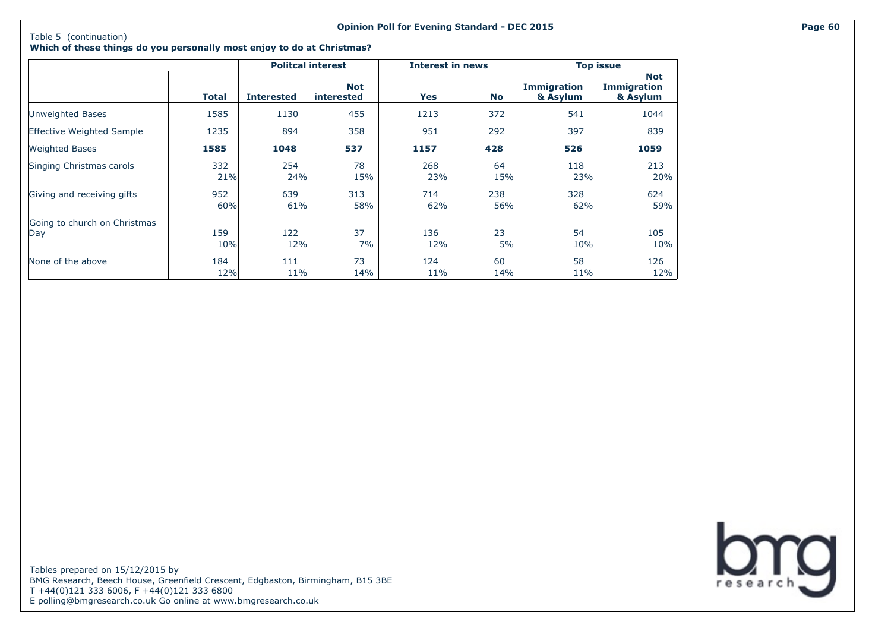Table 5 (continuation)

**Which of these things do you personally most enjoy to do at Christmas?**

| | | Politcal interest | | Interest in news | | Top issue | |
|---|---|---|---|---|---|---|---|
| | **Total** | **Interested** | **Not interested** | **Yes** | **No** | **Immigration & Asylum** | **Not Immigration & Asylum** |
| Unweighted Bases | 1585 | 1130 | 455 | 1213 | 372 | 541 | 1044 |
| Effective Weighted Sample | 1235 | 894 | 358 | 951 | 292 | 397 | 839 |
| Weighted Bases | **1585** | **1048** | **537** | **1157** | **428** | **526** | **1059** |
| Singing Christmas carols | 332 | 254 | 78 | 268 | 64 | 118 | 213 |
| | 21% | 24% | 15% | 23% | 15% | 23% | 20% |
| Giving and receiving gifts | 952 | 639 | 313 | 714 | 238 | 328 | 624 |
| | 60% | 61% | 58% | 62% | 56% | 62% | 59% |
| Going to church on Christmas Day | 159 | 122 | 37 | 136 | 23 | 54 | 105 |
| | 10% | 12% | 7% | 12% | 5% | 10% | 10% |
| None of the above | 184 | 111 | 73 | 124 | 60 | 58 | 126 |
| | 12% | 11% | 14% | 11% | 14% | 11% | 12% |

Tables prepared on 15/12/2015 by
BMG Research, Beech House, Greenfield Crescent, Edgbaston, Birmingham, B15 3BE
T +44(0)121 333 6006, F +44(0)121 333 6800
E polling@bmgresearch.co.uk Go online at www.bmgresearch.co.uk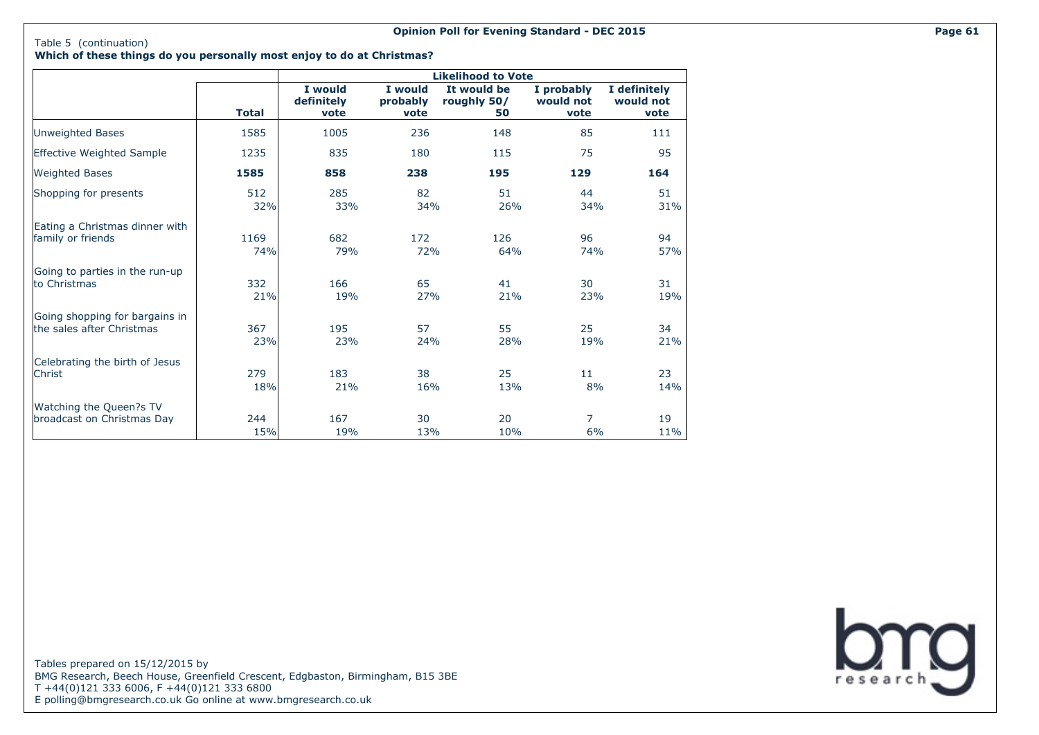Table 5 (continuation)

**Which of these things do you personally most enjoy to do at Christmas?**

| | Total | Likelihood to Vote | | | | |
|---|---|---|---|---|---|---|
| | | I would definitely vote | I would probably vote | It would be roughly 50/ 50 | I probably would not vote | I definitely would not vote |
| Unweighted Bases | 1585 | 1005 | 236 | 148 | 85 | 111 |
| Effective Weighted Sample | 1235 | 835 | 180 | 115 | 75 | 95 |
| Weighted Bases | **1585** | **858** | **238** | **195** | **129** | **164** |
| Shopping for presents | 512 | 285 | 82 | 51 | 44 | 51 |
| | 32% | 33% | 34% | 26% | 34% | 31% |
| Eating a Christmas dinner with family or friends | 1169 | 682 | 172 | 126 | 96 | 94 |
| | 74% | 79% | 72% | 64% | 74% | 57% |
| Going to parties in the run-up to Christmas | 332 | 166 | 65 | 41 | 30 | 31 |
| | 21% | 19% | 27% | 21% | 23% | 19% |
| Going shopping for bargains in the sales after Christmas | 367 | 195 | 57 | 55 | 25 | 34 |
| | 23% | 23% | 24% | 28% | 19% | 21% |
| Celebrating the birth of Jesus Christ | 279 | 183 | 38 | 25 | 11 | 23 |
| | 18% | 21% | 16% | 13% | 8% | 14% |
| Watching the Queen?s TV broadcast on Christmas Day | 244 | 167 | 30 | 20 | 7 | 19 |
| | 15% | 19% | 13% | 10% | 6% | 11% |

Tables prepared on 15/12/2015 by
BMG Research, Beech House, Greenfield Crescent, Edgbaston, Birmingham, B15 3BE
T +44(0)121 333 6006, F +44(0)121 333 6800
E polling@bmgresearch.co.uk Go online at www.bmgresearch.co.uk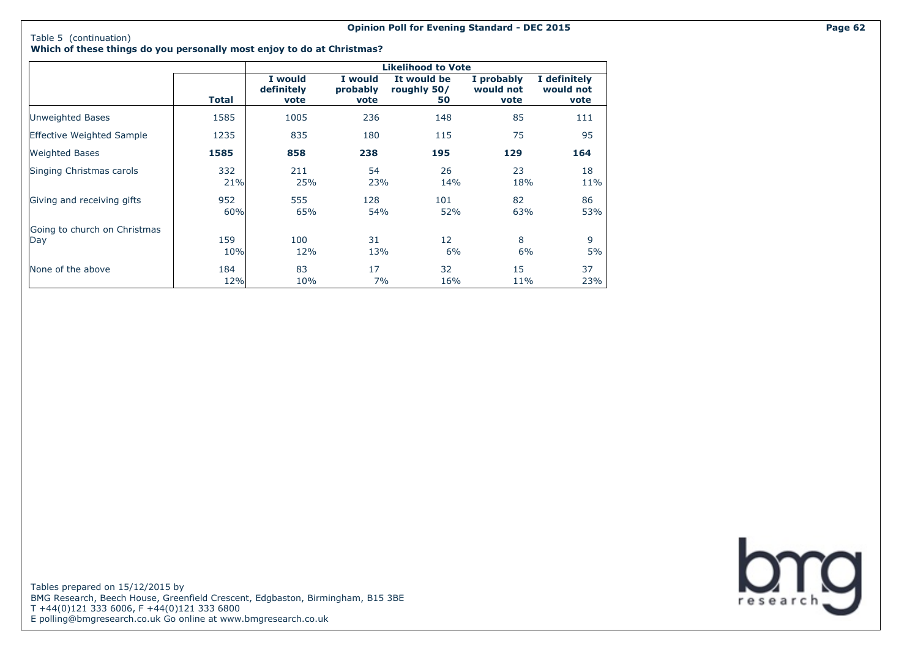Table 5 (continuation)

**Which of these things do you personally most enjoy to do at Christmas?**

| | Total | Likelihood to Vote | | | | |
|---|---|---|---|---|---|---|
| | | I would definitely vote | I would probably vote | It would be roughly 50/50 | I probably would not vote | I definitely would not vote |
| Unweighted Bases | 1585 | 1005 | 236 | 148 | 85 | 111 |
| Effective Weighted Sample | 1235 | 835 | 180 | 115 | 75 | 95 |
| Weighted Bases | **1585** | **858** | **238** | **195** | **129** | **164** |
| Singing Christmas carols | 332 | 211 | 54 | 26 | 23 | 18 |
| | 21% | 25% | 23% | 14% | 18% | 11% |
| Giving and receiving gifts | 952 | 555 | 128 | 101 | 82 | 86 |
| | 60% | 65% | 54% | 52% | 63% | 53% |
| Going to church on Christmas Day | 159 | 100 | 31 | 12 | 8 | 9 |
| | 10% | 12% | 13% | 6% | 6% | 5% |
| None of the above | 184 | 83 | 17 | 32 | 15 | 37 |
| | 12% | 10% | 7% | 16% | 11% | 23% |

Tables prepared on 15/12/2015 by
BMG Research, Beech House, Greenfield Crescent, Edgbaston, Birmingham, B15 3BE
T +44(0)121 333 6006, F +44(0)121 333 6800
E polling@bmgresearch.co.uk Go online at www.bmgresearch.co.uk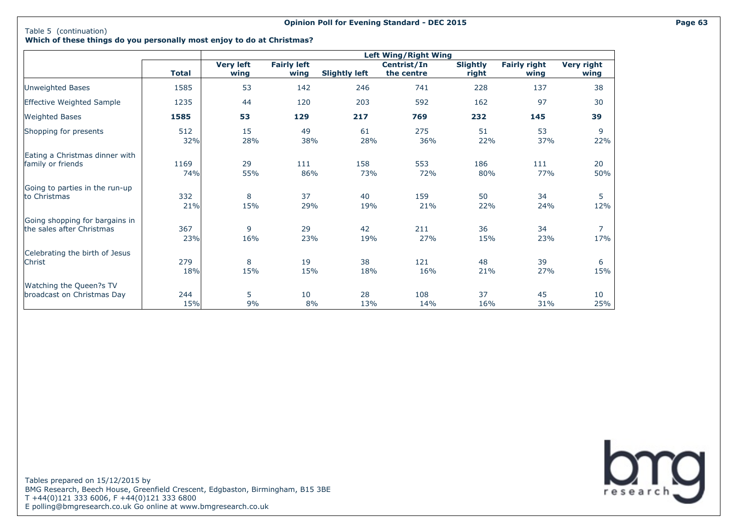Table 5 (continuation)

**Which of these things do you personally most enjoy to do at Christmas?**

| | | Left Wing/Right Wing | | | | | | |
|---|---|---|---|---|---|---|---|---|
| | **Total** | **Very left wing** | **Fairly left wing** | **Slightly left** | **Centrist/In the centre** | **Slightly right** | **Fairly right wing** | **Very right wing** |
| Unweighted Bases | 1585 | 53 | 142 | 246 | 741 | 228 | 137 | 38 |
| Effective Weighted Sample | 1235 | 44 | 120 | 203 | 592 | 162 | 97 | 30 |
| Weighted Bases | **1585** | **53** | **129** | **217** | **769** | **232** | **145** | **39** |
| Shopping for presents | 512 | 15 | 49 | 61 | 275 | 51 | 53 | 9 |
| | 32% | 28% | 38% | 28% | 36% | 22% | 37% | 22% |
| Eating a Christmas dinner with family or friends | 1169 | 29 | 111 | 158 | 553 | 186 | 111 | 20 |
| | 74% | 55% | 86% | 73% | 72% | 80% | 77% | 50% |
| Going to parties in the run-up to Christmas | 332 | 8 | 37 | 40 | 159 | 50 | 34 | 5 |
| | 21% | 15% | 29% | 19% | 21% | 22% | 24% | 12% |
| Going shopping for bargains in the sales after Christmas | 367 | 9 | 29 | 42 | 211 | 36 | 34 | 7 |
| | 23% | 16% | 23% | 19% | 27% | 15% | 23% | 17% |
| Celebrating the birth of Jesus Christ | 279 | 8 | 19 | 38 | 121 | 48 | 39 | 6 |
| | 18% | 15% | 15% | 18% | 16% | 21% | 27% | 15% |
| Watching the Queen?s TV broadcast on Christmas Day | 244 | 5 | 10 | 28 | 108 | 37 | 45 | 10 |
| | 15% | 9% | 8% | 13% | 14% | 16% | 31% | 25% |

Tables prepared on 15/12/2015 by
BMG Research, Beech House, Greenfield Crescent, Edgbaston, Birmingham, B15 3BE
T +44(0)121 333 6006, F +44(0)121 333 6800
E polling@bmgresearch.co.uk Go online at www.bmgresearch.co.uk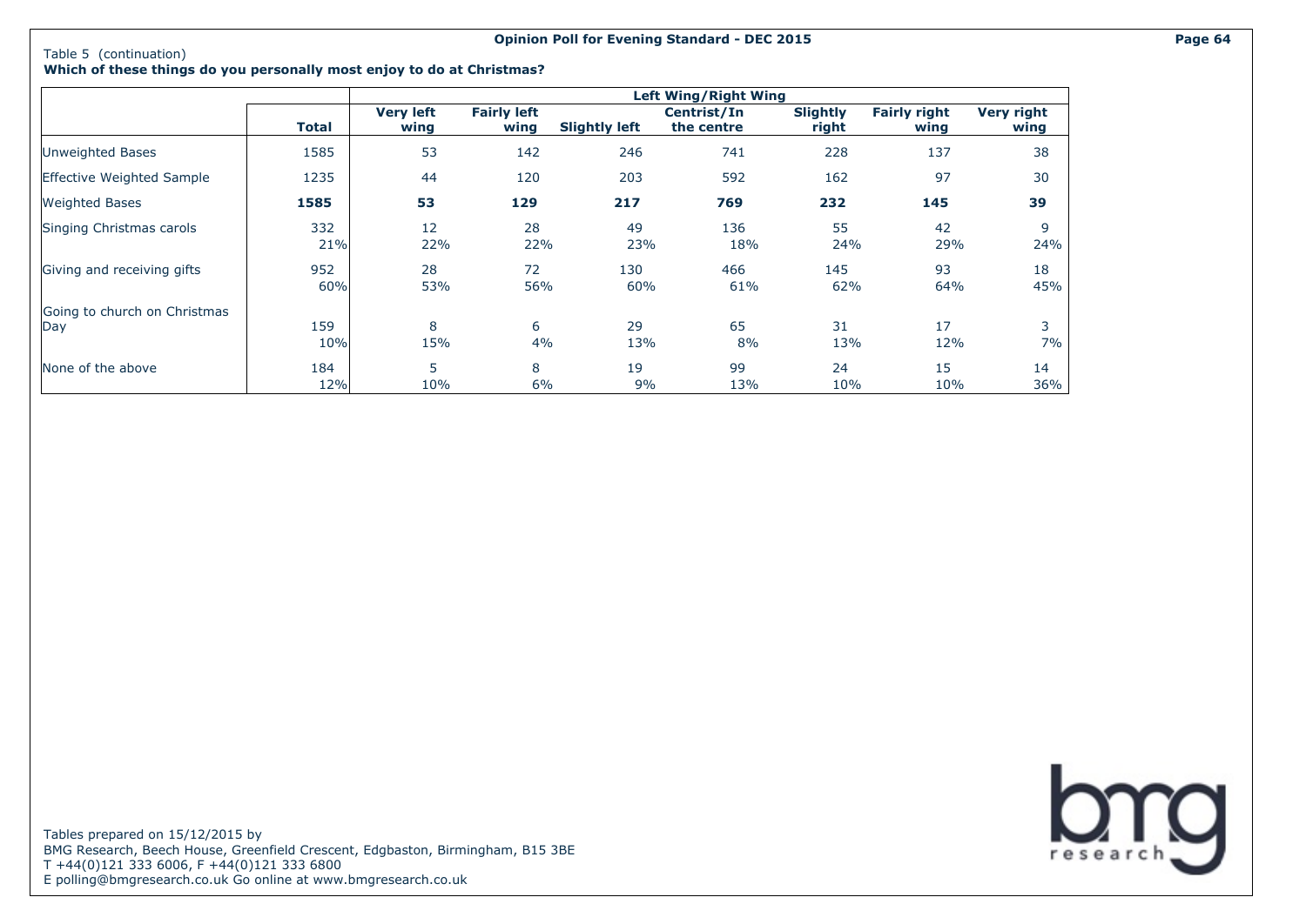Table 5 (continuation)

**Which of these things do you personally most enjoy to do at Christmas?**

| | | Left Wing/Right Wing | | | | | | |
|---|---|---|---|---|---|---|---|---|
| | **Total** | **Very left wing** | **Fairly left wing** | **Slightly left** | **Centrist/In the centre** | **Slightly right** | **Fairly right wing** | **Very right wing** |
| Unweighted Bases | 1585 | 53 | 142 | 246 | 741 | 228 | 137 | 38 |
| Effective Weighted Sample | 1235 | 44 | 120 | 203 | 592 | 162 | 97 | 30 |
| Weighted Bases | **1585** | **53** | **129** | **217** | **769** | **232** | **145** | **39** |
| Singing Christmas carols | 332<br>21% | 12<br>22% | 28<br>22% | 49<br>23% | 136<br>18% | 55<br>24% | 42<br>29% | 9<br>24% |
| Giving and receiving gifts | 952<br>60% | 28<br>53% | 72<br>56% | 130<br>60% | 466<br>61% | 145<br>62% | 93<br>64% | 18<br>45% |
| Going to church on Christmas Day | 159<br>10% | 8<br>15% | 6<br>4% | 29<br>13% | 65<br>8% | 31<br>13% | 17<br>12% | 3<br>7% |
| None of the above | 184<br>12% | 5<br>10% | 8<br>6% | 19<br>9% | 99<br>13% | 24<br>10% | 15<br>10% | 14<br>36% |

Tables prepared on 15/12/2015 by
BMG Research, Beech House, Greenfield Crescent, Edgbaston, Birmingham, B15 3BE
T +44(0)121 333 6006, F +44(0)121 333 6800
E polling@bmgresearch.co.uk Go online at www.bmgresearch.co.uk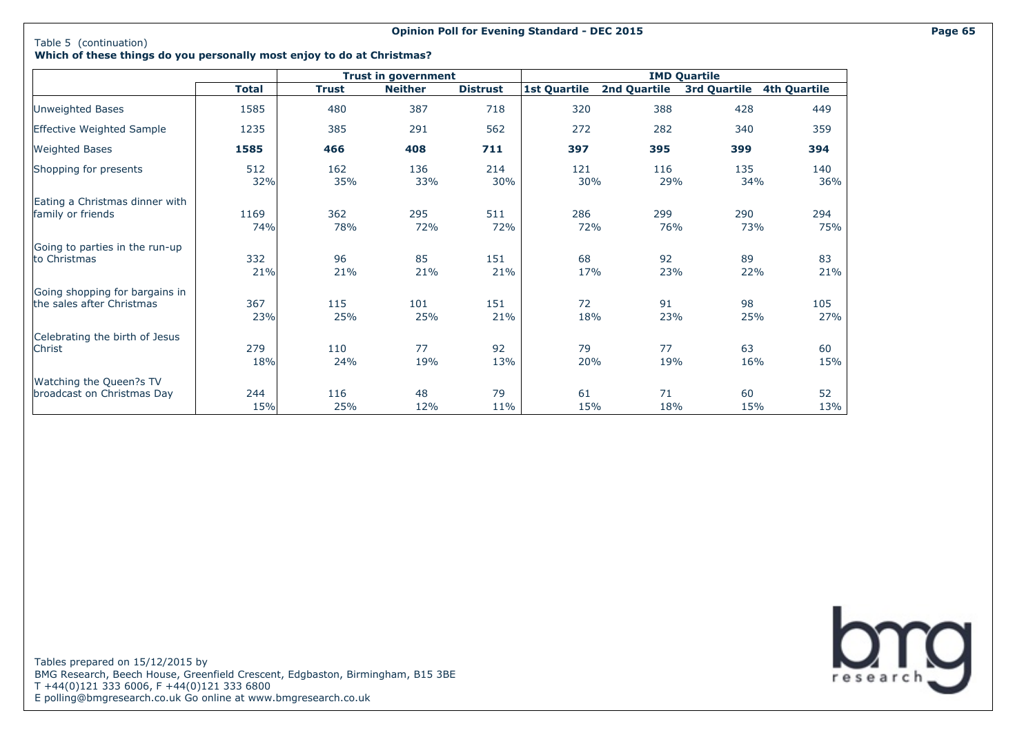Table 5 (continuation)

**Which of these things do you personally most enjoy to do at Christmas?**

| | | Trust in government | | | IMD Quartile | | | |
|---|---|---|---|---|---|---|---|---|
| | **Total** | **Trust** | **Neither** | **Distrust** | **1st Quartile** | **2nd Quartile** | **3rd Quartile** | **4th Quartile** |
| Unweighted Bases | 1585 | 480 | 387 | 718 | 320 | 388 | 428 | 449 |
| Effective Weighted Sample | 1235 | 385 | 291 | 562 | 272 | 282 | 340 | 359 |
| Weighted Bases | **1585** | **466** | **408** | **711** | **397** | **395** | **399** | **394** |
| Shopping for presents | 512 | 162 | 136 | 214 | 121 | 116 | 135 | 140 |
| | 32% | 35% | 33% | 30% | 30% | 29% | 34% | 36% |
| Eating a Christmas dinner with family or friends | 1169 | 362 | 295 | 511 | 286 | 299 | 290 | 294 |
| | 74% | 78% | 72% | 72% | 72% | 76% | 73% | 75% |
| Going to parties in the run-up to Christmas | 332 | 96 | 85 | 151 | 68 | 92 | 89 | 83 |
| | 21% | 21% | 21% | 21% | 17% | 23% | 22% | 21% |
| Going shopping for bargains in the sales after Christmas | 367 | 115 | 101 | 151 | 72 | 91 | 98 | 105 |
| | 23% | 25% | 25% | 21% | 18% | 23% | 25% | 27% |
| Celebrating the birth of Jesus Christ | 279 | 110 | 77 | 92 | 79 | 77 | 63 | 60 |
| | 18% | 24% | 19% | 13% | 20% | 19% | 16% | 15% |
| Watching the Queen?s TV broadcast on Christmas Day | 244 | 116 | 48 | 79 | 61 | 71 | 60 | 52 |
| | 15% | 25% | 12% | 11% | 15% | 18% | 15% | 13% |

Tables prepared on 15/12/2015 by
BMG Research, Beech House, Greenfield Crescent, Edgbaston, Birmingham, B15 3BE
T +44(0)121 333 6006, F +44(0)121 333 6800
E polling@bmgresearch.co.uk Go online at www.bmgresearch.co.uk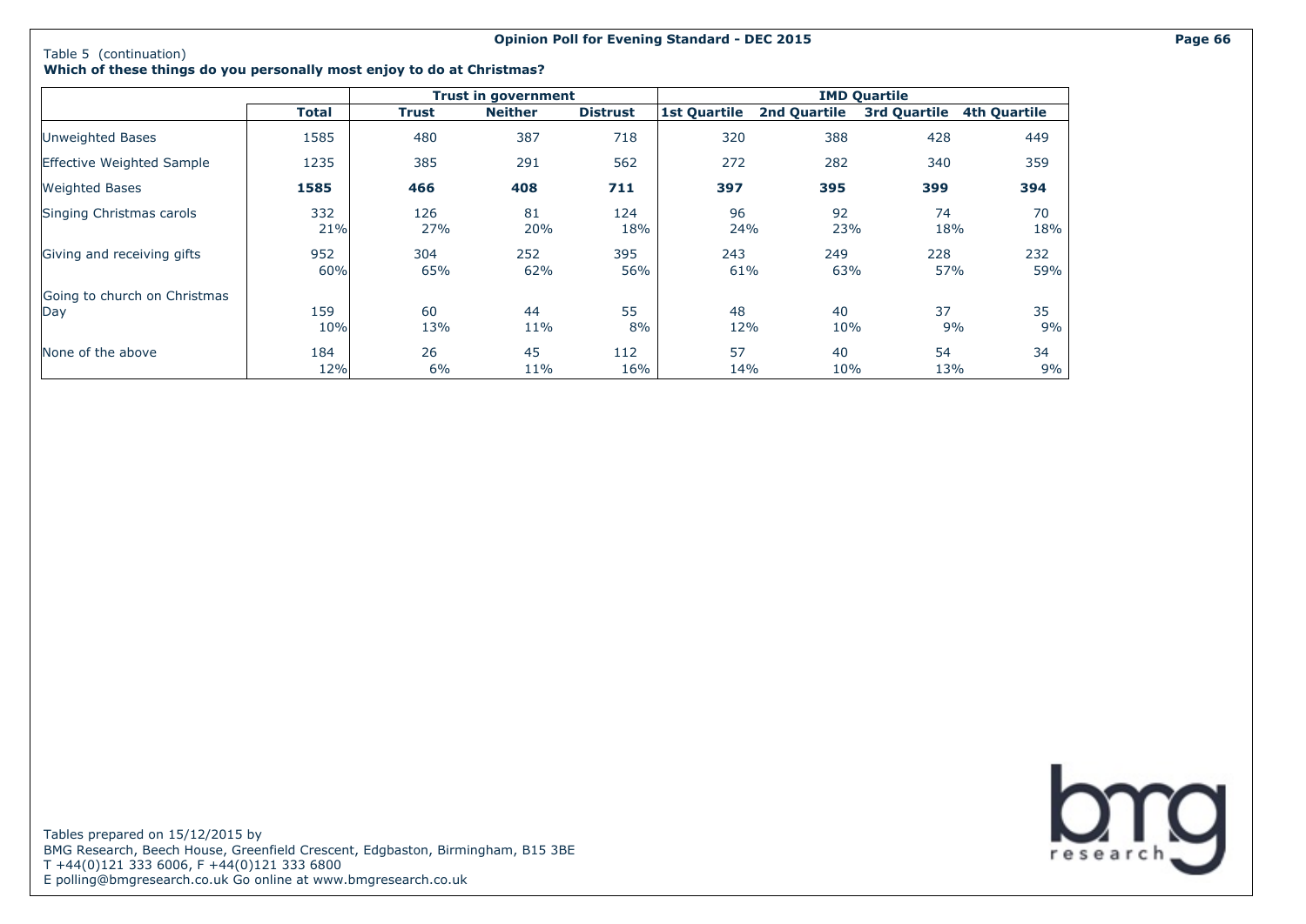Table 5 (continuation)

**Which of these things do you personally most enjoy to do at Christmas?**

| | | Trust in government | | | IMD Quartile | | | |
|---|---|---|---|---|---|---|---|---|
| | **Total** | **Trust** | **Neither** | **Distrust** | **1st Quartile** | **2nd Quartile** | **3rd Quartile** | **4th Quartile** |
| Unweighted Bases | 1585 | 480 | 387 | 718 | 320 | 388 | 428 | 449 |
| Effective Weighted Sample | 1235 | 385 | 291 | 562 | 272 | 282 | 340 | 359 |
| Weighted Bases | **1585** | **466** | **408** | **711** | **397** | **395** | **399** | **394** |
| Singing Christmas carols | 332 | 126 | 81 | 124 | 96 | 92 | 74 | 70 |
| | 21% | 27% | 20% | 18% | 24% | 23% | 18% | 18% |
| Giving and receiving gifts | 952 | 304 | 252 | 395 | 243 | 249 | 228 | 232 |
| | 60% | 65% | 62% | 56% | 61% | 63% | 57% | 59% |
| Going to church on Christmas Day | 159 | 60 | 44 | 55 | 48 | 40 | 37 | 35 |
| | 10% | 13% | 11% | 8% | 12% | 10% | 9% | 9% |
| None of the above | 184 | 26 | 45 | 112 | 57 | 40 | 54 | 34 |
| | 12% | 6% | 11% | 16% | 14% | 10% | 13% | 9% |

Tables prepared on 15/12/2015 by
BMG Research, Beech House, Greenfield Crescent, Edgbaston, Birmingham, B15 3BE
T +44(0)121 333 6006, F +44(0)121 333 6800
E polling@bmgresearch.co.uk Go online at www.bmgresearch.co.uk